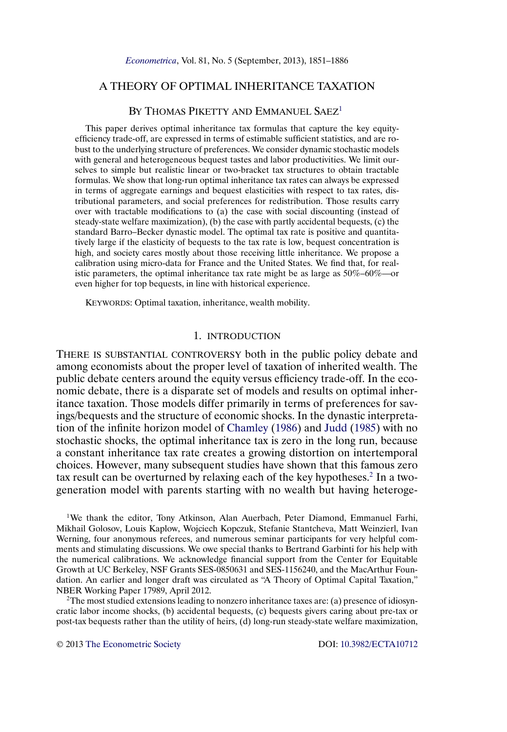# A THEORY OF OPTIMAL INHERITANCE TAXATION

## BY THOMAS PIKETTY AND EMMANUEL SAEZ[1]

This paper derives optimal inheritance tax formulas that capture the key equity-efficiency trade-off, are expressed in terms of estimable sufficient statistics, and are robust to the underlying structure of preferences. We consider dynamic stochastic models with general and heterogeneous bequest tastes and labor productivities. We limit ourselves to simple but realistic linear or two-bracket tax structures to obtain tractable formulas. We show that long-run optimal inheritance tax rates can always be expressed in terms of aggregate earnings and bequest elasticities with respect to tax rates, distributional parameters, and social preferences for redistribution. Those results carry over with tractable modifications to (a) the case with social discounting (instead of steady-state welfare maximization), (b) the case with partly accidental bequests, (c) the standard Barro–Becker dynamic model. The optimal tax rate is positive and quantitatively large if the elasticity of bequests to the tax rate is low, bequest concentration is high, and society cares mostly about those receiving little inheritance. We propose a calibration using micro-data for France and the United States. We find that, for realistic parameters, the optimal inheritance tax rate might be as large as 50%–60%—or even higher for top bequests, in line with historical experience.

KEYWORDS: Optimal taxation, inheritance, wealth mobility.

### 1. INTRODUCTION

THERE IS SUBSTANTIAL CONTROVERSY both in the public policy debate and among economists about the proper level of taxation of inherited wealth. The public debate centers around the equity versus efficiency trade-off. In the economic debate, there is a disparate set of models and results on optimal inheritance taxation. Those models differ primarily in terms of preferences for savings/bequests and the structure of economic shocks. In the dynastic interpretation of the infinite horizon model of Chamley (1986) and Judd (1985) with no stochastic shocks, the optimal inheritance tax is zero in the long run, because a constant inheritance tax rate creates a growing distortion on intertemporal choices. However, many subsequent studies have shown that this famous zero tax result can be overturned by relaxing each of the key hypotheses.[2] In a two-generation model with parents starting with no wealth but having heteroge-

[1]We thank the editor, Tony Atkinson, Alan Auerbach, Peter Diamond, Emmanuel Farhi, Mikhail Golosov, Louis Kaplow, Wojciech Kopczuk, Stefanie Stantcheva, Matt Weinzierl, Ivan Werning, four anonymous referees, and numerous seminar participants for very helpful comments and stimulating discussions. We owe special thanks to Bertrand Garbinti for his help with the numerical calibrations. We acknowledge financial support from the Center for Equitable Growth at UC Berkeley, NSF Grants SES-0850631 and SES-1156240, and the MacArthur Foundation. An earlier and longer draft was circulated as "A Theory of Optimal Capital Taxation," NBER Working Paper 17989, April 2012.

[2]The most studied extensions leading to nonzero inheritance taxes are: (a) presence of idiosyncratic labor income shocks, (b) accidental bequests, (c) bequests givers caring about pre-tax or post-tax bequests rather than the utility of heirs, (d) long-run steady-state welfare maximization,

© 2013 The Econometric Society DOI: 10.3982/ECTA10712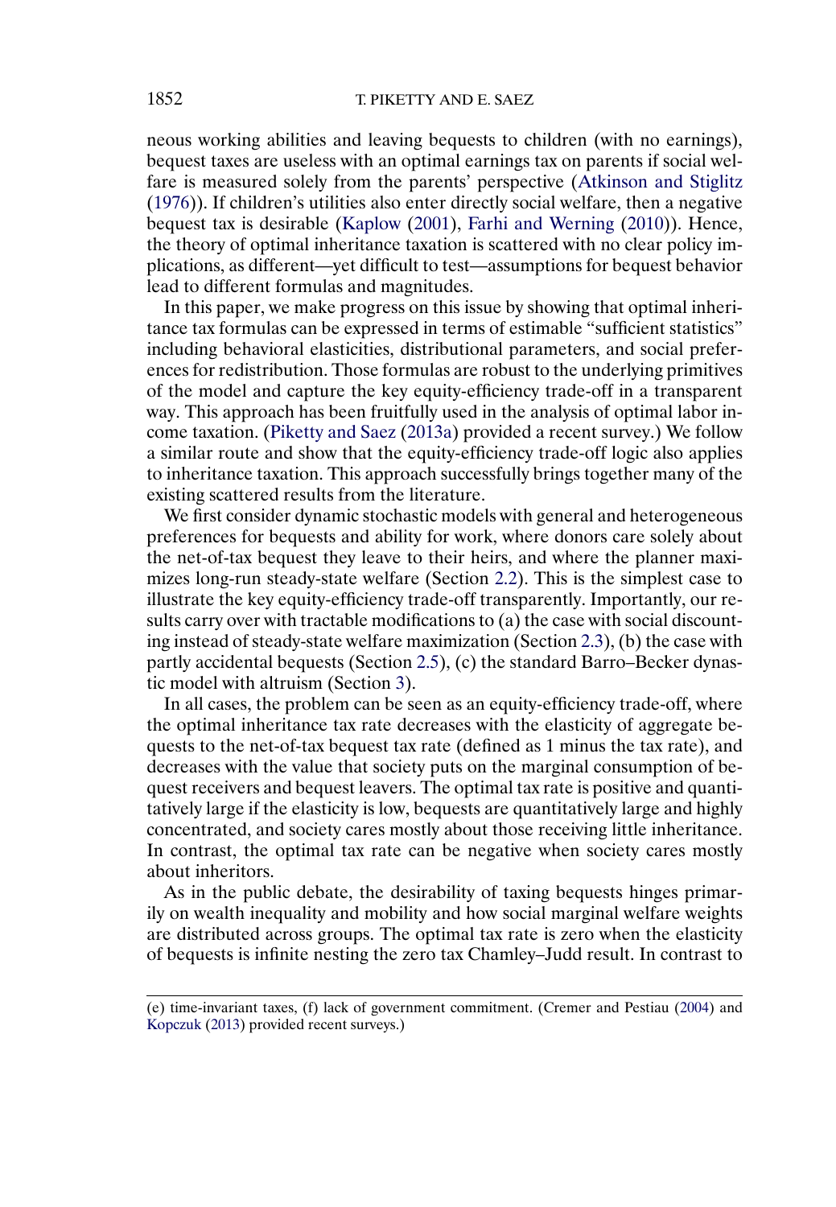neous working abilities and leaving bequests to children (with no earnings), bequest taxes are useless with an optimal earnings tax on parents if social welfare is measured solely from the parents' perspective (Atkinson and Stiglitz (1976)). If children's utilities also enter directly social welfare, then a negative bequest tax is desirable (Kaplow (2001), Farhi and Werning (2010)). Hence, the theory of optimal inheritance taxation is scattered with no clear policy implications, as different—yet difficult to test—assumptions for bequest behavior lead to different formulas and magnitudes.

In this paper, we make progress on this issue by showing that optimal inheritance tax formulas can be expressed in terms of estimable "sufficient statistics" including behavioral elasticities, distributional parameters, and social preferences for redistribution. Those formulas are robust to the underlying primitives of the model and capture the key equity-efficiency trade-off in a transparent way. This approach has been fruitfully used in the analysis of optimal labor income taxation. (Piketty and Saez (2013a) provided a recent survey.) We follow a similar route and show that the equity-efficiency trade-off logic also applies to inheritance taxation. This approach successfully brings together many of the existing scattered results from the literature.

We first consider dynamic stochastic models with general and heterogeneous preferences for bequests and ability for work, where donors care solely about the net-of-tax bequest they leave to their heirs, and where the planner maximizes long-run steady-state welfare (Section 2.2). This is the simplest case to illustrate the key equity-efficiency trade-off transparently. Importantly, our results carry over with tractable modifications to (a) the case with social discounting instead of steady-state welfare maximization (Section 2.3), (b) the case with partly accidental bequests (Section 2.5), (c) the standard Barro–Becker dynastic model with altruism (Section 3).

In all cases, the problem can be seen as an equity-efficiency trade-off, where the optimal inheritance tax rate decreases with the elasticity of aggregate bequests to the net-of-tax bequest tax rate (defined as 1 minus the tax rate), and decreases with the value that society puts on the marginal consumption of bequest receivers and bequest leavers. The optimal tax rate is positive and quantitatively large if the elasticity is low, bequests are quantitatively large and highly concentrated, and society cares mostly about those receiving little inheritance. In contrast, the optimal tax rate can be negative when society cares mostly about inheritors.

As in the public debate, the desirability of taxing bequests hinges primarily on wealth inequality and mobility and how social marginal welfare weights are distributed across groups. The optimal tax rate is zero when the elasticity of bequests is infinite nesting the zero tax Chamley–Judd result. In contrast to

(e) time-invariant taxes, (f) lack of government commitment. (Cremer and Pestiau (2004) and Kopczuk (2013) provided recent surveys.)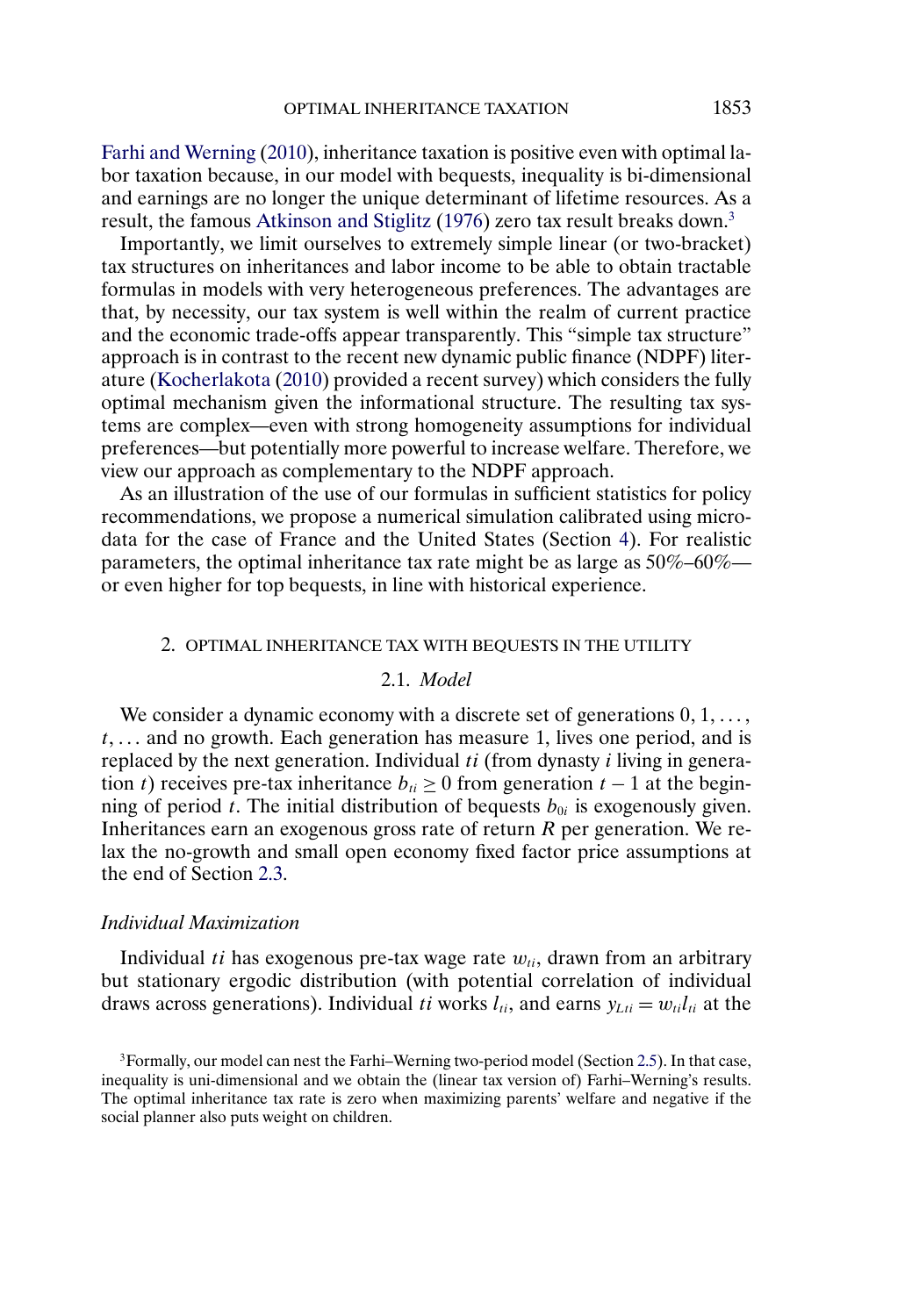Farhi and Werning (2010), inheritance taxation is positive even with optimal labor taxation because, in our model with bequests, inequality is bi-dimensional and earnings are no longer the unique determinant of lifetime resources. As a result, the famous Atkinson and Stiglitz (1976) zero tax result breaks down.[3]

Importantly, we limit ourselves to extremely simple linear (or two-bracket) tax structures on inheritances and labor income to be able to obtain tractable formulas in models with very heterogeneous preferences. The advantages are that, by necessity, our tax system is well within the realm of current practice and the economic trade-offs appear transparently. This "simple tax structure" approach is in contrast to the recent new dynamic public finance (NDPF) literature (Kocherlakota (2010) provided a recent survey) which considers the fully optimal mechanism given the informational structure. The resulting tax systems are complex—even with strong homogeneity assumptions for individual preferences—but potentially more powerful to increase welfare. Therefore, we view our approach as complementary to the NDPF approach.

As an illustration of the use of our formulas in sufficient statistics for policy recommendations, we propose a numerical simulation calibrated using micro-data for the case of France and the United States (Section 4). For realistic parameters, the optimal inheritance tax rate might be as large as 50%–60%—or even higher for top bequests, in line with historical experience.

## 2. OPTIMAL INHERITANCE TAX WITH BEQUESTS IN THE UTILITY

### 2.1. *Model*

We consider a dynamic economy with a discrete set of generations $0, 1, \ldots, t, \ldots$ and no growth. Each generation has measure 1, lives one period, and is replaced by the next generation. Individual $ti$ (from dynasty $i$ living in generation $t$) receives pre-tax inheritance $b_{ti} \geq 0$ from generation $t-1$ at the beginning of period $t$. The initial distribution of bequests $b_{0i}$ is exogenously given. Inheritances earn an exogenous gross rate of return $R$ per generation. We relax the no-growth and small open economy fixed factor price assumptions at the end of Section 2.3.

*Individual Maximization*

Individual $ti$ has exogenous pre-tax wage rate $w_{ti}$, drawn from an arbitrary but stationary ergodic distribution (with potential correlation of individual draws across generations). Individual $ti$ works $l_{ti}$, and earns $y_{Lti} = w_{ti}l_{ti}$ at the

[3]Formally, our model can nest the Farhi–Werning two-period model (Section 2.5). In that case, inequality is uni-dimensional and we obtain the (linear tax version of) Farhi–Werning's results. The optimal inheritance tax rate is zero when maximizing parents' welfare and negative if the social planner also puts weight on children.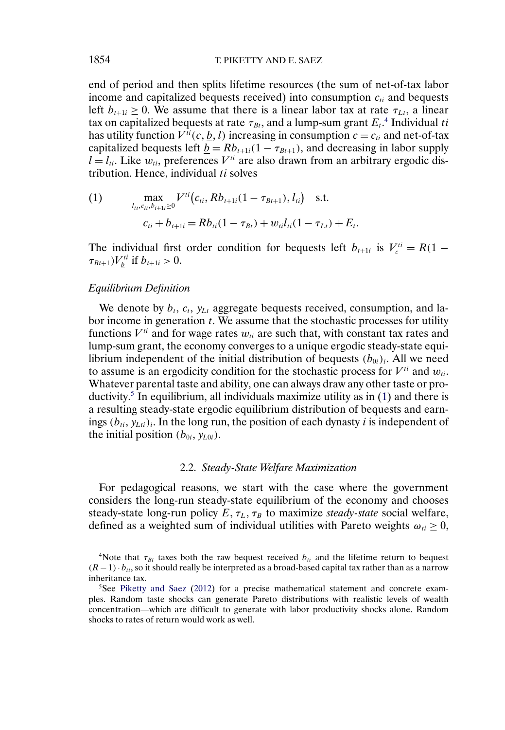end of period and then splits lifetime resources (the sum of net-of-tax labor income and capitalized bequests received) into consumption $c_{ti}$ and bequests left $b_{t+1i} \geq 0$. We assume that there is a linear labor tax at rate $\tau_{Lt}$, a linear tax on capitalized bequests at rate $\tau_{Bt}$, and a lump-sum grant $E_t$.[4] Individual $ti$ has utility function $V^{ti}(c, \underline{b}, l)$ increasing in consumption $c = c_{ti}$ and net-of-tax capitalized bequests left $\underline{b} = Rb_{t+1i}(1 - \tau_{Bt+1})$, and decreasing in labor supply $l = l_{ti}$. Like $w_{ti}$, preferences $V^{ti}$ are also drawn from an arbitrary ergodic distribution. Hence, individual $ti$ solves

$$
(1) \qquad \max_{l_{ti}, c_{ti}, b_{t+1i} \geq 0} V^{ti}\big(c_{ti}, Rb_{t+1i}(1 - \tau_{Bt+1}), l_{ti}\big) \quad \text{s.t.}
$$
$$
c_{ti} + b_{t+1i} = Rb_{ti}(1 - \tau_{Bt}) + w_{ti} l_{ti}(1 - \tau_{Lt}) + E_t.
$$

The individual first order condition for bequests left $b_{t+1i}$ is $V_c^{ti} = R(1 - \tau_{Bt+1})V_{\underline{b}}^{ti}$ if $b_{t+1i} > 0$.

*Equilibrium Definition*

We denote by $b_t$, $c_t$, $y_{Lt}$ aggregate bequests received, consumption, and labor income in generation $t$. We assume that the stochastic processes for utility functions $V^{ti}$ and for wage rates $w_{ti}$ are such that, with constant tax rates and lump-sum grant, the economy converges to a unique ergodic steady-state equilibrium independent of the initial distribution of bequests $(b_{0i})_i$. All we need to assume is an ergodicity condition for the stochastic process for $V^{ti}$ and $w_{ti}$. Whatever parental taste and ability, one can always draw any other taste or productivity.[5] In equilibrium, all individuals maximize utility as in (1) and there is a resulting steady-state ergodic equilibrium distribution of bequests and earnings $(b_{ti}, y_{Lti})_i$. In the long run, the position of each dynasty $i$ is independent of the initial position $(b_{0i}, y_{L0i})$.

### 2.2. *Steady-State Welfare Maximization*

For pedagogical reasons, we start with the case where the government considers the long-run steady-state equilibrium of the economy and chooses steady-state long-run policy $E$, $\tau_L$, $\tau_B$ to maximize *steady-state* social welfare, defined as a weighted sum of individual utilities with Pareto weights $\omega_{ti} \geq 0$,

---

[4] Note that $\tau_{Bt}$ taxes both the raw bequest received $b_{ti}$ and the lifetime return to bequest $(R - 1) \cdot b_{ti}$, so it should really be interpreted as a broad-based capital tax rather than as a narrow inheritance tax.

[5] See Piketty and Saez (2012) for a precise mathematical statement and concrete examples. Random taste shocks can generate Pareto distributions with realistic levels of wealth concentration—which are difficult to generate with labor productivity shocks alone. Random shocks to rates of return would work as well.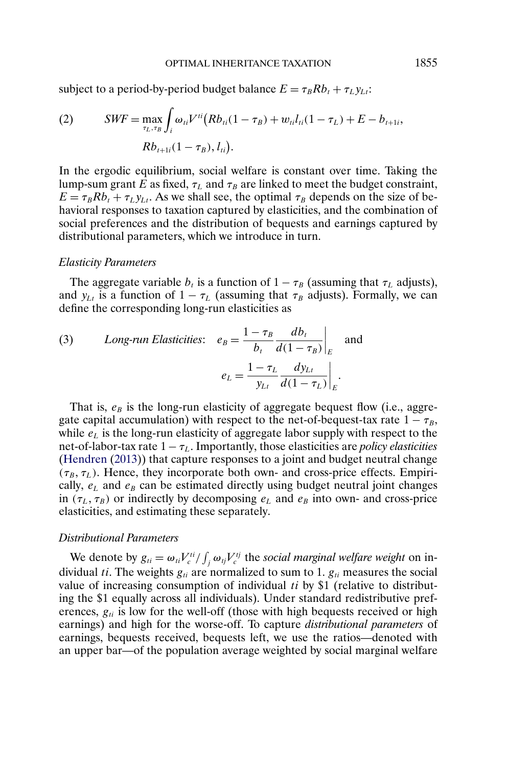subject to a period-by-period budget balance $E = \tau_B R b_t + \tau_L y_{Lt}$:

$$
(2) \qquad SWF = \max_{\tau_L, \tau_B} \int_i \omega_{ti} V^{ti}\big(Rb_{ti}(1-\tau_B) + w_{ti}l_{ti}(1-\tau_L) + E - b_{t+1i}, \\
Rb_{t+1i}(1-\tau_B), l_{ti}\big).
$$

In the ergodic equilibrium, social welfare is constant over time. Taking the lump-sum grant $E$ as fixed, $\tau_L$ and $\tau_B$ are linked to meet the budget constraint, $E = \tau_B R b_t + \tau_L y_{Lt}$. As we shall see, the optimal $\tau_B$ depends on the size of behavioral responses to taxation captured by elasticities, and the combination of social preferences and the distribution of bequests and earnings captured by distributional parameters, which we introduce in turn.

### *Elasticity Parameters*

The aggregate variable $b_t$ is a function of $1 - \tau_B$ (assuming that $\tau_L$ adjusts), and $y_{Lt}$ is a function of $1 - \tau_L$ (assuming that $\tau_B$ adjusts). Formally, we can define the corresponding long-run elasticities as

$$
(3) \qquad \textit{Long-run Elasticities:} \quad e_B = \frac{1-\tau_B}{b_t} \frac{db_t}{d(1-\tau_B)}\bigg|_E \quad \text{and} \\
e_L = \frac{1-\tau_L}{y_{Lt}} \frac{dy_{Lt}}{d(1-\tau_L)}\bigg|_E.
$$

That is, $e_B$ is the long-run elasticity of aggregate bequest flow (i.e., aggregate capital accumulation) with respect to the net-of-bequest-tax rate $1 - \tau_B$, while $e_L$ is the long-run elasticity of aggregate labor supply with respect to the net-of-labor-tax rate $1 - \tau_L$. Importantly, those elasticities are *policy elasticities* (Hendren (2013)) that capture responses to a joint and budget neutral change $(\tau_B, \tau_L)$. Hence, they incorporate both own- and cross-price effects. Empirically, $e_L$ and $e_B$ can be estimated directly using budget neutral joint changes in $(\tau_L, \tau_B)$ or indirectly by decomposing $e_L$ and $e_B$ into own- and cross-price elasticities, and estimating these separately.

### *Distributional Parameters*

We denote by $g_{ti} = \omega_{ti} V_c^{ti} / \int_j \omega_{tj} V_c^{tj}$ the *social marginal welfare weight* on individual $ti$. The weights $g_{ti}$ are normalized to sum to 1. $g_{ti}$ measures the social value of increasing consumption of individual $ti$ by \$1 (relative to distributing the \$1 equally across all individuals). Under standard redistributive preferences, $g_{ti}$ is low for the well-off (those with high bequests received or high earnings) and high for the worse-off. To capture *distributional parameters* of earnings, bequests received, bequests left, we use the ratios—denoted with an upper bar—of the population average weighted by social marginal welfare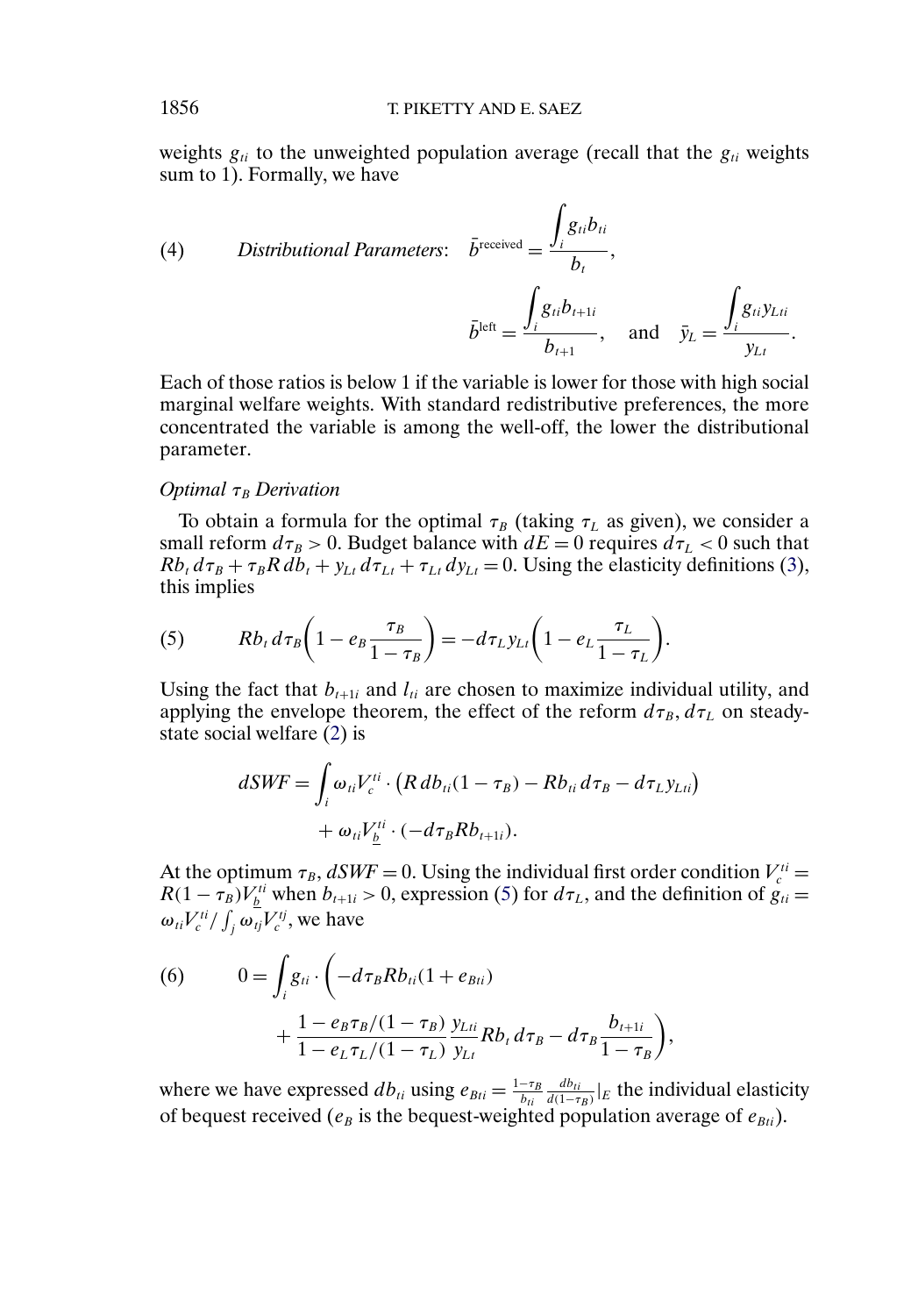weights $g_{ti}$ to the unweighted population average (recall that the $g_{ti}$ weights sum to 1). Formally, we have

$$
(4) \qquad \textit{Distributional Parameters}: \quad \bar{b}^{\text{received}} = \frac{\int_i g_{ti} b_{ti}}{b_t},
$$

$$
\bar{b}^{\text{left}} = \frac{\int_i g_{ti} b_{t+1i}}{b_{t+1}}, \quad \text{and} \quad \bar{y}_L = \frac{\int_i g_{ti} y_{Lti}}{y_{Lt}}.
$$

Each of those ratios is below 1 if the variable is lower for those with high social marginal welfare weights. With standard redistributive preferences, the more concentrated the variable is among the well-off, the lower the distributional parameter.

*Optimal $\tau_B$ Derivation*

To obtain a formula for the optimal $\tau_B$ (taking $\tau_L$ as given), we consider a small reform $d\tau_B > 0$. Budget balance with $dE = 0$ requires $d\tau_L < 0$ such that $Rb_t \, d\tau_B + \tau_B R \, db_t + y_{Lt} \, d\tau_{Lt} + \tau_{Lt} \, dy_{Lt} = 0$. Using the elasticity definitions (3), this implies

$$
(5) \qquad Rb_t \, d\tau_B \left(1 - e_B \frac{\tau_B}{1 - \tau_B}\right) = -d\tau_L y_{Lt} \left(1 - e_L \frac{\tau_L}{1 - \tau_L}\right).
$$

Using the fact that $b_{t+1i}$ and $l_{ti}$ are chosen to maximize individual utility, and applying the envelope theorem, the effect of the reform $d\tau_B, d\tau_L$ on steady-state social welfare (2) is

$$
dSWF = \int_i \omega_{ti} V_c^{ti} \cdot \left(R \, db_{ti}(1 - \tau_B) - Rb_{ti} \, d\tau_B - d\tau_L y_{Lti}\right) + \omega_{ti} V_{\underline{b}}^{ti} \cdot (-d\tau_B R b_{t+1i}).
$$

At the optimum $\tau_B$, $dSWF = 0$. Using the individual first order condition $V_c^{ti} = R(1 - \tau_B) V_{\underline{b}}^{ti}$ when $b_{t+1i} > 0$, expression (5) for $d\tau_L$, and the definition of $g_{ti} = \omega_{ti} V_c^{ti} / \int_j \omega_{tj} V_c^{tj}$, we have

$$
(6) \qquad 0 = \int_i g_{ti} \cdot \left( -d\tau_B R b_{ti} (1 + e_{Bti}) + \frac{1 - e_B \tau_B / (1 - \tau_B)}{1 - e_L \tau_L / (1 - \tau_L)} \frac{y_{Lti}}{y_{Lt}} R b_t \, d\tau_B - d\tau_B \frac{b_{t+1i}}{1 - \tau_B} \right),
$$

where we have expressed $db_{ti}$ using $e_{Bti} = \frac{1 - \tau_B}{b_{ti}} \frac{db_{ti}}{d(1 - \tau_B)}|_E$ the individual elasticity of bequest received ($e_B$ is the bequest-weighted population average of $e_{Bti}$).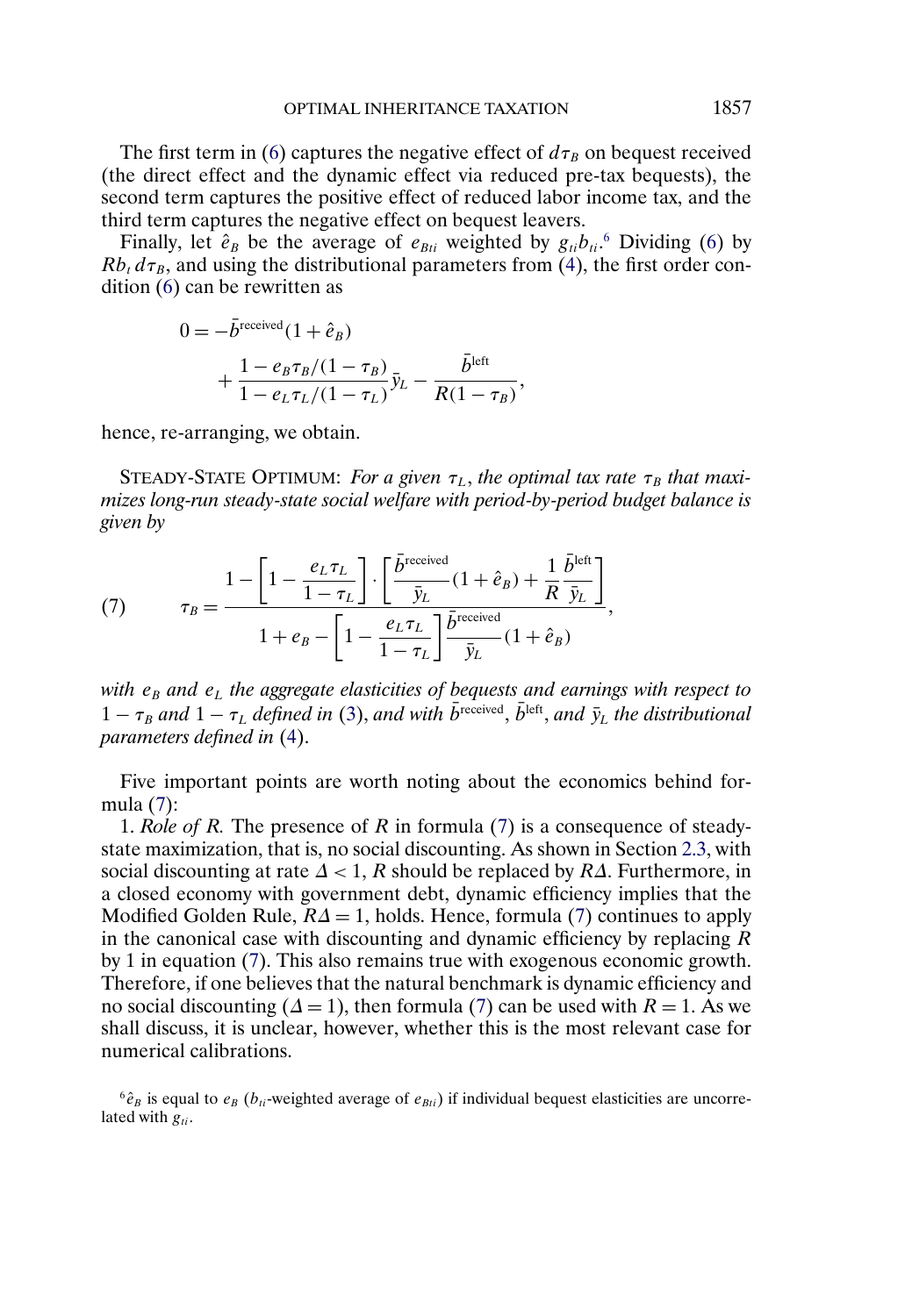The first term in (6) captures the negative effect of $d\tau_B$ on bequest received (the direct effect and the dynamic effect via reduced pre-tax bequests), the second term captures the positive effect of reduced labor income tax, and the third term captures the negative effect on bequest leavers.

Finally, let $\hat{e}_B$ be the average of $e_{Bti}$ weighted by $g_{ti}b_{ti}$.[6] Dividing (6) by $Rb_t\,d\tau_B$, and using the distributional parameters from (4), the first order condition (6) can be rewritten as

$$0 = -\bar{b}^{\text{received}}(1+\hat{e}_B) + \frac{1 - e_B\tau_B/(1-\tau_B)}{1 - e_L\tau_L/(1-\tau_L)}\bar{y}_L - \frac{\bar{b}^{\text{left}}}{R(1-\tau_B)},$$

hence, re-arranging, we obtain.

STEADY-STATE OPTIMUM: *For a given $\tau_L$, the optimal tax rate $\tau_B$ that maximizes long-run steady-state social welfare with period-by-period budget balance is given by*

$$\tau_B = \frac{1 - \left[1 - \dfrac{e_L\tau_L}{1-\tau_L}\right]\cdot\left[\dfrac{\bar{b}^{\text{received}}}{\bar{y}_L}(1+\hat{e}_B) + \dfrac{1}{R}\dfrac{\bar{b}^{\text{left}}}{\bar{y}_L}\right]}{1 + e_B - \left[1 - \dfrac{e_L\tau_L}{1-\tau_L}\right]\dfrac{\bar{b}^{\text{received}}}{\bar{y}_L}(1+\hat{e}_B)}, \tag{7}$$

*with $e_B$ and $e_L$ the aggregate elasticities of bequests and earnings with respect to $1-\tau_B$ and $1-\tau_L$ defined in* (3), *and with $\bar{b}^{\text{received}}$, $\bar{b}^{\text{left}}$, and $\bar{y}_L$ the distributional parameters defined in* (4).

Five important points are worth noting about the economics behind formula (7):

1. *Role of R.* The presence of $R$ in formula (7) is a consequence of steady-state maximization, that is, no social discounting. As shown in Section 2.3, with social discounting at rate $\Delta < 1$, $R$ should be replaced by $R\Delta$. Furthermore, in a closed economy with government debt, dynamic efficiency implies that the Modified Golden Rule, $R\Delta = 1$, holds. Hence, formula (7) continues to apply in the canonical case with discounting and dynamic efficiency by replacing $R$ by 1 in equation (7). This also remains true with exogenous economic growth. Therefore, if one believes that the natural benchmark is dynamic efficiency and no social discounting ($\Delta = 1$), then formula (7) can be used with $R = 1$. As we shall discuss, it is unclear, however, whether this is the most relevant case for numerical calibrations.

[6] $\hat{e}_B$ is equal to $e_B$ ($b_{ti}$-weighted average of $e_{Bti}$) if individual bequest elasticities are uncorrelated with $g_{ti}$.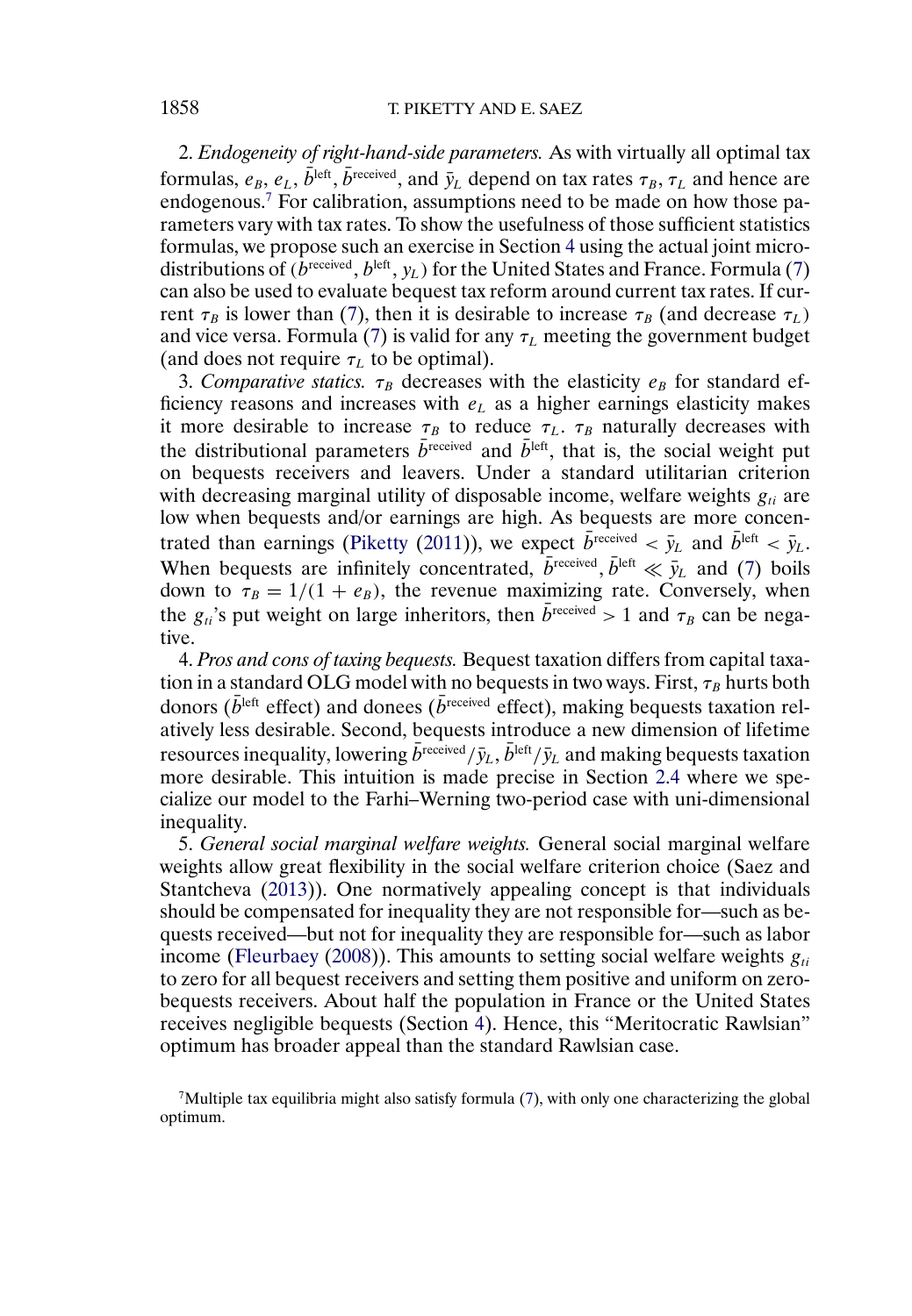2. *Endogeneity of right-hand-side parameters.* As with virtually all optimal tax formulas, $e_B$, $e_L$, $\bar{b}^{\text{left}}$, $\bar{b}^{\text{received}}$, and $\bar{y}_L$ depend on tax rates $\tau_B$, $\tau_L$ and hence are endogenous.[7] For calibration, assumptions need to be made on how those parameters vary with tax rates. To show the usefulness of those sufficient statistics formulas, we propose such an exercise in Section 4 using the actual joint micro-distributions of $(b^{\text{received}}, b^{\text{left}}, y_L)$ for the United States and France. Formula (7) can also be used to evaluate bequest tax reform around current tax rates. If current $\tau_B$ is lower than (7), then it is desirable to increase $\tau_B$ (and decrease $\tau_L$) and vice versa. Formula (7) is valid for any $\tau_L$ meeting the government budget (and does not require $\tau_L$ to be optimal).

3. *Comparative statics.* $\tau_B$ decreases with the elasticity $e_B$ for standard efficiency reasons and increases with $e_L$ as a higher earnings elasticity makes it more desirable to increase $\tau_B$ to reduce $\tau_L$. $\tau_B$ naturally decreases with the distributional parameters $\bar{b}^{\text{received}}$ and $\bar{b}^{\text{left}}$, that is, the social weight put on bequests receivers and leavers. Under a standard utilitarian criterion with decreasing marginal utility of disposable income, welfare weights $g_{ti}$ are low when bequests and/or earnings are high. As bequests are more concentrated than earnings (Piketty (2011)), we expect $\bar{b}^{\text{received}} < \bar{y}_L$ and $\bar{b}^{\text{left}} < \bar{y}_L$. When bequests are infinitely concentrated, $\bar{b}^{\text{received}}, \bar{b}^{\text{left}} \ll \bar{y}_L$ and (7) boils down to $\tau_B = 1/(1 + e_B)$, the revenue maximizing rate. Conversely, when the $g_{ti}$'s put weight on large inheritors, then $\bar{b}^{\text{received}} > 1$ and $\tau_B$ can be negative.

4. *Pros and cons of taxing bequests.* Bequest taxation differs from capital taxation in a standard OLG model with no bequests in two ways. First, $\tau_B$ hurts both donors ($\bar{b}^{\text{left}}$ effect) and donees ($\bar{b}^{\text{received}}$ effect), making bequests taxation relatively less desirable. Second, bequests introduce a new dimension of lifetime resources inequality, lowering $\bar{b}^{\text{received}}/\bar{y}_L$, $\bar{b}^{\text{left}}/\bar{y}_L$ and making bequests taxation more desirable. This intuition is made precise in Section 2.4 where we specialize our model to the Farhi–Werning two-period case with uni-dimensional inequality.

5. *General social marginal welfare weights.* General social marginal welfare weights allow great flexibility in the social welfare criterion choice (Saez and Stantcheva (2013)). One normatively appealing concept is that individuals should be compensated for inequality they are not responsible for—such as bequests received—but not for inequality they are responsible for—such as labor income (Fleurbaey (2008)). This amounts to setting social welfare weights $g_{ti}$ to zero for all bequest receivers and setting them positive and uniform on zero-bequests receivers. About half the population in France or the United States receives negligible bequests (Section 4). Hence, this "Meritocratic Rawlsian" optimum has broader appeal than the standard Rawlsian case.

[7]Multiple tax equilibria might also satisfy formula (7), with only one characterizing the global optimum.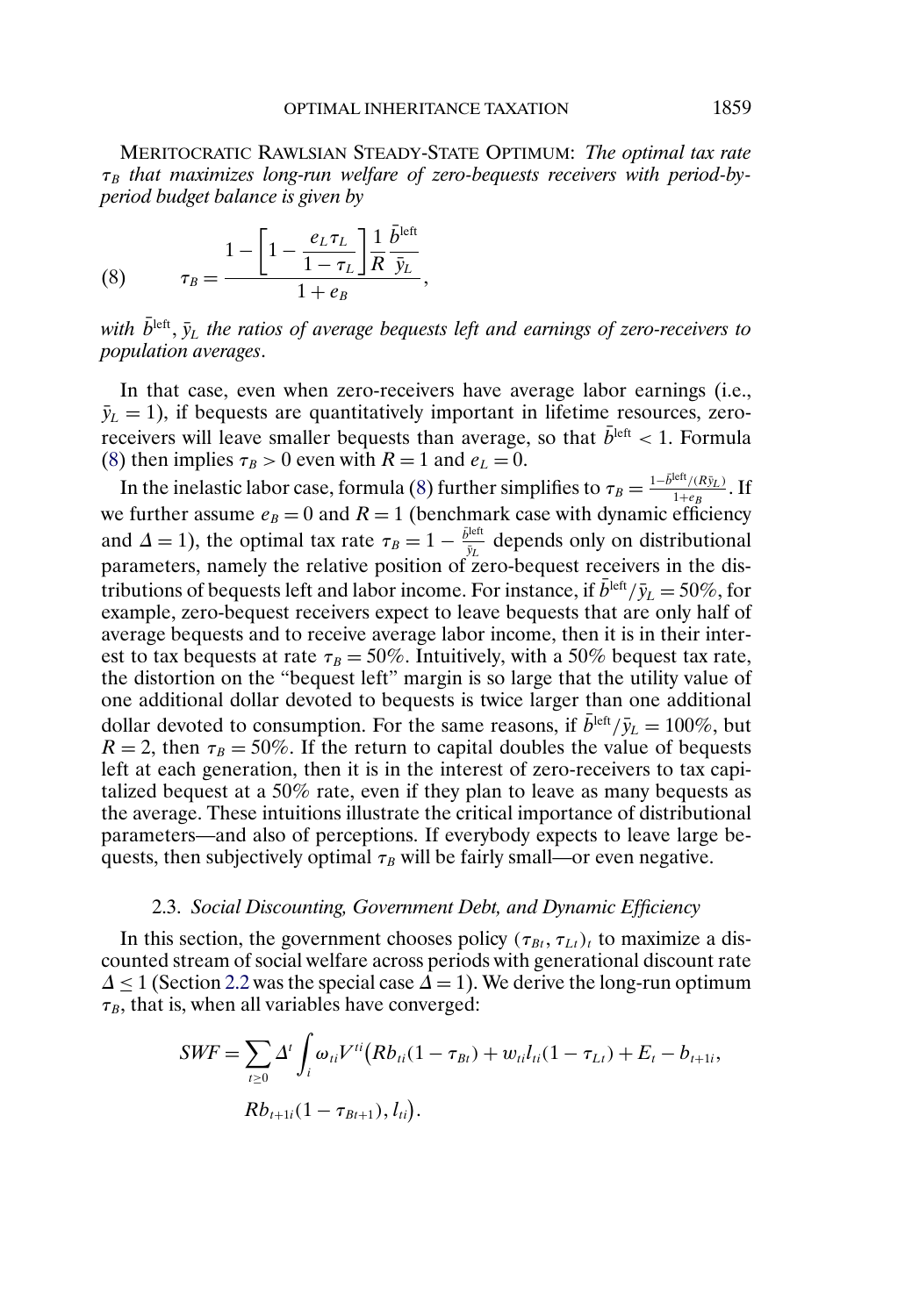MERITOCRATIC RAWLSIAN STEADY-STATE OPTIMUM: *The optimal tax rate $\tau_B$ that maximizes long-run welfare of zero-bequests receivers with period-by-period budget balance is given by*

$$\tau_B = \frac{1 - \left[1 - \dfrac{e_L \tau_L}{1 - \tau_L}\right] \dfrac{1}{R} \dfrac{\bar{b}^{\text{left}}}{\bar{y}_L}}{1 + e_B}, \tag{8}$$

*with $\bar{b}^{\text{left}}$, $\bar{y}_L$ the ratios of average bequests left and earnings of zero-receivers to population averages.*

In that case, even when zero-receivers have average labor earnings (i.e., $\bar{y}_L = 1$), if bequests are quantitatively important in lifetime resources, zero-receivers will leave smaller bequests than average, so that $\bar{b}^{\text{left}} < 1$. Formula (8) then implies $\tau_B > 0$ even with $R = 1$ and $e_L = 0$.

In the inelastic labor case, formula (8) further simplifies to $\tau_B = \frac{1 - \bar{b}^{\text{left}}/(R\bar{y}_L)}{1 + e_B}$. If we further assume $e_B = 0$ and $R = 1$ (benchmark case with dynamic efficiency and $\Delta = 1$), the optimal tax rate $\tau_B = 1 - \frac{\bar{b}^{\text{left}}}{\bar{y}_L}$ depends only on distributional parameters, namely the relative position of zero-bequest receivers in the distributions of bequests left and labor income. For instance, if $\bar{b}^{\text{left}}/\bar{y}_L = 50\%$, for example, zero-bequest receivers expect to leave bequests that are only half of average bequests and to receive average labor income, then it is in their interest to tax bequests at rate $\tau_B = 50\%$. Intuitively, with a 50% bequest tax rate, the distortion on the "bequest left" margin is so large that the utility value of one additional dollar devoted to bequests is twice larger than one additional dollar devoted to consumption. For the same reasons, if $\bar{b}^{\text{left}}/\bar{y}_L = 100\%$, but $R = 2$, then $\tau_B = 50\%$. If the return to capital doubles the value of bequests left at each generation, then it is in the interest of zero-receivers to tax capitalized bequest at a 50% rate, even if they plan to leave as many bequests as the average. These intuitions illustrate the critical importance of distributional parameters—and also of perceptions. If everybody expects to leave large bequests, then subjectively optimal $\tau_B$ will be fairly small—or even negative.

### 2.3. *Social Discounting, Government Debt, and Dynamic Efficiency*

In this section, the government chooses policy $(\tau_{Bt}, \tau_{Lt})_t$ to maximize a discounted stream of social welfare across periods with generational discount rate $\Delta \leq 1$ (Section 2.2 was the special case $\Delta = 1$). We derive the long-run optimum $\tau_B$, that is, when all variables have converged:

$$SWF = \sum_{t \geq 0} \Delta^t \int_i \omega_{ti} V^{ti}\big(Rb_{ti}(1 - \tau_{Bt}) + w_{ti} l_{ti}(1 - \tau_{Lt}) + E_t - b_{t+1i},$$
$$Rb_{t+1i}(1 - \tau_{Bt+1}), l_{ti}\big).$$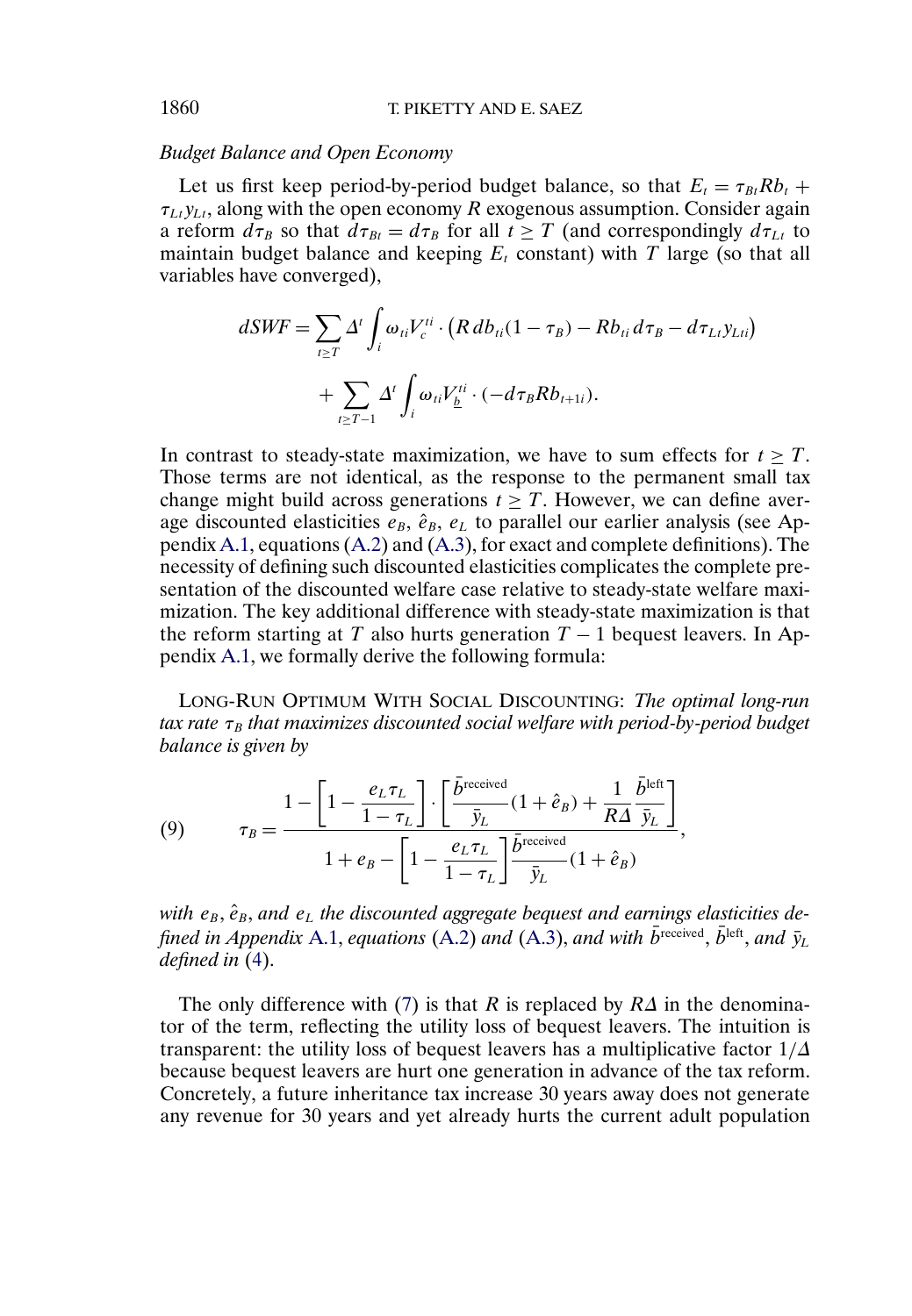*Budget Balance and Open Economy*

Let us first keep period-by-period budget balance, so that $E_t = \tau_{Bt} R b_t + \tau_{Lt} y_{Lt}$, along with the open economy $R$ exogenous assumption. Consider again a reform $d\tau_B$ so that $d\tau_{Bt} = d\tau_B$ for all $t \geq T$ (and correspondingly $d\tau_{Lt}$ to maintain budget balance and keeping $E_t$ constant) with $T$ large (so that all variables have converged),

$$dSWF = \sum_{t \geq T} \Delta^t \int_i \omega_{ti} V_c^{ti} \cdot \left( R\, db_{ti}(1-\tau_B) - R b_{ti}\, d\tau_B - d\tau_{Lt} y_{Lti} \right) + \sum_{t \geq T-1} \Delta^t \int_i \omega_{ti} V_{\underline{b}}^{ti} \cdot (-d\tau_B R b_{t+1i}).$$

In contrast to steady-state maximization, we have to sum effects for $t \geq T$. Those terms are not identical, as the response to the permanent small tax change might build across generations $t \geq T$. However, we can define average discounted elasticities $e_B$, $\hat{e}_B$, $e_L$ to parallel our earlier analysis (see Appendix A.1, equations (A.2) and (A.3), for exact and complete definitions). The necessity of defining such discounted elasticities complicates the complete presentation of the discounted welfare case relative to steady-state welfare maximization. The key additional difference with steady-state maximization is that the reform starting at $T$ also hurts generation $T-1$ bequest leavers. In Appendix A.1, we formally derive the following formula:

LONG-RUN OPTIMUM WITH SOCIAL DISCOUNTING: *The optimal long-run tax rate $\tau_B$ that maximizes discounted social welfare with period-by-period budget balance is given by*

$$\tau_B = \frac{1 - \left[1 - \dfrac{e_L \tau_L}{1-\tau_L}\right] \cdot \left[\dfrac{\bar{b}^{\text{received}}}{\bar{y}_L}(1+\hat{e}_B) + \dfrac{1}{R\Delta}\dfrac{\bar{b}^{\text{left}}}{\bar{y}_L}\right]}{1 + e_B - \left[1 - \dfrac{e_L \tau_L}{1-\tau_L}\right] \dfrac{\bar{b}^{\text{received}}}{\bar{y}_L}(1+\hat{e}_B)}, \tag{9}$$

*with $e_B$, $\hat{e}_B$, and $e_L$ the discounted aggregate bequest and earnings elasticities defined in Appendix A.1, equations (A.2) and (A.3), and with $\bar{b}^{\text{received}}$, $\bar{b}^{\text{left}}$, and $\bar{y}_L$ defined in (4).*

The only difference with (7) is that $R$ is replaced by $R\Delta$ in the denominator of the term, reflecting the utility loss of bequest leavers. The intuition is transparent: the utility loss of bequest leavers has a multiplicative factor $1/\Delta$ because bequest leavers are hurt one generation in advance of the tax reform. Concretely, a future inheritance tax increase 30 years away does not generate any revenue for 30 years and yet already hurts the current adult population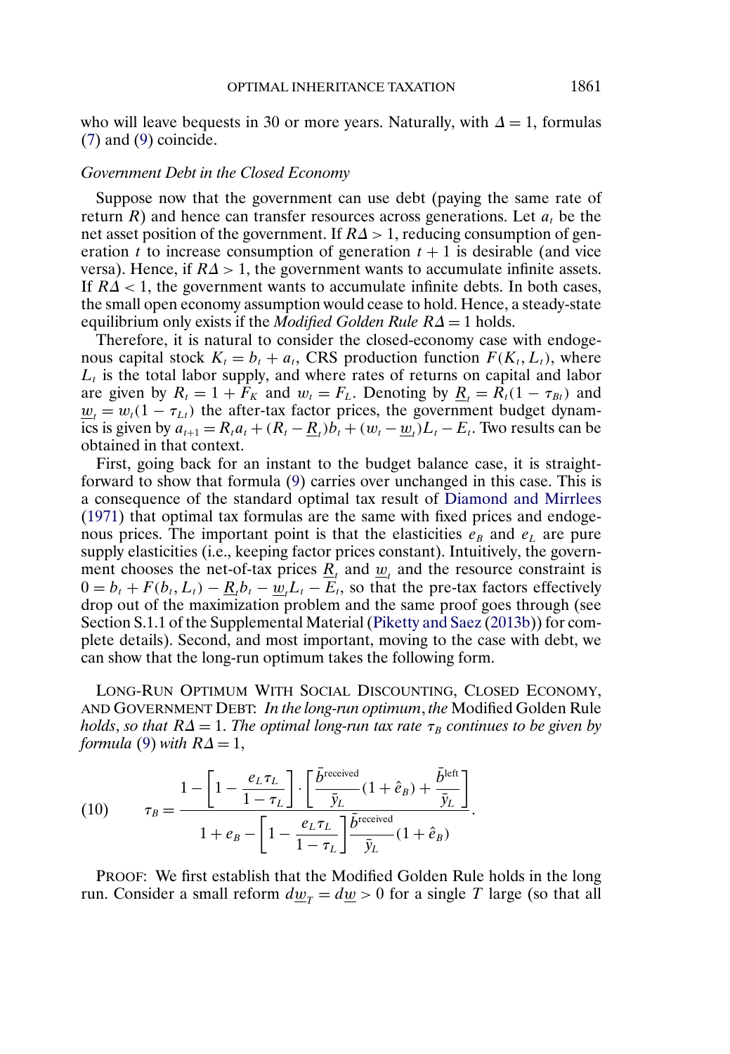who will leave bequests in 30 or more years. Naturally, with $\Delta = 1$, formulas (7) and (9) coincide.

*Government Debt in the Closed Economy*

Suppose now that the government can use debt (paying the same rate of return $R$) and hence can transfer resources across generations. Let $a_t$ be the net asset position of the government. If $R\Delta > 1$, reducing consumption of generation $t$ to increase consumption of generation $t+1$ is desirable (and vice versa). Hence, if $R\Delta > 1$, the government wants to accumulate infinite assets. If $R\Delta < 1$, the government wants to accumulate infinite debts. In both cases, the small open economy assumption would cease to hold. Hence, a steady-state equilibrium only exists if the *Modified Golden Rule* $R\Delta = 1$ holds.

Therefore, it is natural to consider the closed-economy case with endogenous capital stock $K_t = b_t + a_t$, CRS production function $F(K_t, L_t)$, where $L_t$ is the total labor supply, and where rates of returns on capital and labor are given by $R_t = 1 + F_K$ and $w_t = F_L$. Denoting by $\underline{R}_t = R_t(1 - \tau_{Bt})$ and $\underline{w}_t = w_t(1 - \tau_{Lt})$ the after-tax factor prices, the government budget dynamics is given by $a_{t+1} = R_t a_t + (R_t - \underline{R}_t)b_t + (w_t - \underline{w}_t)L_t - E_t$. Two results can be obtained in that context.

First, going back for an instant to the budget balance case, it is straightforward to show that formula (9) carries over unchanged in this case. This is a consequence of the standard optimal tax result of Diamond and Mirrlees (1971) that optimal tax formulas are the same with fixed prices and endogenous prices. The important point is that the elasticities $e_B$ and $e_L$ are pure supply elasticities (i.e., keeping factor prices constant). Intuitively, the government chooses the net-of-tax prices $\underline{R}_t$ and $\underline{w}_t$ and the resource constraint is $0 = b_t + F(b_t, L_t) - \underline{R}_t b_t - \underline{w}_t L_t - E_t$, so that the pre-tax factors effectively drop out of the maximization problem and the same proof goes through (see Section S.1.1 of the Supplemental Material (Piketty and Saez (2013b)) for complete details). Second, and most important, moving to the case with debt, we can show that the long-run optimum takes the following form.

LONG-RUN OPTIMUM WITH SOCIAL DISCOUNTING, CLOSED ECONOMY, AND GOVERNMENT DEBT: *In the long-run optimum, the* Modified Golden Rule *holds, so that* $R\Delta = 1$. *The optimal long-run tax rate* $\tau_B$ *continues to be given by formula* (9) *with* $R\Delta = 1$,

$$\tau_B = \frac{1 - \left[1 - \dfrac{e_L \tau_L}{1 - \tau_L}\right] \cdot \left[\dfrac{\bar{b}^{\text{received}}}{\bar{y}_L}(1 + \hat{e}_B) + \dfrac{\bar{b}^{\text{left}}}{\bar{y}_L}\right]}{1 + e_B - \left[1 - \dfrac{e_L \tau_L}{1 - \tau_L}\right] \dfrac{\bar{b}^{\text{received}}}{\bar{y}_L}(1 + \hat{e}_B)}. \tag{10}$$

PROOF: We first establish that the Modified Golden Rule holds in the long run. Consider a small reform $d\underline{w}_T = d\underline{w} > 0$ for a single $T$ large (so that all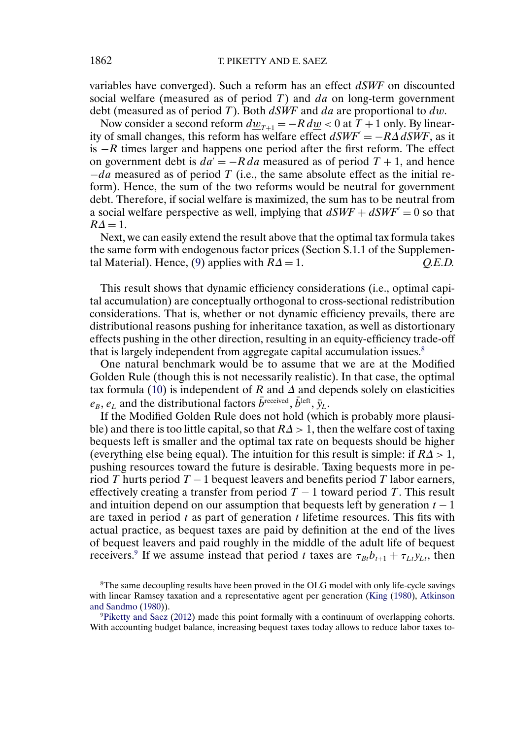variables have converged). Such a reform has an effect $dSWF$ on discounted social welfare (measured as of period $T$) and $da$ on long-term government debt (measured as of period $T$). Both $dSWF$ and $da$ are proportional to $dw$.

Now consider a second reform $d\underline{w}_{T+1} = -R\,d\underline{w} < 0$ at $T+1$ only. By linearity of small changes, this reform has welfare effect $dSWF' = -R\Delta\, dSWF$, as it is $-R$ times larger and happens one period after the first reform. The effect on government debt is $da' = -R\,da$ measured as of period $T+1$, and hence $-da$ measured as of period $T$ (i.e., the same absolute effect as the initial reform). Hence, the sum of the two reforms would be neutral for government debt. Therefore, if social welfare is maximized, the sum has to be neutral from a social welfare perspective as well, implying that $dSWF + dSWF' = 0$ so that $R\Delta = 1$.

Next, we can easily extend the result above that the optimal tax formula takes the same form with endogenous factor prices (Section S.1.1 of the Supplemental Material). Hence, (9) applies with $R\Delta = 1$. *Q.E.D.*

This result shows that dynamic efficiency considerations (i.e., optimal capital accumulation) are conceptually orthogonal to cross-sectional redistribution considerations. That is, whether or not dynamic efficiency prevails, there are distributional reasons pushing for inheritance taxation, as well as distortionary effects pushing in the other direction, resulting in an equity-efficiency trade-off that is largely independent from aggregate capital accumulation issues.[8]

One natural benchmark would be to assume that we are at the Modified Golden Rule (though this is not necessarily realistic). In that case, the optimal tax formula (10) is independent of $R$ and $\Delta$ and depends solely on elasticities $e_B, e_L$ and the distributional factors $\bar{b}^{\text{received}}, \bar{b}^{\text{left}}, \bar{y}_L$.

If the Modified Golden Rule does not hold (which is probably more plausible) and there is too little capital, so that $R\Delta > 1$, then the welfare cost of taxing bequests left is smaller and the optimal tax rate on bequests should be higher (everything else being equal). The intuition for this result is simple: if $R\Delta > 1$, pushing resources toward the future is desirable. Taxing bequests more in period $T$ hurts period $T-1$ bequest leavers and benefits period $T$ labor earners, effectively creating a transfer from period $T-1$ toward period $T$. This result and intuition depend on our assumption that bequests left by generation $t-1$ are taxed in period $t$ as part of generation $t$ lifetime resources. This fits with actual practice, as bequest taxes are paid by definition at the end of the lives of bequest leavers and paid roughly in the middle of the adult life of bequest receivers.[9] If we assume instead that period $t$ taxes are $\tau_{Bt}b_{t+1} + \tau_{Lt}y_{Lt}$, then

[8]The same decoupling results have been proved in the OLG model with only life-cycle savings with linear Ramsey taxation and a representative agent per generation (King (1980), Atkinson and Sandmo (1980)).

[9]Piketty and Saez (2012) made this point formally with a continuum of overlapping cohorts. With accounting budget balance, increasing bequest taxes today allows to reduce labor taxes to-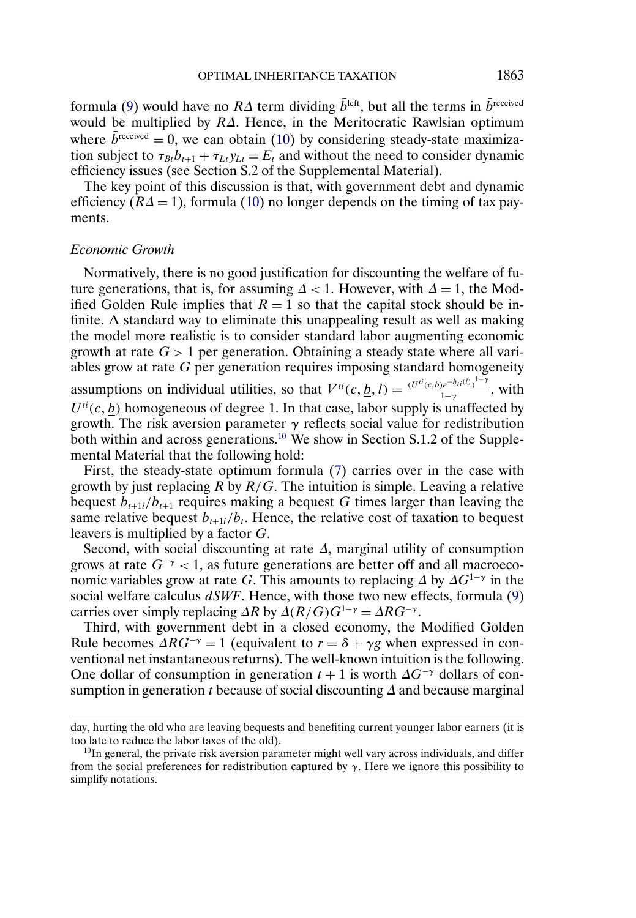formula (9) would have no $R\Delta$ term dividing $\bar{b}^{\text{left}}$, but all the terms in $\bar{b}^{\text{received}}$ would be multiplied by $R\Delta$. Hence, in the Meritocratic Rawlsian optimum where $\bar{b}^{\text{received}} = 0$, we can obtain (10) by considering steady-state maximization subject to $\tau_{Bt} b_{t+1} + \tau_{Lt} y_{Lt} = E_t$ and without the need to consider dynamic efficiency issues (see Section S.2 of the Supplemental Material).

The key point of this discussion is that, with government debt and dynamic efficiency ($R\Delta = 1$), formula (10) no longer depends on the timing of tax payments.

*Economic Growth*

Normatively, there is no good justification for discounting the welfare of future generations, that is, for assuming $\Delta < 1$. However, with $\Delta = 1$, the Modified Golden Rule implies that $R = 1$ so that the capital stock should be infinite. A standard way to eliminate this unappealing result as well as making the model more realistic is to consider standard labor augmenting economic growth at rate $G > 1$ per generation. Obtaining a steady state where all variables grow at rate $G$ per generation requires imposing standard homogeneity assumptions on individual utilities, so that $V^{ti}(c, \underline{b}, l) = \frac{(U^{ti}(c,\underline{b})e^{-h_{ti}(l)})^{1-\gamma}}{1-\gamma}$, with $U^{ti}(c, \underline{b})$ homogeneous of degree 1. In that case, labor supply is unaffected by growth. The risk aversion parameter $\gamma$ reflects social value for redistribution both within and across generations.[10] We show in Section S.1.2 of the Supplemental Material that the following hold:

First, the steady-state optimum formula (7) carries over in the case with growth by just replacing $R$ by $R/G$. The intuition is simple. Leaving a relative bequest $b_{t+1i}/b_{t+1}$ requires making a bequest $G$ times larger than leaving the same relative bequest $b_{ti}/b_t$. Hence, the relative cost of taxation to bequest leavers is multiplied by a factor $G$.

Second, with social discounting at rate $\Delta$, marginal utility of consumption grows at rate $G^{-\gamma} < 1$, as future generations are better off and all macroeconomic variables grow at rate $G$. This amounts to replacing $\Delta$ by $\Delta G^{1-\gamma}$ in the social welfare calculus $dSWF$. Hence, with those two new effects, formula (9) carries over simply replacing $\Delta R$ by $\Delta(R/G)G^{1-\gamma} = \Delta R G^{-\gamma}$.

Third, with government debt in a closed economy, the Modified Golden Rule becomes $\Delta R G^{-\gamma} = 1$ (equivalent to $r = \delta + \gamma g$ when expressed in conventional net instantaneous returns). The well-known intuition is the following. One dollar of consumption in generation $t+1$ is worth $\Delta G^{-\gamma}$ dollars of consumption in generation $t$ because of social discounting $\Delta$ and because marginal

day, hurting the old who are leaving bequests and benefiting current younger labor earners (it is too late to reduce the labor taxes of the old).

[10] In general, the private risk aversion parameter might well vary across individuals, and differ from the social preferences for redistribution captured by $\gamma$. Here we ignore this possibility to simplify notations.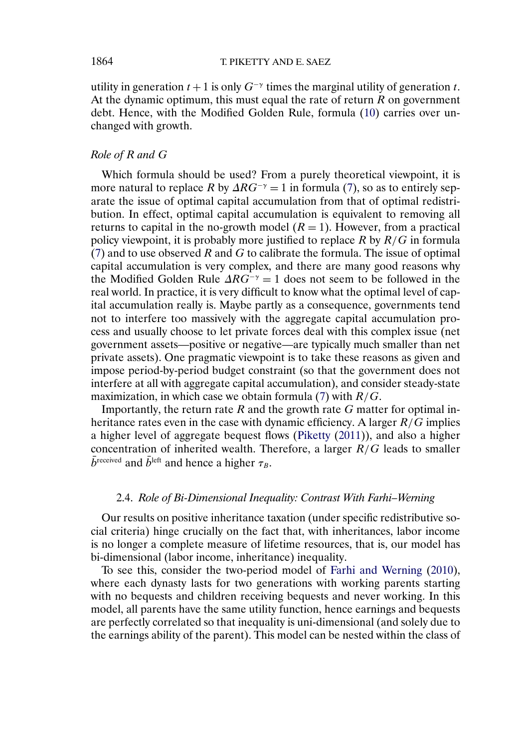utility in generation $t+1$ is only $G^{-\gamma}$ times the marginal utility of generation $t$. At the dynamic optimum, this must equal the rate of return $R$ on government debt. Hence, with the Modified Golden Rule, formula (10) carries over unchanged with growth.

*Role of R and G*

Which formula should be used? From a purely theoretical viewpoint, it is more natural to replace $R$ by $\Delta R G^{-\gamma} = 1$ in formula (7), so as to entirely separate the issue of optimal capital accumulation from that of optimal redistribution. In effect, optimal capital accumulation is equivalent to removing all returns to capital in the no-growth model ($R = 1$). However, from a practical policy viewpoint, it is probably more justified to replace $R$ by $R/G$ in formula (7) and to use observed $R$ and $G$ to calibrate the formula. The issue of optimal capital accumulation is very complex, and there are many good reasons why the Modified Golden Rule $\Delta R G^{-\gamma} = 1$ does not seem to be followed in the real world. In practice, it is very difficult to know what the optimal level of capital accumulation really is. Maybe partly as a consequence, governments tend not to interfere too massively with the aggregate capital accumulation process and usually choose to let private forces deal with this complex issue (net government assets—positive or negative—are typically much smaller than net private assets). One pragmatic viewpoint is to take these reasons as given and impose period-by-period budget constraint (so that the government does not interfere at all with aggregate capital accumulation), and consider steady-state maximization, in which case we obtain formula (7) with $R/G$.

Importantly, the return rate $R$ and the growth rate $G$ matter for optimal inheritance rates even in the case with dynamic efficiency. A larger $R/G$ implies a higher level of aggregate bequest flows (Piketty (2011)), and also a higher concentration of inherited wealth. Therefore, a larger $R/G$ leads to smaller $\bar{b}^{\text{received}}$ and $\bar{b}^{\text{left}}$ and hence a higher $\tau_B$.

### 2.4. *Role of Bi-Dimensional Inequality: Contrast With Farhi–Werning*

Our results on positive inheritance taxation (under specific redistributive social criteria) hinge crucially on the fact that, with inheritances, labor income is no longer a complete measure of lifetime resources, that is, our model has bi-dimensional (labor income, inheritance) inequality.

To see this, consider the two-period model of Farhi and Werning (2010), where each dynasty lasts for two generations with working parents starting with no bequests and children receiving bequests and never working. In this model, all parents have the same utility function, hence earnings and bequests are perfectly correlated so that inequality is uni-dimensional (and solely due to the earnings ability of the parent). This model can be nested within the class of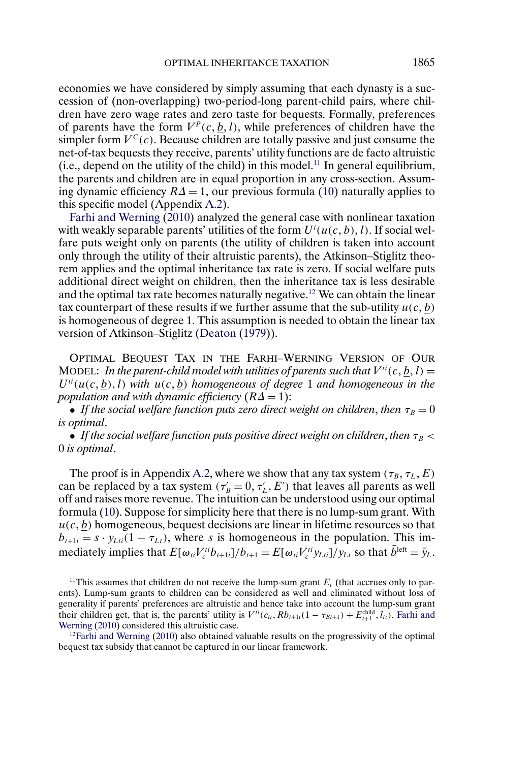economies we have considered by simply assuming that each dynasty is a succession of (non-overlapping) two-period-long parent-child pairs, where children have zero wage rates and zero taste for bequests. Formally, preferences of parents have the form $V^P(c, \underline{b}, l)$, while preferences of children have the simpler form $V^C(c)$. Because children are totally passive and just consume the net-of-tax bequests they receive, parents' utility functions are de facto altruistic (i.e., depend on the utility of the child) in this model.[11] In general equilibrium, the parents and children are in equal proportion in any cross-section. Assuming dynamic efficiency $R\Delta = 1$, our previous formula (10) naturally applies to this specific model (Appendix A.2).

Farhi and Werning (2010) analyzed the general case with nonlinear taxation with weakly separable parents' utilities of the form $U^i(u(c, \underline{b}), l)$. If social welfare puts weight only on parents (the utility of children is taken into account only through the utility of their altruistic parents), the Atkinson–Stiglitz theorem applies and the optimal inheritance tax rate is zero. If social welfare puts additional direct weight on children, then the inheritance tax is less desirable and the optimal tax rate becomes naturally negative.[12] We can obtain the linear tax counterpart of these results if we further assume that the sub-utility $u(c, \underline{b})$ is homogeneous of degree 1. This assumption is needed to obtain the linear tax version of Atkinson–Stiglitz (Deaton (1979)).

Optimal Bequest Tax in the Farhi–Werning Version of Our Model: *In the parent-child model with utilities of parents such that* $V^{ti}(c, \underline{b}, l) = U^{ti}(u(c, \underline{b}), l)$ *with* $u(c, \underline{b})$ *homogeneous of degree* 1 *and homogeneous in the population and with dynamic efficiency* ($R\Delta = 1$):

- *If the social welfare function puts zero direct weight on children, then* $\tau_B = 0$ *is optimal.*
- *If the social welfare function puts positive direct weight on children, then* $\tau_B < 0$ *is optimal.*

The proof is in Appendix A.2, where we show that any tax system $(\tau_B, \tau_L, E)$ can be replaced by a tax system $(\tau'_B = 0, \tau'_L, E')$ that leaves all parents as well off and raises more revenue. The intuition can be understood using our optimal formula (10). Suppose for simplicity here that there is no lump-sum grant. With $u(c, \underline{b})$ homogeneous, bequest decisions are linear in lifetime resources so that $b_{t+1i} = s \cdot y_{Lti}(1 - \tau_{Lt})$, where $s$ is homogeneous in the population. This immediately implies that $E[\omega_{ti} V_c^{ti} b_{t+1i}]/b_{t+1} = E[\omega_{ti} V_c^{ti} y_{Lti}]/y_{Lt}$ so that $\bar{b}^{\text{left}} = \bar{y}_L$.

[11] This assumes that children do not receive the lump-sum grant $E_t$ (that accrues only to parents). Lump-sum grants to children can be considered as well and eliminated without loss of generality if parents' preferences are altruistic and hence take into account the lump-sum grant their children get, that is, the parents' utility is $V^{ti}(c_{ti}, Rb_{t+1i}(1 - \tau_{Bt+1}) + E_{t+1}^{\text{child}}, l_{ti})$. Farhi and Werning (2010) considered this altruistic case.

[12] Farhi and Werning (2010) also obtained valuable results on the progressivity of the optimal bequest tax subsidy that cannot be captured in our linear framework.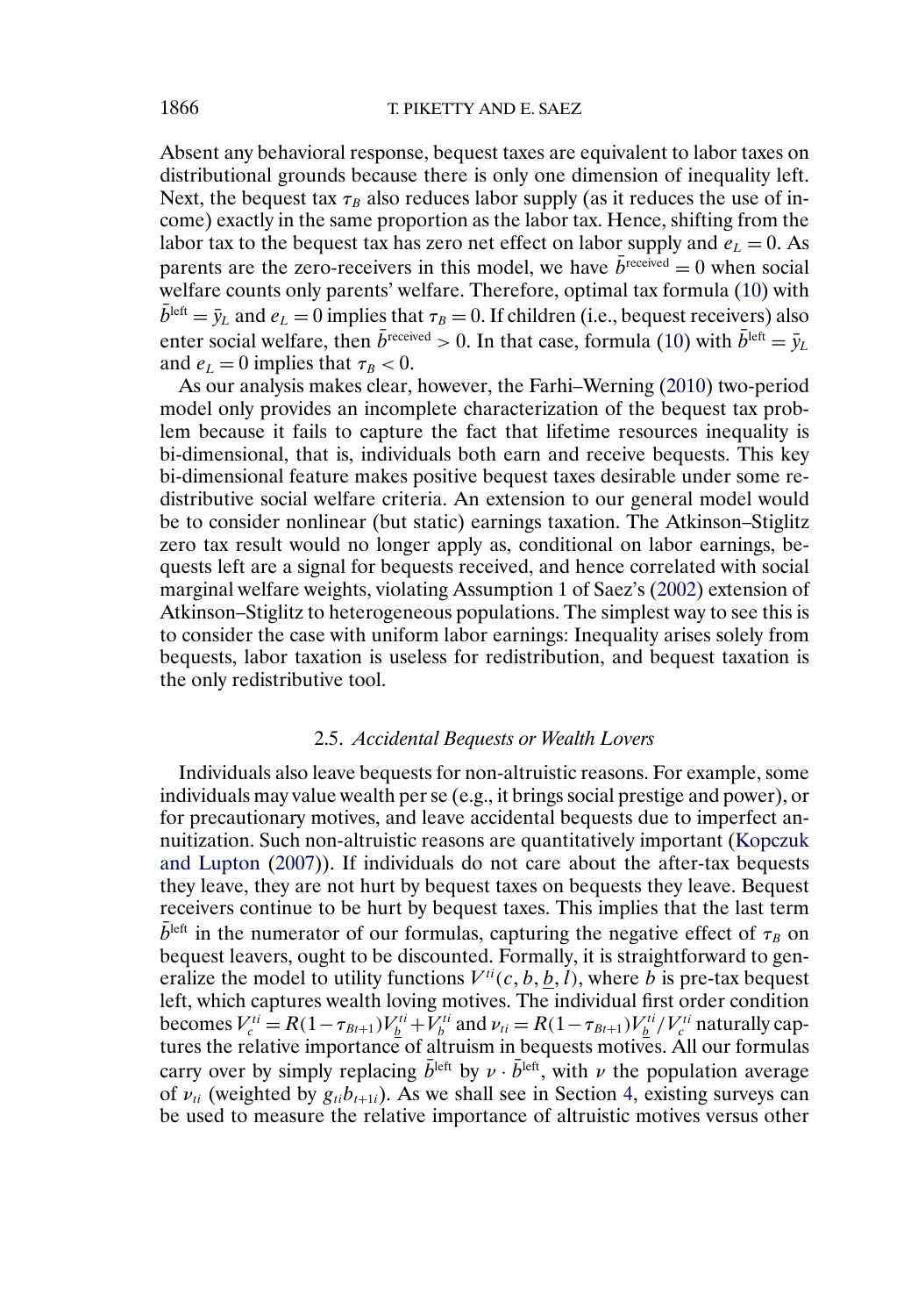Absent any behavioral response, bequest taxes are equivalent to labor taxes on distributional grounds because there is only one dimension of inequality left. Next, the bequest tax $\tau_B$ also reduces labor supply (as it reduces the use of income) exactly in the same proportion as the labor tax. Hence, shifting from the labor tax to the bequest tax has zero net effect on labor supply and $e_L = 0$. As parents are the zero-receivers in this model, we have $\bar{b}^{\text{received}} = 0$ when social welfare counts only parents' welfare. Therefore, optimal tax formula (10) with $\bar{b}^{\text{left}} = \bar{y}_L$ and $e_L = 0$ implies that $\tau_B = 0$. If children (i.e., bequest receivers) also enter social welfare, then $\bar{b}^{\text{received}} > 0$. In that case, formula (10) with $\bar{b}^{\text{left}} = \bar{y}_L$ and $e_L = 0$ implies that $\tau_B < 0$.

As our analysis makes clear, however, the Farhi–Werning (2010) two-period model only provides an incomplete characterization of the bequest tax problem because it fails to capture the fact that lifetime resources inequality is bi-dimensional, that is, individuals both earn and receive bequests. This key bi-dimensional feature makes positive bequest taxes desirable under some redistributive social welfare criteria. An extension to our general model would be to consider nonlinear (but static) earnings taxation. The Atkinson–Stiglitz zero tax result would no longer apply as, conditional on labor earnings, bequests left are a signal for bequests received, and hence correlated with social marginal welfare weights, violating Assumption 1 of Saez's (2002) extension of Atkinson–Stiglitz to heterogeneous populations. The simplest way to see this is to consider the case with uniform labor earnings: Inequality arises solely from bequests, labor taxation is useless for redistribution, and bequest taxation is the only redistributive tool.

### 2.5. *Accidental Bequests or Wealth Lovers*

Individuals also leave bequests for non-altruistic reasons. For example, some individuals may value wealth per se (e.g., it brings social prestige and power), or for precautionary motives, and leave accidental bequests due to imperfect annuitization. Such non-altruistic reasons are quantitatively important (Kopczuk and Lupton (2007)). If individuals do not care about the after-tax bequests they leave, they are not hurt by bequest taxes on bequests they leave. Bequest receivers continue to be hurt by bequest taxes. This implies that the last term $\bar{b}^{\text{left}}$ in the numerator of our formulas, capturing the negative effect of $\tau_B$ on bequest leavers, ought to be discounted. Formally, it is straightforward to generalize the model to utility functions $V^{ti}(c, b, \underline{b}, l)$, where $b$ is pre-tax bequest left, which captures wealth loving motives. The individual first order condition becomes $V_c^{ti} = R(1 - \tau_{Bt+1})V_{\underline{b}}^{ti} + V_b^{ti}$ and $\nu_{ti} = R(1 - \tau_{Bt+1})V_{\underline{b}}^{ti}/V_c^{ti}$ naturally captures the relative importance of altruism in bequests motives. All our formulas carry over by simply replacing $\bar{b}^{\text{left}}$ by $\nu \cdot \bar{b}^{\text{left}}$, with $\nu$ the population average of $\nu_{ti}$ (weighted by $g_{ti} b_{t+1i}$). As we shall see in Section 4, existing surveys can be used to measure the relative importance of altruistic motives versus other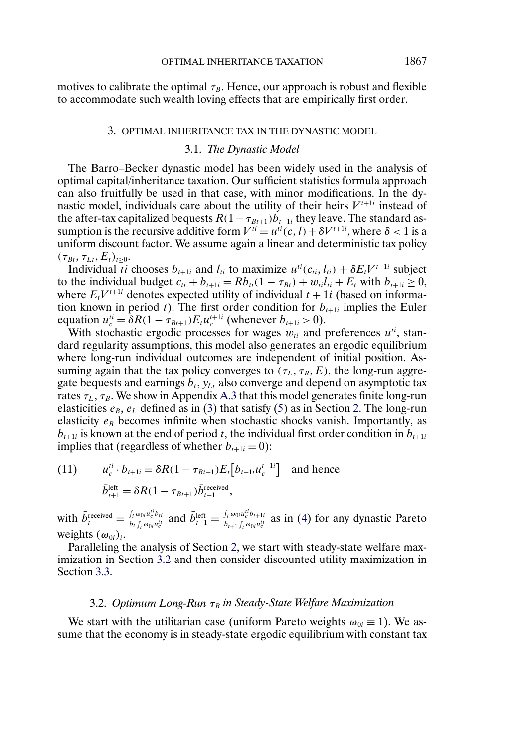motives to calibrate the optimal $\tau_B$. Hence, our approach is robust and flexible to accommodate such wealth loving effects that are empirically first order.

## 3. OPTIMAL INHERITANCE TAX IN THE DYNASTIC MODEL

### 3.1. *The Dynastic Model*

The Barro–Becker dynastic model has been widely used in the analysis of optimal capital/inheritance taxation. Our sufficient statistics formula approach can also fruitfully be used in that case, with minor modifications. In the dynastic model, individuals care about the utility of their heirs $V^{t+1i}$ instead of the after-tax capitalized bequests $R(1-\tau_{Bt+1})b_{t+1i}$ they leave. The standard assumption is the recursive additive form $V^{ti} = u^{ti}(c, l) + \delta V^{t+1i}$, where $\delta < 1$ is a uniform discount factor. We assume again a linear and deterministic tax policy $(\tau_{Bt}, \tau_{Lt}, E_t)_{t\geq 0}$.

Individual $ti$ chooses $b_{t+1i}$ and $l_{ti}$ to maximize $u^{ti}(c_{ti}, l_{ti}) + \delta E_t V^{t+1i}$ subject to the individual budget $c_{ti} + b_{t+1i} = Rb_{ti}(1-\tau_{Bt}) + w_{ti}l_{ti} + E_t$ with $b_{t+1i} \geq 0$, where $E_t V^{t+1i}$ denotes expected utility of individual $t+1i$ (based on information known in period $t$). The first order condition for $b_{t+1i}$ implies the Euler equation $u_c^{ti} = \delta R(1-\tau_{Bt+1})E_t u_c^{t+1i}$ (whenever $b_{t+1i} > 0$).

With stochastic ergodic processes for wages $w_{ti}$ and preferences $u^{ti}$, standard regularity assumptions, this model also generates an ergodic equilibrium where long-run individual outcomes are independent of initial position. Assuming again that the tax policy converges to $(\tau_L, \tau_B, E)$, the long-run aggregate bequests and earnings $b_t$, $y_{Lt}$ also converge and depend on asymptotic tax rates $\tau_L, \tau_B$. We show in Appendix A.3 that this model generates finite long-run elasticities $e_B$, $e_L$ defined as in (3) that satisfy (5) as in Section 2. The long-run elasticity $e_B$ becomes infinite when stochastic shocks vanish. Importantly, as $b_{t+1i}$ is known at the end of period $t$, the individual first order condition in $b_{t+1i}$ implies that (regardless of whether $b_{t+1i} = 0$):

$$
(11) \qquad u_c^{ti} \cdot b_{t+1i} = \delta R(1-\tau_{Bt+1})E_t\big[b_{t+1i}u_c^{t+1i}\big] \quad \text{and hence}
$$

$$
\bar{b}_{t+1}^{\text{left}} = \delta R(1-\tau_{Bt+1})\bar{b}_{t+1}^{\text{received}},
$$

with $\bar{b}_t^{\text{received}} = \frac{\int_i \omega_{0i}u_c^{ti}b_{ti}}{b_t\int_i \omega_{0i}u_c^{ti}}$ and $\bar{b}_{t+1}^{\text{left}} = \frac{\int_i \omega_{0i}u_c^{ti}b_{t+1i}}{b_{t+1}\int_i \omega_{0i}u_c^{ti}}$ as in (4) for any dynastic Pareto weights $(\omega_{0i})_i$.

Paralleling the analysis of Section 2, we start with steady-state welfare maximization in Section 3.2 and then consider discounted utility maximization in Section 3.3.

### 3.2. *Optimum Long-Run $\tau_B$ in Steady-State Welfare Maximization*

We start with the utilitarian case (uniform Pareto weights $\omega_{0i} \equiv 1$). We assume that the economy is in steady-state ergodic equilibrium with constant tax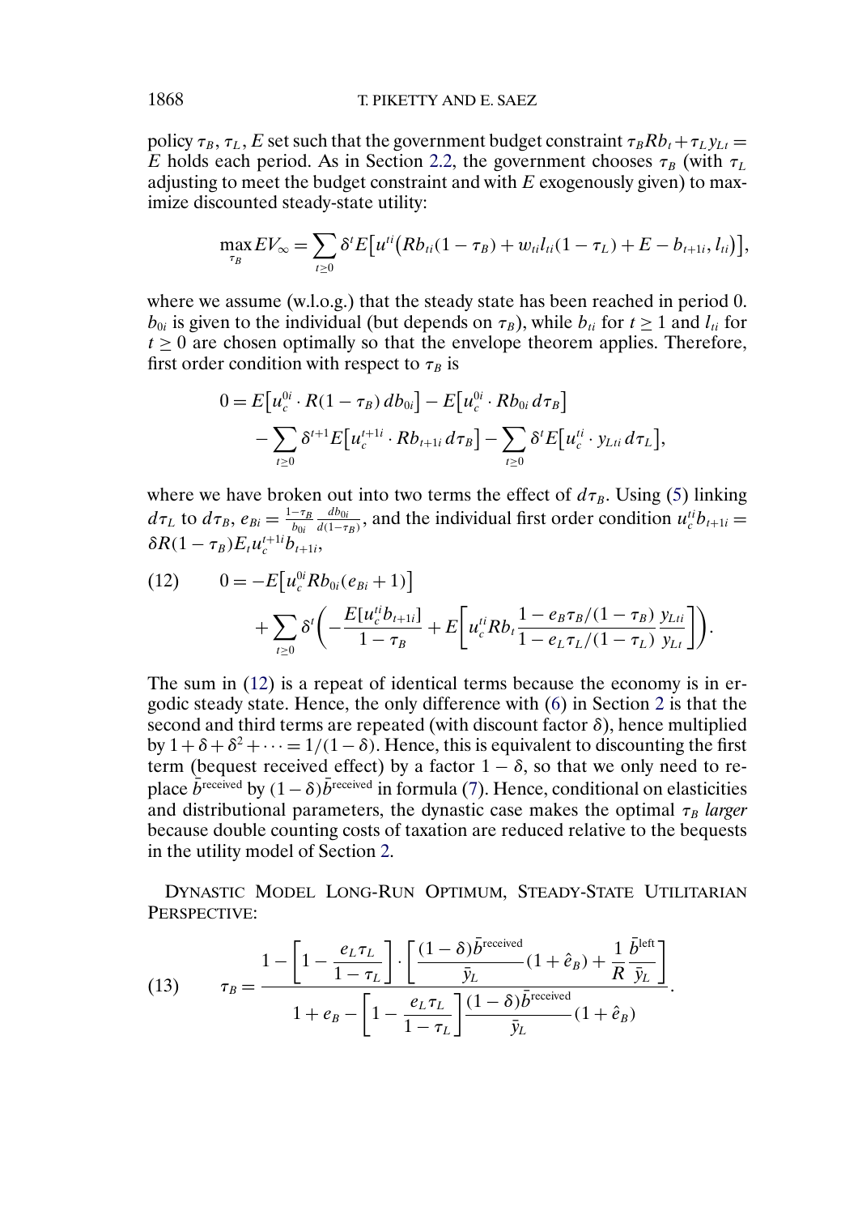policy $\tau_B, \tau_L, E$ set such that the government budget constraint $\tau_B R b_t + \tau_L y_{Lt} = E$ holds each period. As in Section 2.2, the government chooses $\tau_B$ (with $\tau_L$ adjusting to meet the budget constraint and with $E$ exogenously given) to maximize discounted steady-state utility:

$$\max_{\tau_B} EV_\infty = \sum_{t\geq 0} \delta^t E\big[u^{ti}\big(Rb_{ti}(1-\tau_B) + w_{ti}l_{ti}(1-\tau_L) + E - b_{t+1i}, l_{ti}\big)\big],$$

where we assume (w.l.o.g.) that the steady state has been reached in period 0. $b_{0i}$ is given to the individual (but depends on $\tau_B$), while $b_{ti}$ for $t \geq 1$ and $l_{ti}$ for $t \geq 0$ are chosen optimally so that the envelope theorem applies. Therefore, first order condition with respect to $\tau_B$ is

$$\begin{aligned}
0 &= E\big[u_c^{0i} \cdot R(1-\tau_B)\, db_{0i}\big] - E\big[u_c^{0i} \cdot Rb_{0i}\, d\tau_B\big] \\
&\quad - \sum_{t\geq 0} \delta^{t+1} E\big[u_c^{t+1i} \cdot Rb_{t+1i}\, d\tau_B\big] - \sum_{t\geq 0} \delta^t E\big[u_c^{ti} \cdot y_{Lti}\, d\tau_L\big],
\end{aligned}$$

where we have broken out into two terms the effect of $d\tau_B$. Using (5) linking $d\tau_L$ to $d\tau_B$, $e_{Bi} = \frac{1-\tau_B}{b_{0i}} \frac{db_{0i}}{d(1-\tau_B)}$, and the individual first order condition $u_c^{ti} b_{t+1i} = \delta R(1-\tau_B) E_t u_c^{t+1i} b_{t+1i}$,

$$\begin{aligned}
(12) \qquad 0 &= -E\big[u_c^{0i} R b_{0i}(e_{Bi}+1)\big] \\
&\quad + \sum_{t\geq 0} \delta^t \left( -\frac{E[u_c^{ti} b_{t+1i}]}{1-\tau_B} + E\left[ u_c^{ti} R b_t \frac{1 - e_B \tau_B/(1-\tau_B)}{1 - e_L \tau_L/(1-\tau_L)} \frac{y_{Lti}}{y_{Lt}} \right] \right).
\end{aligned}$$

The sum in (12) is a repeat of identical terms because the economy is in ergodic steady state. Hence, the only difference with (6) in Section 2 is that the second and third terms are repeated (with discount factor $\delta$), hence multiplied by $1 + \delta + \delta^2 + \cdots = 1/(1-\delta)$. Hence, this is equivalent to discounting the first term (bequest received effect) by a factor $1-\delta$, so that we only need to replace $\bar{b}^{\text{received}}$ by $(1-\delta)\bar{b}^{\text{received}}$ in formula (7). Hence, conditional on elasticities and distributional parameters, the dynastic case makes the optimal $\tau_B$ *larger* because double counting costs of taxation are reduced relative to the bequests in the utility model of Section 2.

DYNASTIC MODEL LONG-RUN OPTIMUM, STEADY-STATE UTILITARIAN PERSPECTIVE:

$$(13) \qquad \tau_B = \frac{1 - \left[1 - \dfrac{e_L \tau_L}{1-\tau_L}\right] \cdot \left[ \dfrac{(1-\delta)\bar{b}^{\text{received}}}{\bar{y}_L}(1+\hat{e}_B) + \dfrac{1}{R} \dfrac{\bar{b}^{\text{left}}}{\bar{y}_L} \right]}{1 + e_B - \left[1 - \dfrac{e_L \tau_L}{1-\tau_L}\right] \dfrac{(1-\delta)\bar{b}^{\text{received}}}{\bar{y}_L}(1+\hat{e}_B)}.$$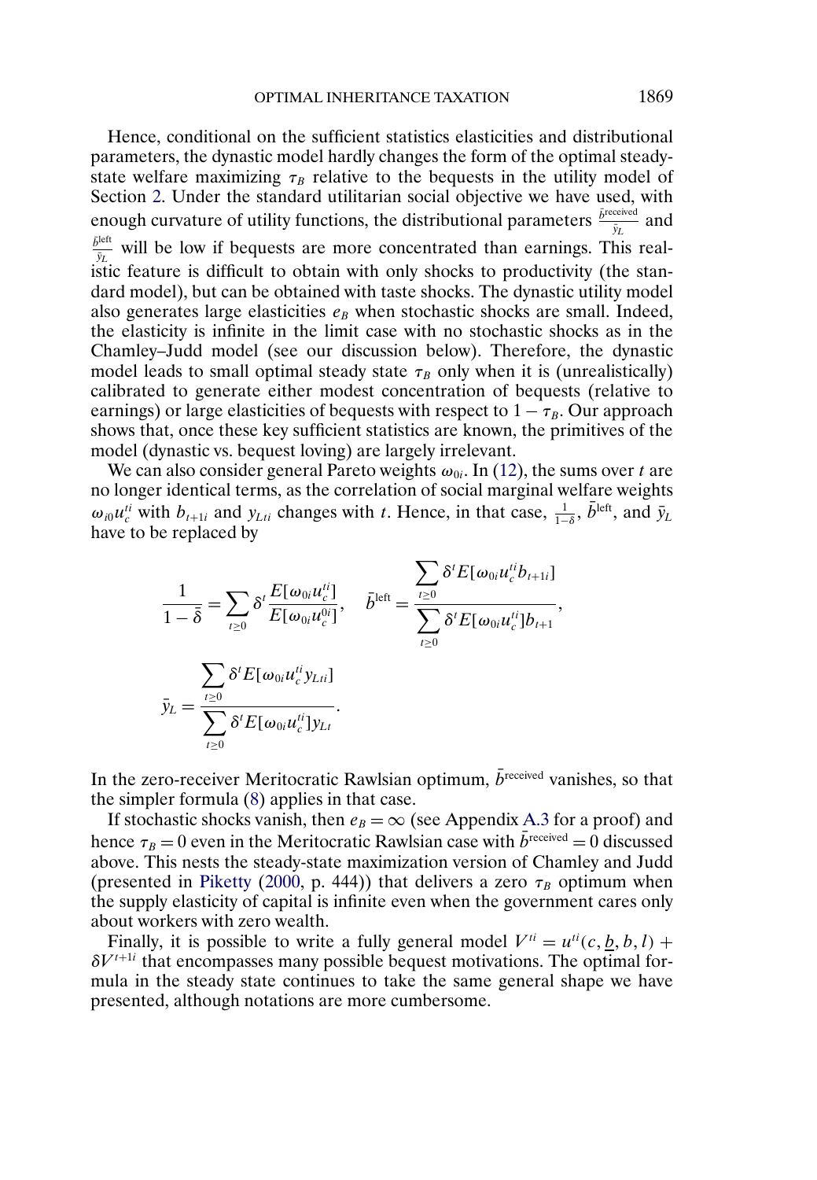Hence, conditional on the sufficient statistics elasticities and distributional parameters, the dynastic model hardly changes the form of the optimal steady-state welfare maximizing $\tau_B$ relative to the bequests in the utility model of Section 2. Under the standard utilitarian social objective we have used, with enough curvature of utility functions, the distributional parameters $\frac{\bar{b}^{\text{received}}}{\bar{y}_L}$ and $\frac{\bar{b}^{\text{left}}}{\bar{y}_L}$ will be low if bequests are more concentrated than earnings. This realistic feature is difficult to obtain with only shocks to productivity (the standard model), but can be obtained with taste shocks. The dynastic utility model also generates large elasticities $e_B$ when stochastic shocks are small. Indeed, the elasticity is infinite in the limit case with no stochastic shocks as in the Chamley–Judd model (see our discussion below). Therefore, the dynastic model leads to small optimal steady state $\tau_B$ only when it is (unrealistically) calibrated to generate either modest concentration of bequests (relative to earnings) or large elasticities of bequests with respect to $1 - \tau_B$. Our approach shows that, once these key sufficient statistics are known, the primitives of the model (dynastic vs. bequest loving) are largely irrelevant.

We can also consider general Pareto weights $\omega_{0i}$. In (12), the sums over $t$ are no longer identical terms, as the correlation of social marginal welfare weights $\omega_{i0} u_c^{ti}$ with $b_{t+1i}$ and $y_{Lti}$ changes with $t$. Hence, in that case, $\frac{1}{1-\delta}$, $\bar{b}^{\text{left}}$, and $\bar{y}_L$ have to be replaced by

$$\frac{1}{1-\bar{\bar{\delta}}} = \sum_{t \geq 0} \delta^t \frac{E[\omega_{0i} u_c^{ti}]}{E[\omega_{0i} u_c^{0i}]}, \quad \bar{b}^{\text{left}} = \frac{\sum_{t \geq 0} \delta^t E[\omega_{0i} u_c^{ti} b_{t+1i}]}{\sum_{t \geq 0} \delta^t E[\omega_{0i} u_c^{ti}] b_{t+1}},$$

$$\bar{y}_L = \frac{\sum_{t \geq 0} \delta^t E[\omega_{0i} u_c^{ti} y_{Lti}]}{\sum_{t \geq 0} \delta^t E[\omega_{0i} u_c^{ti}] y_{Lt}}.$$

In the zero-receiver Meritocratic Rawlsian optimum, $\bar{b}^{\text{received}}$ vanishes, so that the simpler formula (8) applies in that case.

If stochastic shocks vanish, then $e_B = \infty$ (see Appendix A.3 for a proof) and hence $\tau_B = 0$ even in the Meritocratic Rawlsian case with $\bar{b}^{\text{received}} = 0$ discussed above. This nests the steady-state maximization version of Chamley and Judd (presented in Piketty (2000, p. 444)) that delivers a zero $\tau_B$ optimum when the supply elasticity of capital is infinite even when the government cares only about workers with zero wealth.

Finally, it is possible to write a fully general model $V^{ti} = u^{ti}(c, \underline{b}, b, l) + \delta V^{t+1i}$ that encompasses many possible bequest motivations. The optimal formula in the steady state continues to take the same general shape we have presented, although notations are more cumbersome.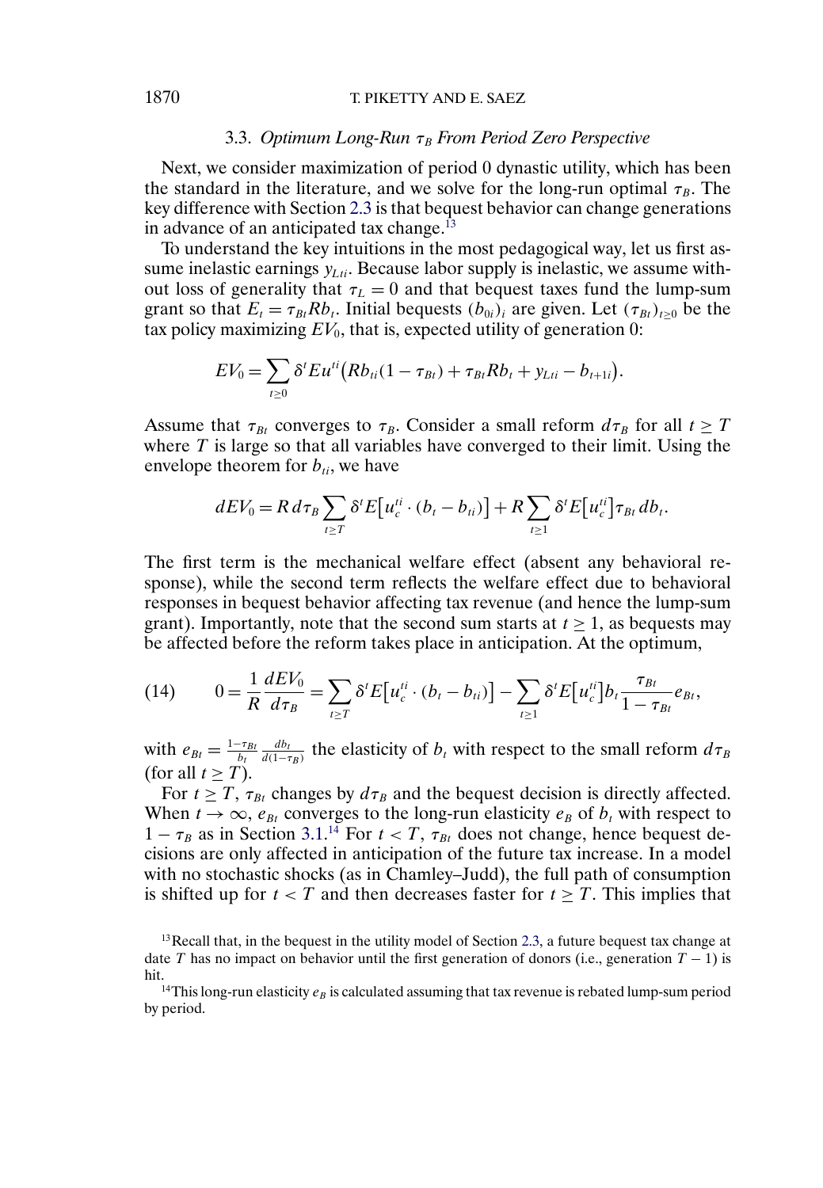### 3.3. *Optimum Long-Run $\tau_B$ From Period Zero Perspective*

Next, we consider maximization of period 0 dynastic utility, which has been the standard in the literature, and we solve for the long-run optimal $\tau_B$. The key difference with Section 2.3 is that bequest behavior can change generations in advance of an anticipated tax change.[13]

To understand the key intuitions in the most pedagogical way, let us first assume inelastic earnings $y_{Lti}$. Because labor supply is inelastic, we assume without loss of generality that $\tau_L = 0$ and that bequest taxes fund the lump-sum grant so that $E_t = \tau_{Bt} R b_t$. Initial bequests $(b_{0i})_i$ are given. Let $(\tau_{Bt})_{t\geq 0}$ be the tax policy maximizing $EV_0$, that is, expected utility of generation 0:

$$EV_0 = \sum_{t\geq 0} \delta^t E u^{ti}\big(Rb_{ti}(1-\tau_{Bt}) + \tau_{Bt} R b_t + y_{Lti} - b_{t+1i}\big).$$

Assume that $\tau_{Bt}$ converges to $\tau_B$. Consider a small reform $d\tau_B$ for all $t \geq T$ where $T$ is large so that all variables have converged to their limit. Using the envelope theorem for $b_{ti}$, we have

$$dEV_0 = R\, d\tau_B \sum_{t\geq T} \delta^t E\big[u_c^{ti} \cdot (b_t - b_{ti})\big] + R \sum_{t\geq 1} \delta^t E\big[u_c^{ti}\big] \tau_{Bt}\, db_t.$$

The first term is the mechanical welfare effect (absent any behavioral response), while the second term reflects the welfare effect due to behavioral responses in bequest behavior affecting tax revenue (and hence the lump-sum grant). Importantly, note that the second sum starts at $t \geq 1$, as bequests may be affected before the reform takes place in anticipation. At the optimum,

$$0 = \frac{1}{R}\frac{dEV_0}{d\tau_B} = \sum_{t\geq T} \delta^t E\big[u_c^{ti} \cdot (b_t - b_{ti})\big] - \sum_{t\geq 1} \delta^t E\big[u_c^{ti}\big] b_t \frac{\tau_{Bt}}{1-\tau_{Bt}} e_{Bt}, \tag{14}$$

with $e_{Bt} = \frac{1-\tau_{Bt}}{b_t}\frac{db_t}{d(1-\tau_B)}$ the elasticity of $b_t$ with respect to the small reform $d\tau_B$ (for all $t \geq T$).

For $t \geq T$, $\tau_{Bt}$ changes by $d\tau_B$ and the bequest decision is directly affected. When $t \to \infty$, $e_{Bt}$ converges to the long-run elasticity $e_B$ of $b_t$ with respect to $1-\tau_B$ as in Section 3.1.[14] For $t < T$, $\tau_{Bt}$ does not change, hence bequest decisions are only affected in anticipation of the future tax increase. In a model with no stochastic shocks (as in Chamley–Judd), the full path of consumption is shifted up for $t < T$ and then decreases faster for $t \geq T$. This implies that

[13] Recall that, in the bequest in the utility model of Section 2.3, a future bequest tax change at date $T$ has no impact on behavior until the first generation of donors (i.e., generation $T-1$) is hit.

[14] This long-run elasticity $e_B$ is calculated assuming that tax revenue is rebated lump-sum period by period.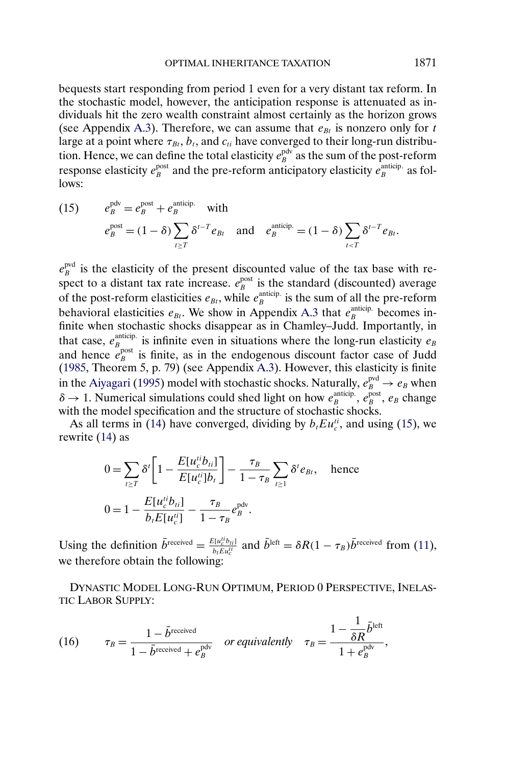bequests start responding from period 1 even for a very distant tax reform. In the stochastic model, however, the anticipation response is attenuated as individuals hit the zero wealth constraint almost certainly as the horizon grows (see Appendix A.3). Therefore, we can assume that $e_{Bt}$ is nonzero only for $t$ large at a point where $\tau_{Bt}$, $b_t$, and $c_{ti}$ have converged to their long-run distribution. Hence, we can define the total elasticity $e_B^{\text{pdv}}$ as the sum of the post-reform response elasticity $e_B^{\text{post}}$ and the pre-reform anticipatory elasticity $e_B^{\text{anticip.}}$ as follows:

$$
(15) \qquad e_B^{\text{pdv}} = e_B^{\text{post}} + e_B^{\text{anticip.}} \quad \text{with}
$$

$$
e_B^{\text{post}} = (1-\delta)\sum_{t \geq T} \delta^{t-T} e_{Bt} \quad \text{and} \quad e_B^{\text{anticip.}} = (1-\delta)\sum_{t<T} \delta^{t-T} e_{Bt}.
$$

$e_B^{\text{pvd}}$ is the elasticity of the present discounted value of the tax base with respect to a distant tax rate increase. $e_B^{\text{post}}$ is the standard (discounted) average of the post-reform elasticities $e_{Bt}$, while $e_B^{\text{anticip.}}$ is the sum of all the pre-reform behavioral elasticities $e_{Bt}$. We show in Appendix A.3 that $e_B^{\text{anticip.}}$ becomes infinite when stochastic shocks disappear as in Chamley–Judd. Importantly, in that case, $e_B^{\text{anticip.}}$ is infinite even in situations where the long-run elasticity $e_B$ and hence $e_B^{\text{post}}$ is finite, as in the endogenous discount factor case of Judd (1985, Theorem 5, p. 79) (see Appendix A.3). However, this elasticity is finite in the Aiyagari (1995) model with stochastic shocks. Naturally, $e_B^{\text{pvd}} \to e_B$ when $\delta \to 1$. Numerical simulations could shed light on how $e_B^{\text{anticip.}}$, $e_B^{\text{post}}$, $e_B$ change with the model specification and the structure of stochastic shocks.

As all terms in (14) have converged, dividing by $b_t E u_c^{ti}$, and using (15), we rewrite (14) as

$$
0 = \sum_{t \geq T} \delta^t \left[1 - \frac{E[u_c^{ti} b_{ti}]}{E[u_c^{ti}] b_t}\right] - \frac{\tau_B}{1-\tau_B} \sum_{t \geq 1} \delta^t e_{Bt}, \quad \text{hence}
$$

$$
0 = 1 - \frac{E[u_c^{ti} b_{ti}]}{b_t E[u_c^{ti}]} - \frac{\tau_B}{1-\tau_B} e_B^{\text{pdv}}.
$$

Using the definition $\bar{b}^{\text{received}} = \frac{E[u_c^{ti} b_{ti}]}{b_t E u_c^{ti}}$ and $\bar{b}^{\text{left}} = \delta R(1-\tau_B)\bar{b}^{\text{received}}$ from (11), we therefore obtain the following:

Dynastic Model Long-Run Optimum, Period 0 Perspective, Inelastic Labor Supply:

$$
(16) \qquad \tau_B = \frac{1 - \bar{b}^{\text{received}}}{1 - \bar{b}^{\text{received}} + e_B^{\text{pdv}}} \quad \textit{or equivalently} \quad \tau_B = \frac{1 - \dfrac{1}{\delta R}\bar{b}^{\text{left}}}{1 + e_B^{\text{pdv}}},
$$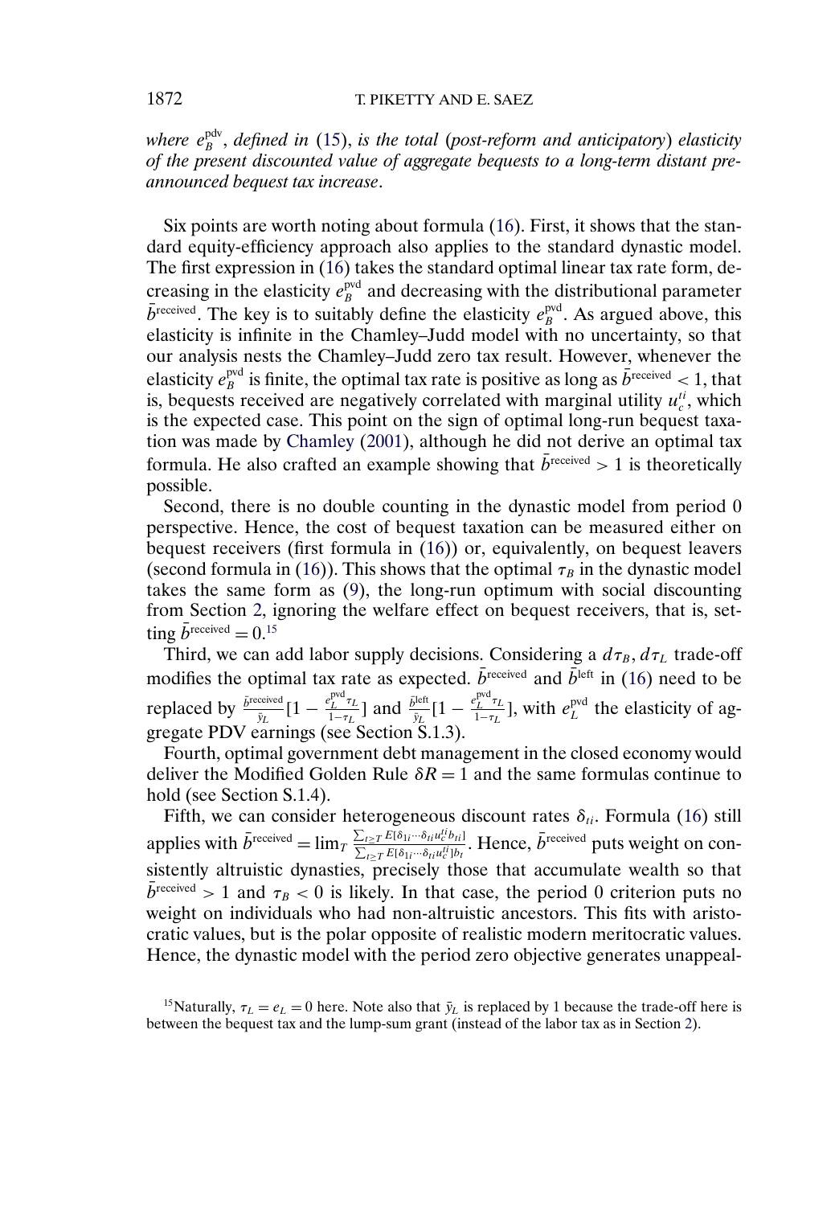*where $e_B^{\text{pdv}}$, defined in (15), is the total (post-reform and anticipatory) elasticity of the present discounted value of aggregate bequests to a long-term distant pre-announced bequest tax increase.*

Six points are worth noting about formula (16). First, it shows that the standard equity-efficiency approach also applies to the standard dynastic model. The first expression in (16) takes the standard optimal linear tax rate form, decreasing in the elasticity $e_B^{\text{pvd}}$ and decreasing with the distributional parameter $\bar{b}^{\text{received}}$. The key is to suitably define the elasticity $e_B^{\text{pvd}}$. As argued above, this elasticity is infinite in the Chamley–Judd model with no uncertainty, so that our analysis nests the Chamley–Judd zero tax result. However, whenever the elasticity $e_B^{\text{pvd}}$ is finite, the optimal tax rate is positive as long as $\bar{b}^{\text{received}} < 1$, that is, bequests received are negatively correlated with marginal utility $u_c^{ti}$, which is the expected case. This point on the sign of optimal long-run bequest taxation was made by Chamley (2001), although he did not derive an optimal tax formula. He also crafted an example showing that $\bar{b}^{\text{received}} > 1$ is theoretically possible.

Second, there is no double counting in the dynastic model from period 0 perspective. Hence, the cost of bequest taxation can be measured either on bequest receivers (first formula in (16)) or, equivalently, on bequest leavers (second formula in (16)). This shows that the optimal $\tau_B$ in the dynastic model takes the same form as (9), the long-run optimum with social discounting from Section 2, ignoring the welfare effect on bequest receivers, that is, setting $\bar{b}^{\text{received}} = 0$.[15]

Third, we can add labor supply decisions. Considering a $d\tau_B, d\tau_L$ trade-off modifies the optimal tax rate as expected. $\bar{b}^{\text{received}}$ and $\bar{b}^{\text{left}}$ in (16) need to be replaced by $\frac{\bar{b}^{\text{received}}}{\bar{y}_L}[1 - \frac{e_L^{\text{pvd}}\tau_L}{1-\tau_L}]$ and $\frac{\bar{b}^{\text{left}}}{\bar{y}_L}[1 - \frac{e_L^{\text{pvd}}\tau_L}{1-\tau_L}]$, with $e_L^{\text{pvd}}$ the elasticity of aggregate PDV earnings (see Section S.1.3).

Fourth, optimal government debt management in the closed economy would deliver the Modified Golden Rule $\delta R = 1$ and the same formulas continue to hold (see Section S.1.4).

Fifth, we can consider heterogeneous discount rates $\delta_{ti}$. Formula (16) still applies with $\bar{b}^{\text{received}} = \lim_T \frac{\sum_{t \geq T} E[\delta_{1i} \cdots \delta_{ti} u_c^{ti} b_{ti}]}{\sum_{t \geq T} E[\delta_{1i} \cdots \delta_{ti} u_c^{ti}] b_t}$. Hence, $\bar{b}^{\text{received}}$ puts weight on consistently altruistic dynasties, precisely those that accumulate wealth so that $\bar{b}^{\text{received}} > 1$ and $\tau_B < 0$ is likely. In that case, the period 0 criterion puts no weight on individuals who had non-altruistic ancestors. This fits with aristocratic values, but is the polar opposite of realistic modern meritocratic values. Hence, the dynastic model with the period zero objective generates unappeal-

[15] Naturally, $\tau_L = e_L = 0$ here. Note also that $\bar{y}_L$ is replaced by 1 because the trade-off here is between the bequest tax and the lump-sum grant (instead of the labor tax as in Section 2).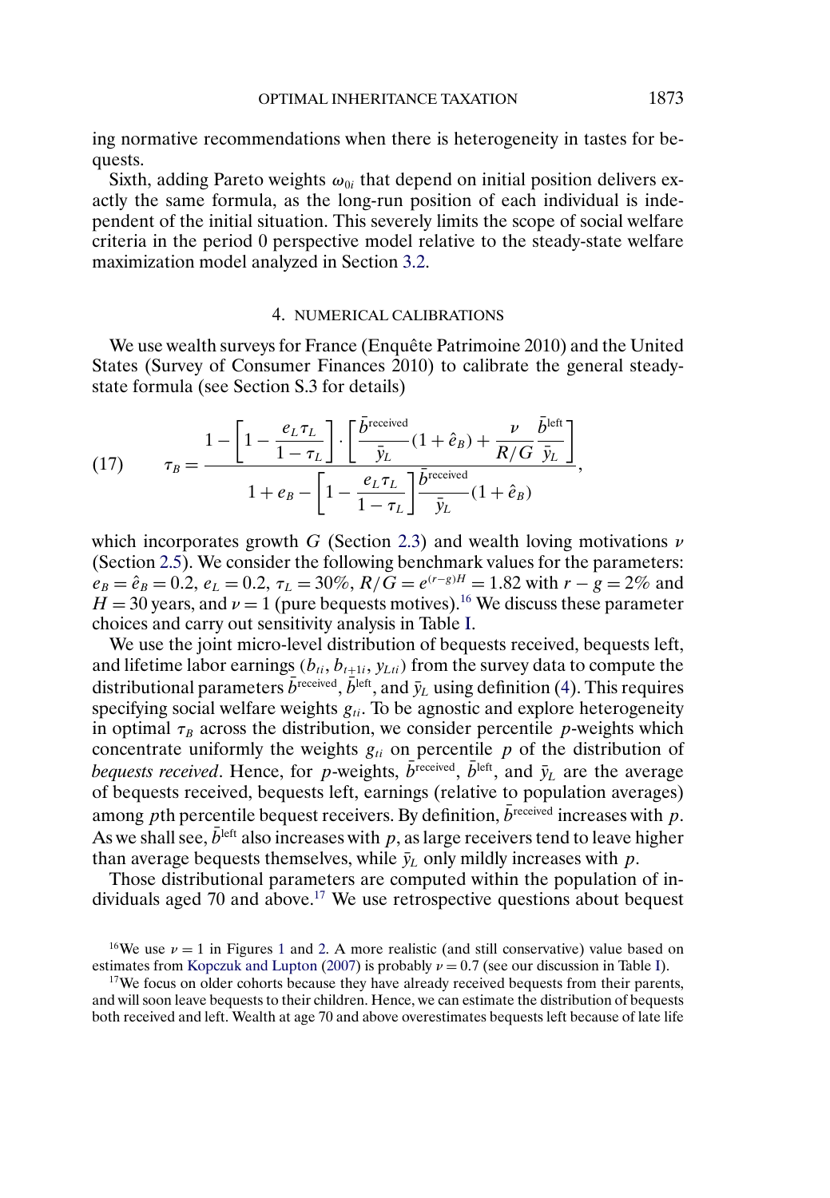ing normative recommendations when there is heterogeneity in tastes for bequests.

Sixth, adding Pareto weights $\omega_{0i}$ that depend on initial position delivers exactly the same formula, as the long-run position of each individual is independent of the initial situation. This severely limits the scope of social welfare criteria in the period 0 perspective model relative to the steady-state welfare maximization model analyzed in Section 3.2.

## 4. NUMERICAL CALIBRATIONS

We use wealth surveys for France (Enquête Patrimoine 2010) and the United States (Survey of Consumer Finances 2010) to calibrate the general steady-state formula (see Section S.3 for details)

$$
(17) \qquad \tau_B = \frac{1 - \left[1 - \dfrac{e_L \tau_L}{1 - \tau_L}\right] \cdot \left[\dfrac{\bar{b}^{\text{received}}}{\bar{y}_L}(1 + \hat{e}_B) + \dfrac{\nu}{R/G}\dfrac{\bar{b}^{\text{left}}}{\bar{y}_L}\right]}{1 + e_B - \left[1 - \dfrac{e_L \tau_L}{1 - \tau_L}\right]\dfrac{\bar{b}^{\text{received}}}{\bar{y}_L}(1 + \hat{e}_B)},
$$

which incorporates growth $G$ (Section 2.3) and wealth loving motivations $\nu$ (Section 2.5). We consider the following benchmark values for the parameters: $e_B = \hat{e}_B = 0.2$, $e_L = 0.2$, $\tau_L = 30\%$, $R/G = e^{(r-g)H} = 1.82$ with $r - g = 2\%$ and $H = 30$ years, and $\nu = 1$ (pure bequests motives).[16] We discuss these parameter choices and carry out sensitivity analysis in Table I.

We use the joint micro-level distribution of bequests received, bequests left, and lifetime labor earnings $(b_{ti}, b_{t+1i}, y_{Lti})$ from the survey data to compute the distributional parameters $\bar{b}^{\text{received}}$, $\bar{b}^{\text{left}}$, and $\bar{y}_L$ using definition (4). This requires specifying social welfare weights $g_{ti}$. To be agnostic and explore heterogeneity in optimal $\tau_B$ across the distribution, we consider percentile $p$-weights which concentrate uniformly the weights $g_{ti}$ on percentile $p$ of the distribution of *bequests received*. Hence, for $p$-weights, $\bar{b}^{\text{received}}$, $\bar{b}^{\text{left}}$, and $\bar{y}_L$ are the average of bequests received, bequests left, earnings (relative to population averages) among $p$th percentile bequest receivers. By definition, $\bar{b}^{\text{received}}$ increases with $p$. As we shall see, $\bar{b}^{\text{left}}$ also increases with $p$, as large receivers tend to leave higher than average bequests themselves, while $\bar{y}_L$ only mildly increases with $p$.

Those distributional parameters are computed within the population of individuals aged 70 and above.[17] We use retrospective questions about bequest

[16] We use $\nu = 1$ in Figures 1 and 2. A more realistic (and still conservative) value based on estimates from Kopczuk and Lupton (2007) is probably $\nu = 0.7$ (see our discussion in Table I).

[17] We focus on older cohorts because they have already received bequests from their parents, and will soon leave bequests to their children. Hence, we can estimate the distribution of bequests both received and left. Wealth at age 70 and above overestimates bequests left because of late life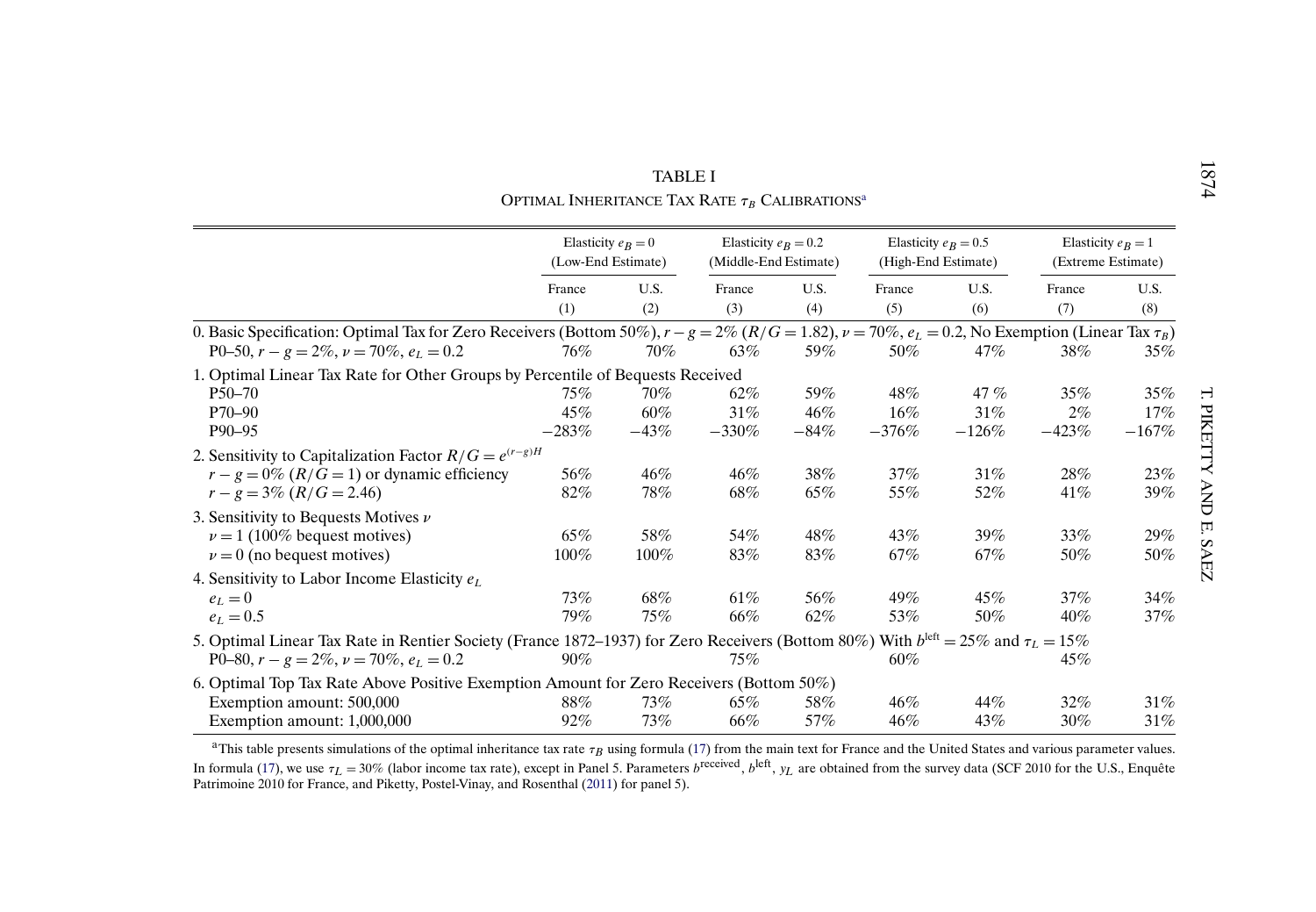TABLE I

OPTIMAL INHERITANCE TAX RATE $\tau_B$ CALIBRATIONS[a]

| | Elasticity $e_B = 0$ (Low-End Estimate) | | Elasticity $e_B = 0.2$ (Middle-End Estimate) | | Elasticity $e_B = 0.5$ (High-End Estimate) | | Elasticity $e_B = 1$ (Extreme Estimate) | |
|---|---|---|---|---|---|---|---|---|
| | France | U.S. | France | U.S. | France | U.S. | France | U.S. |
| | (1) | (2) | (3) | (4) | (5) | (6) | (7) | (8) |
| 0. Basic Specification: Optimal Tax for Zero Receivers (Bottom 50%), $r - g = 2\%$ ($R/G = 1.82$), $\nu = 70\%$, $e_L = 0.2$, No Exemption (Linear Tax $\tau_B$) | | | | | | | | |
| P0–50, $r - g = 2\%$, $\nu = 70\%$, $e_L = 0.2$ | 76% | 70% | 63% | 59% | 50% | 47% | 38% | 35% |
| 1. Optimal Linear Tax Rate for Other Groups by Percentile of Bequests Received | | | | | | | | |
| P50–70 | 75% | 70% | 62% | 59% | 48% | 47 % | 35% | 35% |
| P70–90 | 45% | 60% | 31% | 46% | 16% | 31% | 2% | 17% |
| P90–95 | −283% | −43% | −330% | −84% | −376% | −126% | −423% | −167% |
| 2. Sensitivity to Capitalization Factor $R/G = e^{(r-g)H}$ | | | | | | | | |
| $r - g = 0\%$ ($R/G = 1$) or dynamic efficiency | 56% | 46% | 46% | 38% | 37% | 31% | 28% | 23% |
| $r - g = 3\%$ ($R/G = 2.46$) | 82% | 78% | 68% | 65% | 55% | 52% | 41% | 39% |
| 3. Sensitivity to Bequests Motives $\nu$ | | | | | | | | |
| $\nu = 1$ (100% bequest motives) | 65% | 58% | 54% | 48% | 43% | 39% | 33% | 29% |
| $\nu = 0$ (no bequest motives) | 100% | 100% | 83% | 83% | 67% | 67% | 50% | 50% |
| 4. Sensitivity to Labor Income Elasticity $e_L$ | | | | | | | | |
| $e_L = 0$ | 73% | 68% | 61% | 56% | 49% | 45% | 37% | 34% |
| $e_L = 0.5$ | 79% | 75% | 66% | 62% | 53% | 50% | 40% | 37% |
| 5. Optimal Linear Tax Rate in Rentier Society (France 1872–1937) for Zero Receivers (Bottom 80%) With $b^{\text{left}} = 25\%$ and $\tau_L = 15\%$ | | | | | | | | |
| P0–80, $r - g = 2\%$, $\nu = 70\%$, $e_L = 0.2$ | 90% | | 75% | | 60% | | 45% | |
| 6. Optimal Top Tax Rate Above Positive Exemption Amount for Zero Receivers (Bottom 50%) | | | | | | | | |
| Exemption amount: 500,000 | 88% | 73% | 65% | 58% | 46% | 44% | 32% | 31% |
| Exemption amount: 1,000,000 | 92% | 73% | 66% | 57% | 46% | 43% | 30% | 31% |

[a] This table presents simulations of the optimal inheritance tax rate $\tau_B$ using formula (17) from the main text for France and the United States and various parameter values. In formula (17), we use $\tau_L = 30\%$ (labor income tax rate), except in Panel 5. Parameters $b^{\text{received}}$, $b^{\text{left}}$, $y_L$ are obtained from the survey data (SCF 2010 for the U.S., Enquête Patrimoine 2010 for France, and Piketty, Postel-Vinay, and Rosenthal (2011) for panel 5).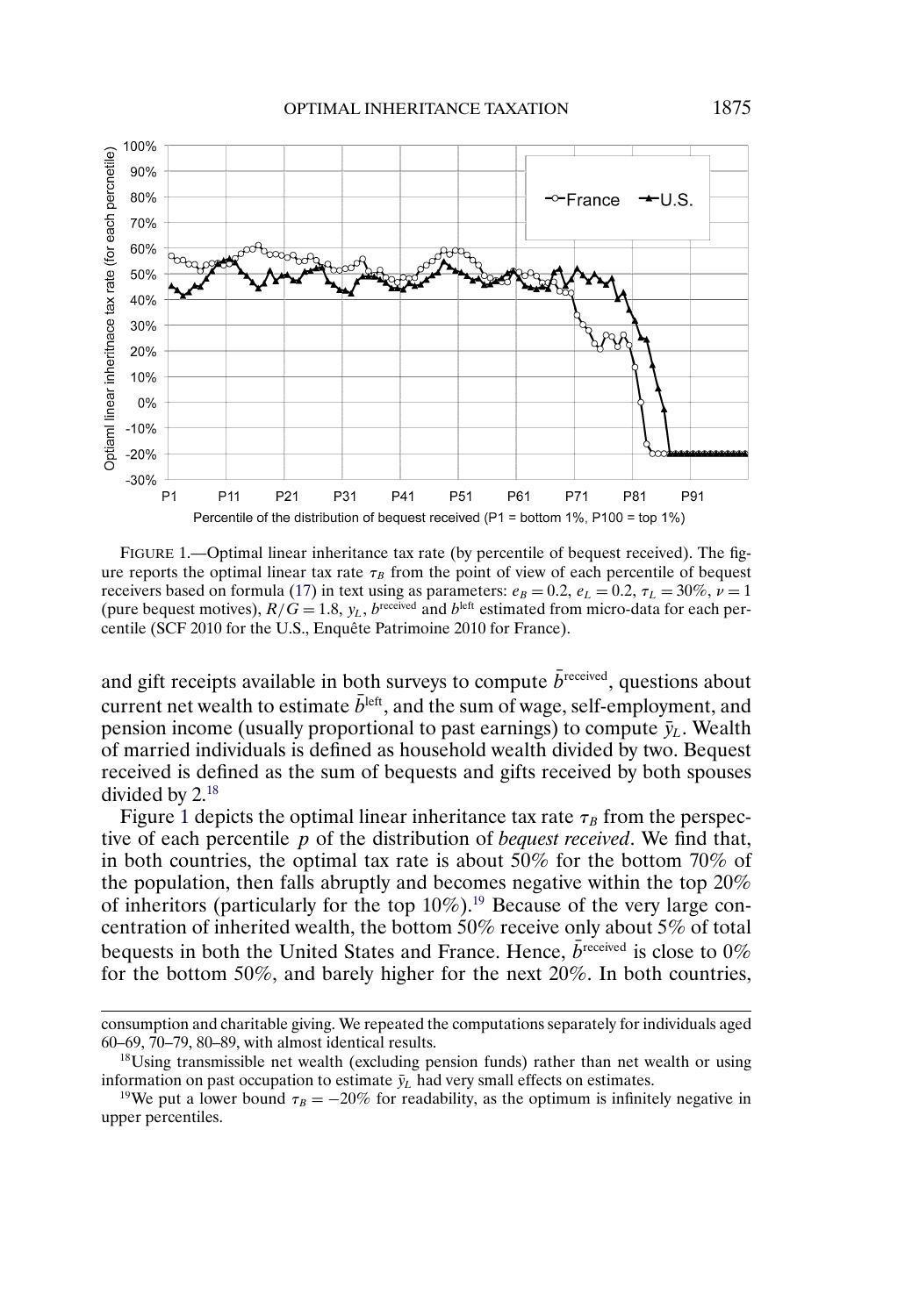FIGURE 1.—Optimal linear inheritance tax rate (by percentile of bequest received). The figure reports the optimal linear tax rate $\tau_B$ from the point of view of each percentile of bequest receivers based on formula (17) in text using as parameters: $e_B = 0.2$, $e_L = 0.2$, $\tau_L = 30\%$, $\nu = 1$ (pure bequest motives), $R/G = 1.8$, $y_L$, $b^{\text{received}}$ and $b^{\text{left}}$ estimated from micro-data for each percentile (SCF 2010 for the U.S., Enquête Patrimoine 2010 for France).

and gift receipts available in both surveys to compute $\bar{b}^{\text{received}}$, questions about current net wealth to estimate $\bar{b}^{\text{left}}$, and the sum of wage, self-employment, and pension income (usually proportional to past earnings) to compute $\bar{y}_L$. Wealth of married individuals is defined as household wealth divided by two. Bequest received is defined as the sum of bequests and gifts received by both spouses divided by 2.[18]

Figure 1 depicts the optimal linear inheritance tax rate $\tau_B$ from the perspective of each percentile $p$ of the distribution of *bequest received*. We find that, in both countries, the optimal tax rate is about 50% for the bottom 70% of the population, then falls abruptly and becomes negative within the top 20% of inheritors (particularly for the top 10%).[19] Because of the very large concentration of inherited wealth, the bottom 50% receive only about 5% of total bequests in both the United States and France. Hence, $\bar{b}^{\text{received}}$ is close to 0% for the bottom 50%, and barely higher for the next 20%. In both countries,

consumption and charitable giving. We repeated the computations separately for individuals aged 60–69, 70–79, 80–89, with almost identical results.

[18]Using transmissible net wealth (excluding pension funds) rather than net wealth or using information on past occupation to estimate $\bar{y}_L$ had very small effects on estimates.

[19]We put a lower bound $\tau_B = -20\%$ for readability, as the optimum is infinitely negative in upper percentiles.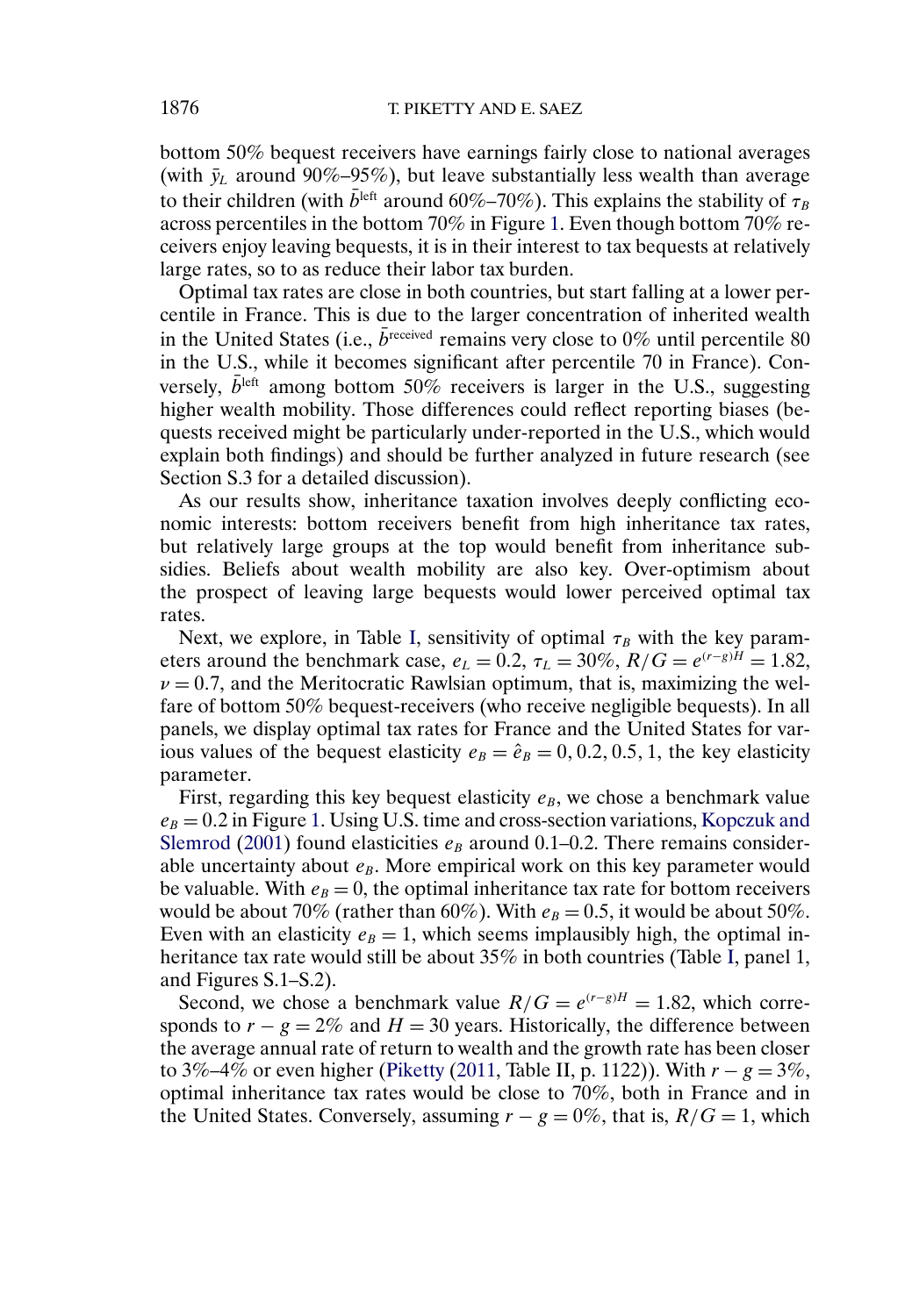bottom 50% bequest receivers have earnings fairly close to national averages (with $\bar{y}_L$ around 90%–95%), but leave substantially less wealth than average to their children (with $\bar{b}^{\text{left}}$ around 60%–70%). This explains the stability of $\tau_B$ across percentiles in the bottom 70% in Figure 1. Even though bottom 70% receivers enjoy leaving bequests, it is in their interest to tax bequests at relatively large rates, so to as reduce their labor tax burden.

Optimal tax rates are close in both countries, but start falling at a lower percentile in France. This is due to the larger concentration of inherited wealth in the United States (i.e., $\bar{b}^{\text{received}}$ remains very close to 0% until percentile 80 in the U.S., while it becomes significant after percentile 70 in France). Conversely, $\bar{b}^{\text{left}}$ among bottom 50% receivers is larger in the U.S., suggesting higher wealth mobility. Those differences could reflect reporting biases (bequests received might be particularly under-reported in the U.S., which would explain both findings) and should be further analyzed in future research (see Section S.3 for a detailed discussion).

As our results show, inheritance taxation involves deeply conflicting economic interests: bottom receivers benefit from high inheritance tax rates, but relatively large groups at the top would benefit from inheritance subsidies. Beliefs about wealth mobility are also key. Over-optimism about the prospect of leaving large bequests would lower perceived optimal tax rates.

Next, we explore, in Table I, sensitivity of optimal $\tau_B$ with the key parameters around the benchmark case, $e_L = 0.2$, $\tau_L = 30\%$, $R/G = e^{(r-g)H} = 1.82$, $\nu = 0.7$, and the Meritocratic Rawlsian optimum, that is, maximizing the welfare of bottom 50% bequest-receivers (who receive negligible bequests). In all panels, we display optimal tax rates for France and the United States for various values of the bequest elasticity $e_B = \hat{e}_B = 0, 0.2, 0.5, 1$, the key elasticity parameter.

First, regarding this key bequest elasticity $e_B$, we chose a benchmark value $e_B = 0.2$ in Figure 1. Using U.S. time and cross-section variations, Kopczuk and Slemrod (2001) found elasticities $e_B$ around 0.1–0.2. There remains considerable uncertainty about $e_B$. More empirical work on this key parameter would be valuable. With $e_B = 0$, the optimal inheritance tax rate for bottom receivers would be about 70% (rather than 60%). With $e_B = 0.5$, it would be about 50%. Even with an elasticity $e_B = 1$, which seems implausibly high, the optimal inheritance tax rate would still be about 35% in both countries (Table I, panel 1, and Figures S.1–S.2).

Second, we chose a benchmark value $R/G = e^{(r-g)H} = 1.82$, which corresponds to $r - g = 2\%$ and $H = 30$ years. Historically, the difference between the average annual rate of return to wealth and the growth rate has been closer to 3%–4% or even higher (Piketty (2011, Table II, p. 1122)). With $r - g = 3\%$, optimal inheritance tax rates would be close to 70%, both in France and in the United States. Conversely, assuming $r - g = 0\%$, that is, $R/G = 1$, which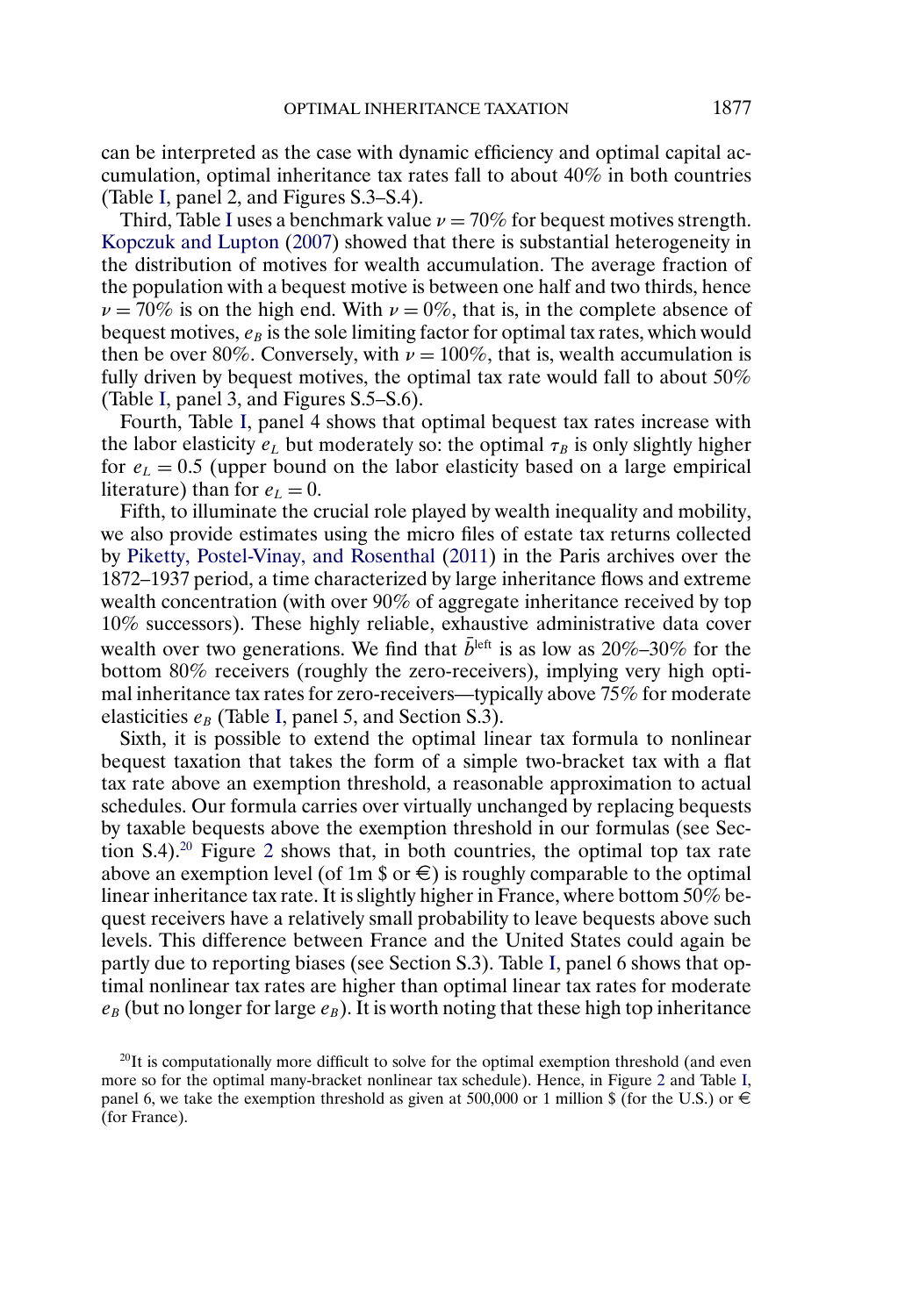can be interpreted as the case with dynamic efficiency and optimal capital accumulation, optimal inheritance tax rates fall to about 40% in both countries (Table I, panel 2, and Figures S.3–S.4).

Third, Table I uses a benchmark value $\nu = 70\%$ for bequest motives strength. Kopczuk and Lupton (2007) showed that there is substantial heterogeneity in the distribution of motives for wealth accumulation. The average fraction of the population with a bequest motive is between one half and two thirds, hence $\nu = 70\%$ is on the high end. With $\nu = 0\%$, that is, in the complete absence of bequest motives, $e_B$ is the sole limiting factor for optimal tax rates, which would then be over 80%. Conversely, with $\nu = 100\%$, that is, wealth accumulation is fully driven by bequest motives, the optimal tax rate would fall to about 50% (Table I, panel 3, and Figures S.5–S.6).

Fourth, Table I, panel 4 shows that optimal bequest tax rates increase with the labor elasticity $e_L$ but moderately so: the optimal $\tau_B$ is only slightly higher for $e_L = 0.5$ (upper bound on the labor elasticity based on a large empirical literature) than for $e_L = 0$.

Fifth, to illuminate the crucial role played by wealth inequality and mobility, we also provide estimates using the micro files of estate tax returns collected by Piketty, Postel-Vinay, and Rosenthal (2011) in the Paris archives over the 1872–1937 period, a time characterized by large inheritance flows and extreme wealth concentration (with over 90% of aggregate inheritance received by top 10% successors). These highly reliable, exhaustive administrative data cover wealth over two generations. We find that $\bar{b}^{\text{left}}$ is as low as 20%–30% for the bottom 80% receivers (roughly the zero-receivers), implying very high optimal inheritance tax rates for zero-receivers—typically above 75% for moderate elasticities $e_B$ (Table I, panel 5, and Section S.3).

Sixth, it is possible to extend the optimal linear tax formula to nonlinear bequest taxation that takes the form of a simple two-bracket tax with a flat tax rate above an exemption threshold, a reasonable approximation to actual schedules. Our formula carries over virtually unchanged by replacing bequests by taxable bequests above the exemption threshold in our formulas (see Section S.4).[20] Figure 2 shows that, in both countries, the optimal top tax rate above an exemption level (of 1m \$ or €) is roughly comparable to the optimal linear inheritance tax rate. It is slightly higher in France, where bottom 50% bequest receivers have a relatively small probability to leave bequests above such levels. This difference between France and the United States could again be partly due to reporting biases (see Section S.3). Table I, panel 6 shows that optimal nonlinear tax rates are higher than optimal linear tax rates for moderate $e_B$ (but no longer for large $e_B$). It is worth noting that these high top inheritance

[20]It is computationally more difficult to solve for the optimal exemption threshold (and even more so for the optimal many-bracket nonlinear tax schedule). Hence, in Figure 2 and Table I, panel 6, we take the exemption threshold as given at 500,000 or 1 million \$ (for the U.S.) or € (for France).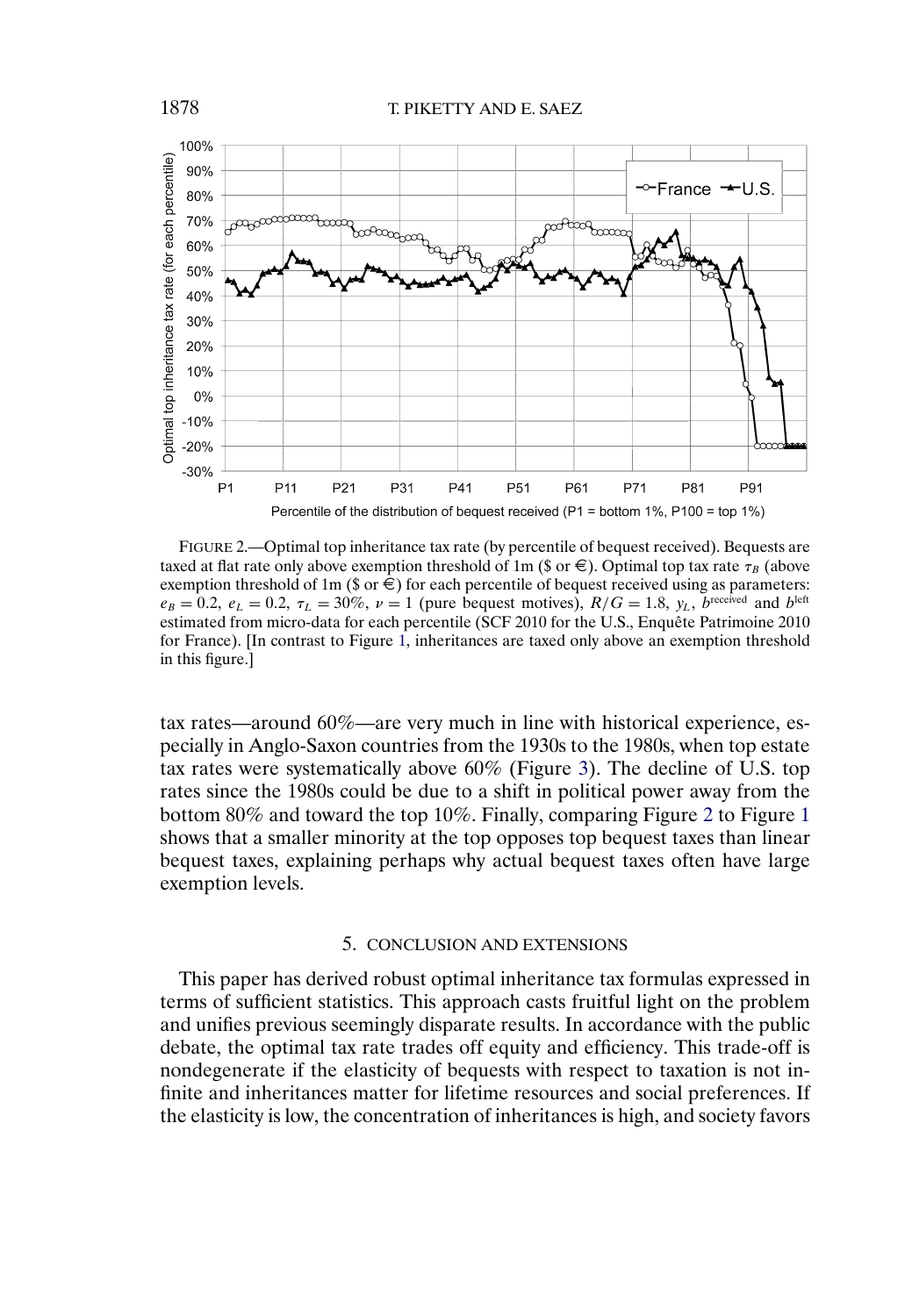FIGURE 2.—Optimal top inheritance tax rate (by percentile of bequest received). Bequests are taxed at flat rate only above exemption threshold of 1m ($ or €). Optimal top tax rate $\tau_B$ (above exemption threshold of 1m ($ or €) for each percentile of bequest received using as parameters: $e_B = 0.2$, $e_L = 0.2$, $\tau_L = 30\%$, $\nu = 1$ (pure bequest motives), $R/G = 1.8$, $y_L$, $b^{\text{received}}$ and $b^{\text{left}}$ estimated from micro-data for each percentile (SCF 2010 for the U.S., Enquête Patrimoine 2010 for France). [In contrast to Figure 1, inheritances are taxed only above an exemption threshold in this figure.]

tax rates—around 60%—are very much in line with historical experience, especially in Anglo-Saxon countries from the 1930s to the 1980s, when top estate tax rates were systematically above 60% (Figure 3). The decline of U.S. top rates since the 1980s could be due to a shift in political power away from the bottom 80% and toward the top 10%. Finally, comparing Figure 2 to Figure 1 shows that a smaller minority at the top opposes top bequest taxes than linear bequest taxes, explaining perhaps why actual bequest taxes often have large exemption levels.

## 5. CONCLUSION AND EXTENSIONS

This paper has derived robust optimal inheritance tax formulas expressed in terms of sufficient statistics. This approach casts fruitful light on the problem and unifies previous seemingly disparate results. In accordance with the public debate, the optimal tax rate trades off equity and efficiency. This trade-off is nondegenerate if the elasticity of bequests with respect to taxation is not infinite and inheritances matter for lifetime resources and social preferences. If the elasticity is low, the concentration of inheritances is high, and society favors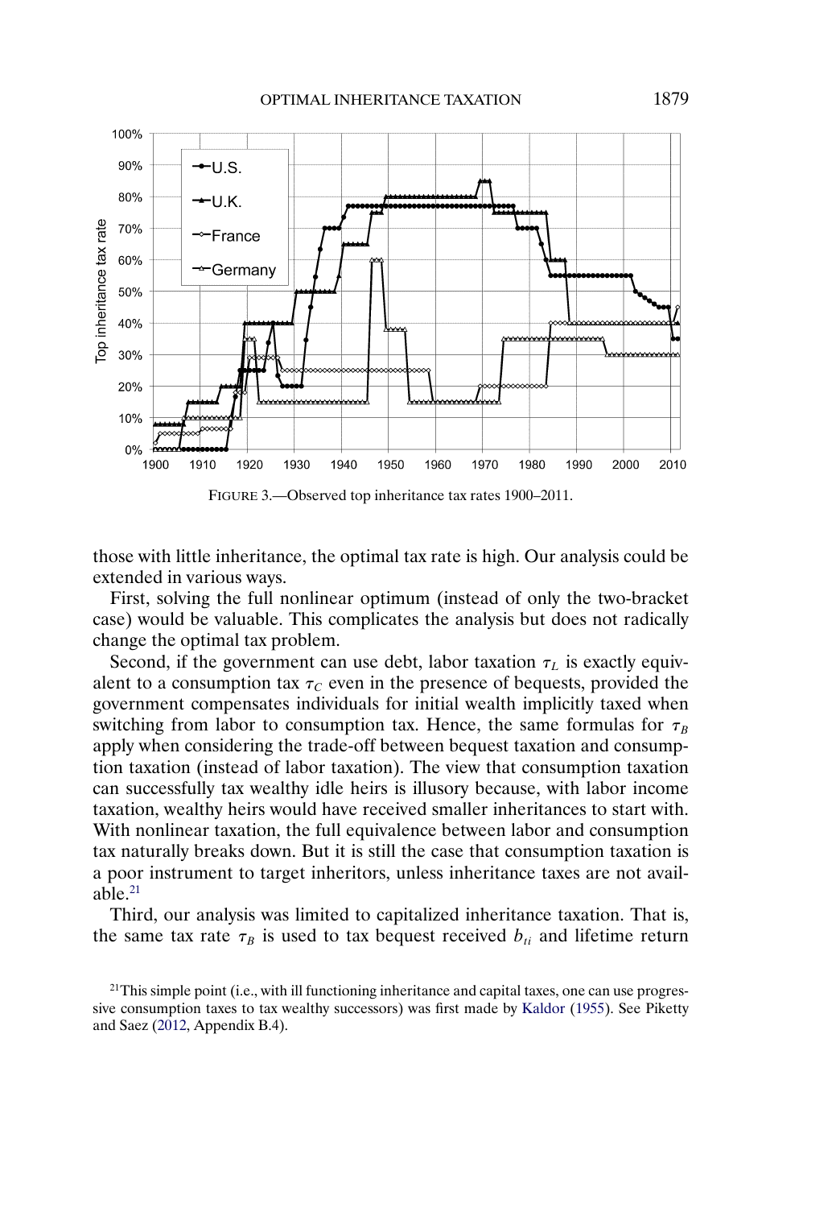FIGURE 3.—Observed top inheritance tax rates 1900–2011.

those with little inheritance, the optimal tax rate is high. Our analysis could be extended in various ways.

First, solving the full nonlinear optimum (instead of only the two-bracket case) would be valuable. This complicates the analysis but does not radically change the optimal tax problem.

Second, if the government can use debt, labor taxation $\tau_L$ is exactly equivalent to a consumption tax $\tau_C$ even in the presence of bequests, provided the government compensates individuals for initial wealth implicitly taxed when switching from labor to consumption tax. Hence, the same formulas for $\tau_B$ apply when considering the trade-off between bequest taxation and consumption taxation (instead of labor taxation). The view that consumption taxation can successfully tax wealthy idle heirs is illusory because, with labor income taxation, wealthy heirs would have received smaller inheritances to start with. With nonlinear taxation, the full equivalence between labor and consumption tax naturally breaks down. But it is still the case that consumption taxation is a poor instrument to target inheritors, unless inheritance taxes are not available.[21]

Third, our analysis was limited to capitalized inheritance taxation. That is, the same tax rate $\tau_B$ is used to tax bequest received $b_{ti}$ and lifetime return

[21]This simple point (i.e., with ill functioning inheritance and capital taxes, one can use progressive consumption taxes to tax wealthy successors) was first made by Kaldor (1955). See Piketty and Saez (2012, Appendix B.4).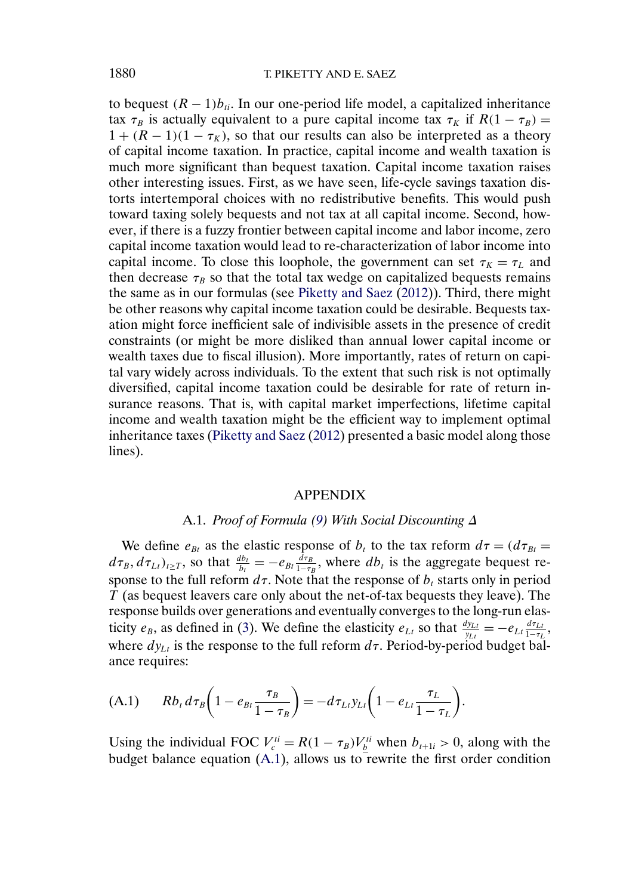to bequest $(R-1)b_{ti}$. In our one-period life model, a capitalized inheritance tax $\tau_B$ is actually equivalent to a pure capital income tax $\tau_K$ if $R(1-\tau_B) = 1 + (R-1)(1-\tau_K)$, so that our results can also be interpreted as a theory of capital income taxation. In practice, capital income and wealth taxation is much more significant than bequest taxation. Capital income taxation raises other interesting issues. First, as we have seen, life-cycle savings taxation distorts intertemporal choices with no redistributive benefits. This would push toward taxing solely bequests and not tax at all capital income. Second, however, if there is a fuzzy frontier between capital income and labor income, zero capital income taxation would lead to re-characterization of labor income into capital income. To close this loophole, the government can set $\tau_K = \tau_L$ and then decrease $\tau_B$ so that the total tax wedge on capitalized bequests remains the same as in our formulas (see Piketty and Saez (2012)). Third, there might be other reasons why capital income taxation could be desirable. Bequests taxation might force inefficient sale of indivisible assets in the presence of credit constraints (or might be more disliked than annual lower capital income or wealth taxes due to fiscal illusion). More importantly, rates of return on capital vary widely across individuals. To the extent that such risk is not optimally diversified, capital income taxation could be desirable for rate of return insurance reasons. That is, with capital market imperfections, lifetime capital income and wealth taxation might be the efficient way to implement optimal inheritance taxes (Piketty and Saez (2012) presented a basic model along those lines).

## APPENDIX

### A.1. *Proof of Formula (9) With Social Discounting $\Delta$*

We define $e_{Bt}$ as the elastic response of $b_t$ to the tax reform $d\tau = (d\tau_{Bt} = d\tau_B, d\tau_{Lt})_{t\geq T}$, so that $\frac{db_t}{b_t} = -e_{Bt}\frac{d\tau_B}{1-\tau_B}$, where $db_t$ is the aggregate bequest response to the full reform $d\tau$. Note that the response of $b_t$ starts only in period $T$ (as bequest leavers care only about the net-of-tax bequests they leave). The response builds over generations and eventually converges to the long-run elasticity $e_B$, as defined in (3). We define the elasticity $e_{Lt}$ so that $\frac{dy_{Lt}}{y_{Lt}} = -e_{Lt}\frac{d\tau_{Lt}}{1-\tau_L}$, where $dy_{Lt}$ is the response to the full reform $d\tau$. Period-by-period budget balance requires:

$$
\text{(A.1)} \qquad Rb_t\, d\tau_B\left(1 - e_{Bt}\frac{\tau_B}{1-\tau_B}\right) = -d\tau_{Lt}y_{Lt}\left(1 - e_{Lt}\frac{\tau_L}{1-\tau_L}\right).
$$

Using the individual FOC $V_c^{ti} = R(1-\tau_B)V_{\underline{b}}^{ti}$ when $b_{t+1i} > 0$, along with the budget balance equation (A.1), allows us to rewrite the first order condition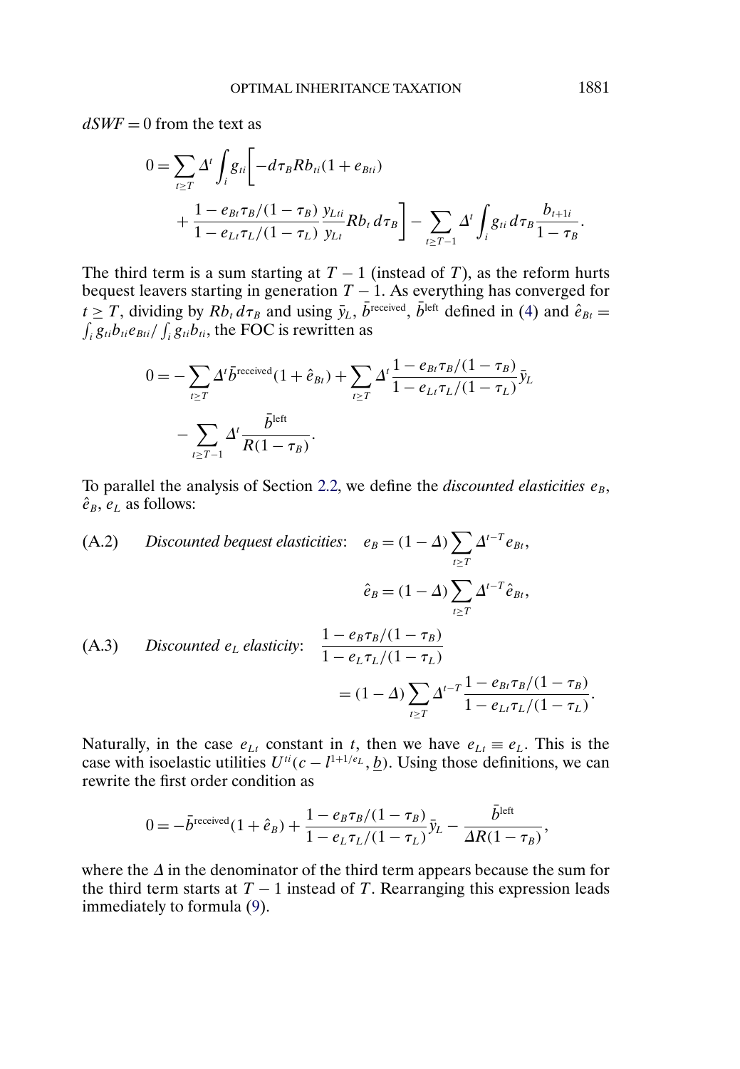$dSWF = 0$ from the text as

$$0 = \sum_{t \geq T} \Delta^t \int_i g_{ti} \left[ -d\tau_B R b_{ti}(1 + e_{Bti}) + \frac{1 - e_{Bt}\tau_B/(1-\tau_B)}{1 - e_{Lt}\tau_L/(1-\tau_L)} \frac{y_{Lti}}{y_{Lt}} R b_t \, d\tau_B \right] - \sum_{t \geq T-1} \Delta^t \int_i g_{ti} \, d\tau_B \frac{b_{t+1i}}{1-\tau_B}.$$

The third term is a sum starting at $T-1$ (instead of $T$), as the reform hurts bequest leavers starting in generation $T-1$. As everything has converged for $t \geq T$, dividing by $R b_t \, d\tau_B$ and using $\bar{y}_L$, $\bar{b}^{\text{received}}$, $\bar{b}^{\text{left}}$ defined in (4) and $\hat{e}_{Bt} = \int_i g_{ti} b_{ti} e_{Bti} / \int_i g_{ti} b_{ti}$, the FOC is rewritten as

$$0 = -\sum_{t \geq T} \Delta^t \bar{b}^{\text{received}}(1 + \hat{e}_{Bt}) + \sum_{t \geq T} \Delta^t \frac{1 - e_{Bt}\tau_B/(1-\tau_B)}{1 - e_{Lt}\tau_L/(1-\tau_L)} \bar{y}_L - \sum_{t \geq T-1} \Delta^t \frac{\bar{b}^{\text{left}}}{R(1-\tau_B)}.$$

To parallel the analysis of Section 2.2, we define the *discounted elasticities* $e_B$, $\hat{e}_B$, $e_L$ as follows:

(A.2) *Discounted bequest elasticities*:
$$e_B = (1-\Delta) \sum_{t \geq T} \Delta^{t-T} e_{Bt},$$
$$\hat{e}_B = (1-\Delta) \sum_{t \geq T} \Delta^{t-T} \hat{e}_{Bt},$$

(A.3) *Discounted $e_L$ elasticity*:
$$\frac{1 - e_B\tau_B/(1-\tau_B)}{1 - e_L\tau_L/(1-\tau_L)} = (1-\Delta) \sum_{t \geq T} \Delta^{t-T} \frac{1 - e_{Bt}\tau_B/(1-\tau_B)}{1 - e_{Lt}\tau_L/(1-\tau_L)}.$$

Naturally, in the case $e_{Lt}$ constant in $t$, then we have $e_{Lt} \equiv e_L$. This is the case with isoelastic utilities $U^{ti}(c - l^{1+1/e_L}, \underline{b})$. Using those definitions, we can rewrite the first order condition as

$$0 = -\bar{b}^{\text{received}}(1 + \hat{e}_B) + \frac{1 - e_B\tau_B/(1-\tau_B)}{1 - e_L\tau_L/(1-\tau_L)} \bar{y}_L - \frac{\bar{b}^{\text{left}}}{\Delta R(1-\tau_B)},$$

where the $\Delta$ in the denominator of the third term appears because the sum for the third term starts at $T-1$ instead of $T$. Rearranging this expression leads immediately to formula (9).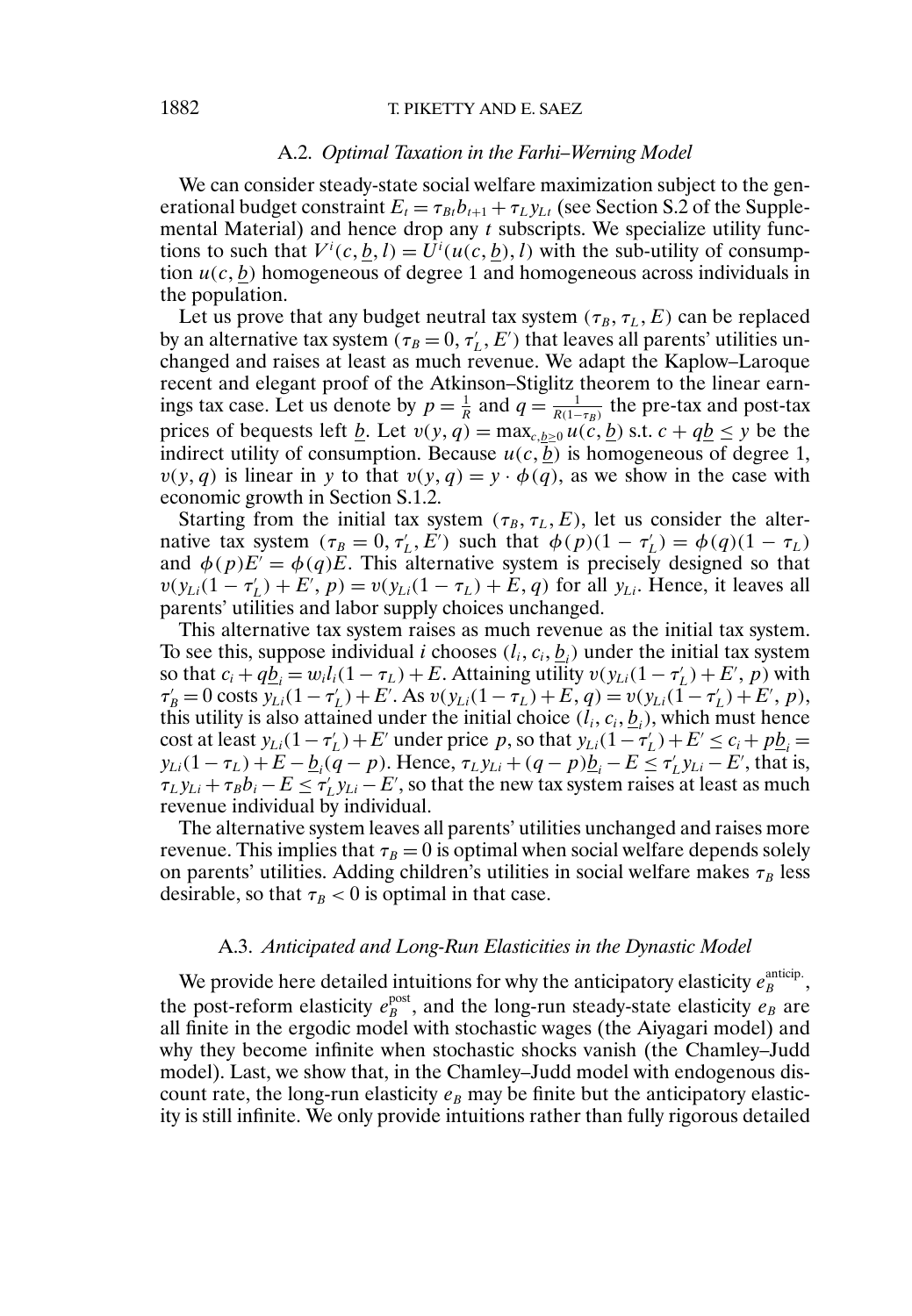### A.2. *Optimal Taxation in the Farhi–Werning Model*

We can consider steady-state social welfare maximization subject to the generational budget constraint $E_t = \tau_{Bt} b_{t+1} + \tau_L y_{Lt}$ (see Section S.2 of the Supplemental Material) and hence drop any $t$ subscripts. We specialize utility functions to such that $V^i(c, \underline{b}, l) = U^i(u(c, \underline{b}), l)$ with the sub-utility of consumption $u(c, \underline{b})$ homogeneous of degree 1 and homogeneous across individuals in the population.

Let us prove that any budget neutral tax system $(\tau_B, \tau_L, E)$ can be replaced by an alternative tax system $(\tau_B = 0, \tau_L', E')$ that leaves all parents' utilities unchanged and raises at least as much revenue. We adapt the Kaplow–Laroque recent and elegant proof of the Atkinson–Stiglitz theorem to the linear earnings tax case. Let us denote by $p = \frac{1}{R}$ and $q = \frac{1}{R(1-\tau_B)}$ the pre-tax and post-tax prices of bequests left $\underline{b}$. Let $v(y, q) = \max_{c, \underline{b} \geq 0} u(c, \underline{b})$ s.t. $c + q\underline{b} \leq y$ be the indirect utility of consumption. Because $u(c, \underline{b})$ is homogeneous of degree 1, $v(y, q)$ is linear in $y$ to that $v(y, q) = y \cdot \phi(q)$, as we show in the case with economic growth in Section S.1.2.

Starting from the initial tax system $(\tau_B, \tau_L, E)$, let us consider the alternative tax system $(\tau_B = 0, \tau_L', E')$ such that $\phi(p)(1 - \tau_L') = \phi(q)(1 - \tau_L)$ and $\phi(p)E' = \phi(q)E$. This alternative system is precisely designed so that $v(y_{Li}(1 - \tau_L') + E', p) = v(y_{Li}(1 - \tau_L) + E, q)$ for all $y_{Li}$. Hence, it leaves all parents' utilities and labor supply choices unchanged.

This alternative tax system raises as much revenue as the initial tax system. To see this, suppose individual $i$ chooses $(l_i, c_i, \underline{b}_i)$ under the initial tax system so that $c_i + q\underline{b}_i = w_i l_i(1 - \tau_L) + E$. Attaining utility $v(y_{Li}(1 - \tau_L') + E', p)$ with $\tau_B' = 0$ costs $y_{Li}(1 - \tau_L') + E'$. As $v(y_{Li}(1 - \tau_L) + E, q) = v(y_{Li}(1 - \tau_L') + E', p)$, this utility is also attained under the initial choice $(l_i, c_i, \underline{b}_i)$, which must hence cost at least $y_{Li}(1 - \tau_L') + E'$ under price $p$, so that $y_{Li}(1 - \tau_L') + E' \leq c_i + p\underline{b}_i = y_{Li}(1 - \tau_L) + E - \underline{b}_i(q - p)$. Hence, $\tau_L y_{Li} + (q - p)\underline{b}_i - E \leq \tau_L' y_{Li} - E'$, that is, $\tau_L y_{Li} + \tau_B b_i - E \leq \tau_L' y_{Li} - E'$, so that the new tax system raises at least as much revenue individual by individual.

The alternative system leaves all parents' utilities unchanged and raises more revenue. This implies that $\tau_B = 0$ is optimal when social welfare depends solely on parents' utilities. Adding children's utilities in social welfare makes $\tau_B$ less desirable, so that $\tau_B < 0$ is optimal in that case.

### A.3. *Anticipated and Long-Run Elasticities in the Dynastic Model*

We provide here detailed intuitions for why the anticipatory elasticity $e_B^{\text{anticip.}}$, the post-reform elasticity $e_B^{\text{post}}$, and the long-run steady-state elasticity $e_B$ are all finite in the ergodic model with stochastic wages (the Aiyagari model) and why they become infinite when stochastic shocks vanish (the Chamley–Judd model). Last, we show that, in the Chamley–Judd model with endogenous discount rate, the long-run elasticity $e_B$ may be finite but the anticipatory elasticity is still infinite. We only provide intuitions rather than fully rigorous detailed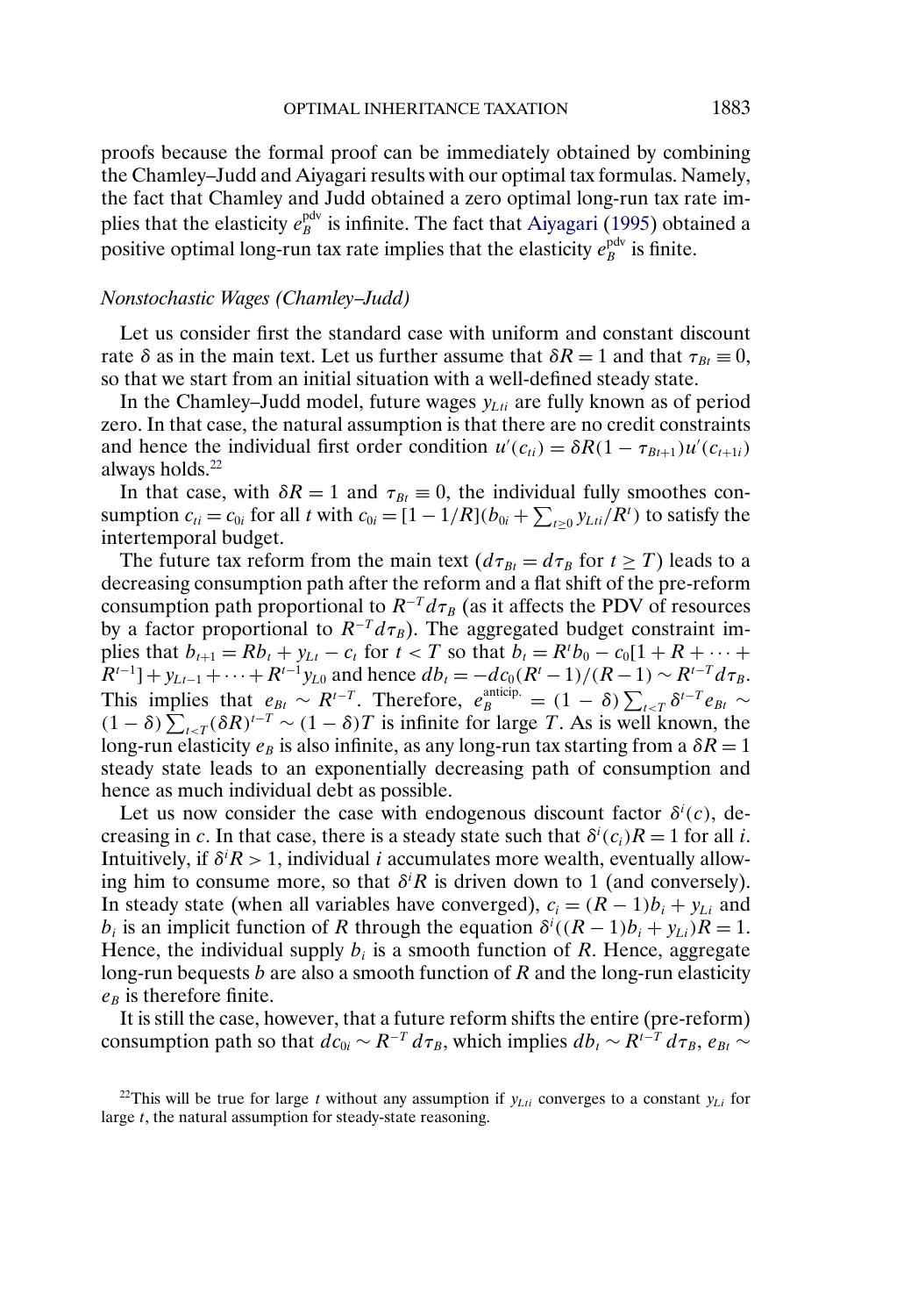proofs because the formal proof can be immediately obtained by combining the Chamley–Judd and Aiyagari results with our optimal tax formulas. Namely, the fact that Chamley and Judd obtained a zero optimal long-run tax rate implies that the elasticity $e_B^{\text{pdv}}$ is infinite. The fact that Aiyagari (1995) obtained a positive optimal long-run tax rate implies that the elasticity $e_B^{\text{pdv}}$ is finite.

*Nonstochastic Wages (Chamley–Judd)*

Let us consider first the standard case with uniform and constant discount rate $\delta$ as in the main text. Let us further assume that $\delta R = 1$ and that $\tau_{Bt} \equiv 0$, so that we start from an initial situation with a well-defined steady state.

In the Chamley–Judd model, future wages $y_{Lti}$ are fully known as of period zero. In that case, the natural assumption is that there are no credit constraints and hence the individual first order condition $u'(c_{ti}) = \delta R(1 - \tau_{Bt+1})u'(c_{t+1i})$ always holds.[22]

In that case, with $\delta R = 1$ and $\tau_{Bt} \equiv 0$, the individual fully smoothes consumption $c_{ti} = c_{0i}$ for all $t$ with $c_{0i} = [1 - 1/R](b_{0i} + \sum_{t\geq 0} y_{Lti}/R^t)$ to satisfy the intertemporal budget.

The future tax reform from the main text ($d\tau_{Bt} = d\tau_B$ for $t \geq T$) leads to a decreasing consumption path after the reform and a flat shift of the pre-reform consumption path proportional to $R^{-T} d\tau_B$ (as it affects the PDV of resources by a factor proportional to $R^{-T} d\tau_B$). The aggregated budget constraint implies that $b_{t+1} = Rb_t + y_{Lt} - c_t$ for $t < T$ so that $b_t = R^t b_0 - c_0[1 + R + \cdots + R^{t-1}] + y_{Lt-1} + \cdots + R^{t-1} y_{L0}$ and hence $db_t = -dc_0(R^t - 1)/(R - 1) \sim R^{t-T} d\tau_B$. This implies that $e_{Bt} \sim R^{t-T}$. Therefore, $e_B^{\text{anticip.}} = (1 - \delta)\sum_{t<T} \delta^{t-T} e_{Bt} \sim (1 - \delta)\sum_{t<T} (\delta R)^{t-T} \sim (1 - \delta)T$ is infinite for large $T$. As is well known, the long-run elasticity $e_B$ is also infinite, as any long-run tax starting from a $\delta R = 1$ steady state leads to an exponentially decreasing path of consumption and hence as much individual debt as possible.

Let us now consider the case with endogenous discount factor $\delta^i(c)$, decreasing in $c$. In that case, there is a steady state such that $\delta^i(c_i)R = 1$ for all $i$. Intuitively, if $\delta^i R > 1$, individual $i$ accumulates more wealth, eventually allowing him to consume more, so that $\delta^i R$ is driven down to 1 (and conversely). In steady state (when all variables have converged), $c_i = (R - 1)b_i + y_{Li}$ and $b_i$ is an implicit function of $R$ through the equation $\delta^i((R - 1)b_i + y_{Li})R = 1$. Hence, the individual supply $b_i$ is a smooth function of $R$. Hence, aggregate long-run bequests $b$ are also a smooth function of $R$ and the long-run elasticity $e_B$ is therefore finite.

It is still the case, however, that a future reform shifts the entire (pre-reform) consumption path so that $dc_{0i} \sim R^{-T} d\tau_B$, which implies $db_t \sim R^{t-T} d\tau_B$, $e_{Bt} \sim$

[22]This will be true for large $t$ without any assumption if $y_{Lti}$ converges to a constant $y_{Li}$ for large $t$, the natural assumption for steady-state reasoning.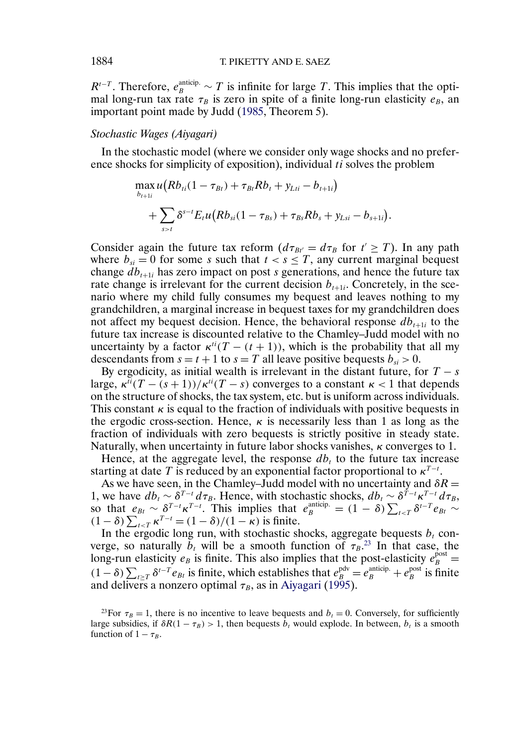$R^{t-T}$. Therefore, $e_B^{\text{anticip.}} \sim T$ is infinite for large $T$. This implies that the optimal long-run tax rate $\tau_B$ is zero in spite of a finite long-run elasticity $e_B$, an important point made by Judd (1985, Theorem 5).

*Stochastic Wages (Aiyagari)*

In the stochastic model (where we consider only wage shocks and no preference shocks for simplicity of exposition), individual $ti$ solves the problem

$$\max_{b_{t+1i}} u\big(Rb_{ti}(1-\tau_{Bt}) + \tau_{Bt}Rb_t + y_{Lti} - b_{t+1i}\big)$$
$$+ \sum_{s>t} \delta^{s-t} E_t u\big(Rb_{si}(1-\tau_{Bs}) + \tau_{Bs}Rb_s + y_{Lsi} - b_{s+1i}\big).$$

Consider again the future tax reform ($d\tau_{Bt'} = d\tau_B$ for $t' \geq T$). In any path where $b_{si} = 0$ for some $s$ such that $t < s \leq T$, any current marginal bequest change $db_{t+1i}$ has zero impact on post $s$ generations, and hence the future tax rate change is irrelevant for the current decision $b_{t+1i}$. Concretely, in the scenario where my child fully consumes my bequest and leaves nothing to my grandchildren, a marginal increase in bequest taxes for my grandchildren does not affect my bequest decision. Hence, the behavioral response $db_{t+1i}$ to the future tax increase is discounted relative to the Chamley–Judd model with no uncertainty by a factor $\kappa^{ti}(T-(t+1))$, which is the probability that all my descendants from $s = t+1$ to $s = T$ all leave positive bequests $b_{si} > 0$.

By ergodicity, as initial wealth is irrelevant in the distant future, for $T - s$ large, $\kappa^{ti}(T-(s+1))/\kappa^{ti}(T-s)$ converges to a constant $\kappa < 1$ that depends on the structure of shocks, the tax system, etc. but is uniform across individuals. This constant $\kappa$ is equal to the fraction of individuals with positive bequests in the ergodic cross-section. Hence, $\kappa$ is necessarily less than 1 as long as the fraction of individuals with zero bequests is strictly positive in steady state. Naturally, when uncertainty in future labor shocks vanishes, $\kappa$ converges to 1.

Hence, at the aggregate level, the response $db_t$ to the future tax increase starting at date $T$ is reduced by an exponential factor proportional to $\kappa^{T-t}$.

As we have seen, in the Chamley–Judd model with no uncertainty and $\delta R = 1$, we have $db_t \sim \delta^{T-t} d\tau_B$. Hence, with stochastic shocks, $db_t \sim \delta^{T-t}\kappa^{T-t} d\tau_B$, so that $e_{Bt} \sim \delta^{T-t}\kappa^{T-t}$. This implies that $e_B^{\text{anticip.}} = (1-\delta)\sum_{t<T} \delta^{t-T} e_{Bt} \sim (1-\delta)\sum_{t<T} \kappa^{T-t} = (1-\delta)/(1-\kappa)$ is finite.

In the ergodic long run, with stochastic shocks, aggregate bequests $b_t$ converge, so naturally $b_t$ will be a smooth function of $\tau_B$.[23] In that case, the long-run elasticity $e_B$ is finite. This also implies that the post-elasticity $e_B^{\text{post}} = (1-\delta)\sum_{t\geq T} \delta^{t-T} e_{Bt}$ is finite, which establishes that $e_B^{\text{pdv}} = e_B^{\text{anticip.}} + e_B^{\text{post}}$ is finite and delivers a nonzero optimal $\tau_B$, as in Aiyagari (1995).

[23] For $\tau_B = 1$, there is no incentive to leave bequests and $b_t = 0$. Conversely, for sufficiently large subsidies, if $\delta R(1-\tau_B) > 1$, then bequests $b_t$ would explode. In between, $b_t$ is a smooth function of $1 - \tau_B$.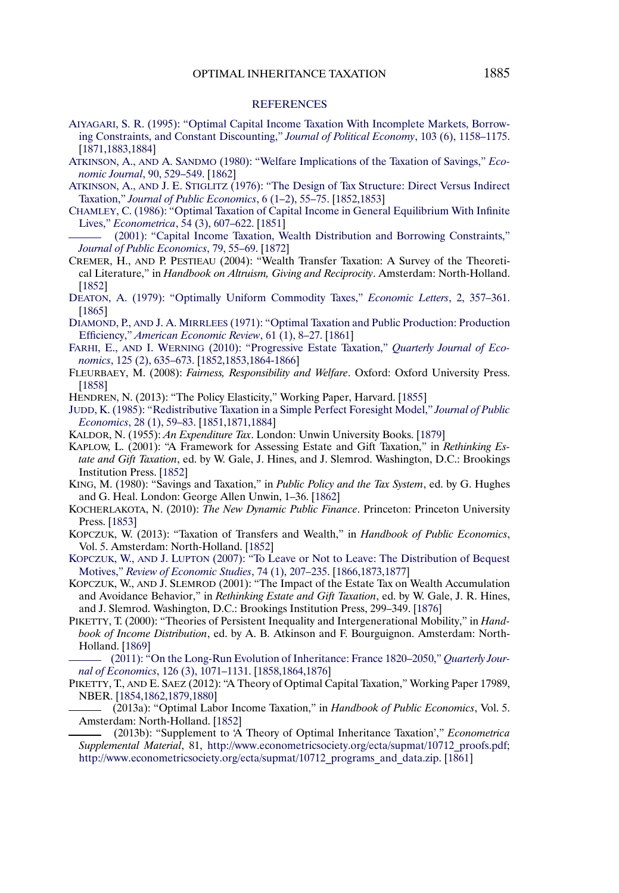## REFERENCES

AIYAGARI, S. R. (1995): "Optimal Capital Income Taxation With Incomplete Markets, Borrowing Constraints, and Constant Discounting," *Journal of Political Economy*, 103 (6), 1158–1175. [1871,1883,1884]

ATKINSON, A., AND A. SANDMO (1980): "Welfare Implications of the Taxation of Savings," *Economic Journal*, 90, 529–549. [1862]

ATKINSON, A., AND J. E. STIGLITZ (1976): "The Design of Tax Structure: Direct Versus Indirect Taxation," *Journal of Public Economics*, 6 (1–2), 55–75. [1852,1853]

CHAMLEY, C. (1986): "Optimal Taxation of Capital Income in General Equilibrium With Infinite Lives," *Econometrica*, 54 (3), 607–622. [1851]

——— (2001): "Capital Income Taxation, Wealth Distribution and Borrowing Constraints," *Journal of Public Economics*, 79, 55–69. [1872]

CREMER, H., AND P. PESTIEAU (2004): "Wealth Transfer Taxation: A Survey of the Theoretical Literature," in *Handbook on Altruism, Giving and Reciprocity*. Amsterdam: North-Holland. [1852]

DEATON, A. (1979): "Optimally Uniform Commodity Taxes," *Economic Letters*, 2, 357–361. [1865]

DIAMOND, P., AND J. A. MIRRLEES (1971): "Optimal Taxation and Public Production: Production Efficiency," *American Economic Review*, 61 (1), 8–27. [1861]

FARHI, E., AND I. WERNING (2010): "Progressive Estate Taxation," *Quarterly Journal of Economics*, 125 (2), 635–673. [1852,1853,1864-1866]

FLEURBAEY, M. (2008): *Fairness, Responsibility and Welfare*. Oxford: Oxford University Press. [1858]

HENDREN, N. (2013): "The Policy Elasticity," Working Paper, Harvard. [1855]

JUDD, K. (1985): "Redistributive Taxation in a Simple Perfect Foresight Model," *Journal of Public Economics*, 28 (1), 59–83. [1851,1871,1884]

KALDOR, N. (1955): *An Expenditure Tax*. London: Unwin University Books. [1879]

KAPLOW, L. (2001): "A Framework for Assessing Estate and Gift Taxation," in *Rethinking Estate and Gift Taxation*, ed. by W. Gale, J. Hines, and J. Slemrod. Washington, D.C.: Brookings Institution Press. [1852]

KING, M. (1980): "Savings and Taxation," in *Public Policy and the Tax System*, ed. by G. Hughes and G. Heal. London: George Allen Unwin, 1–36. [1862]

KOCHERLAKOTA, N. (2010): *The New Dynamic Public Finance*. Princeton: Princeton University Press. [1853]

KOPCZUK, W. (2013): "Taxation of Transfers and Wealth," in *Handbook of Public Economics*, Vol. 5. Amsterdam: North-Holland. [1852]

KOPCZUK, W., AND J. LUPTON (2007): "To Leave or Not to Leave: The Distribution of Bequest Motives," *Review of Economic Studies*, 74 (1), 207–235. [1866,1873,1877]

KOPCZUK, W., AND J. SLEMROD (2001): "The Impact of the Estate Tax on Wealth Accumulation and Avoidance Behavior," in *Rethinking Estate and Gift Taxation*, ed. by W. Gale, J. R. Hines, and J. Slemrod. Washington, D.C.: Brookings Institution Press, 299–349. [1876]

PIKETTY, T. (2000): "Theories of Persistent Inequality and Intergenerational Mobility," in *Handbook of Income Distribution*, ed. by A. B. Atkinson and F. Bourguignon. Amsterdam: North-Holland. [1869]

——— (2011): "On the Long-Run Evolution of Inheritance: France 1820–2050," *Quarterly Journal of Economics*, 126 (3), 1071–1131. [1858,1864,1876]

PIKETTY, T., AND E. SAEZ (2012): "A Theory of Optimal Capital Taxation," Working Paper 17989, NBER. [1854,1862,1879,1880]

——— (2013a): "Optimal Labor Income Taxation," in *Handbook of Public Economics*, Vol. 5. Amsterdam: North-Holland. [1852]

——— (2013b): "Supplement to 'A Theory of Optimal Inheritance Taxation'," *Econometrica Supplemental Material*, 81, http://www.econometricsociety.org/ecta/supmat/10712_proofs.pdf; http://www.econometricsociety.org/ecta/supmat/10712_programs_and_data.zip. [1861]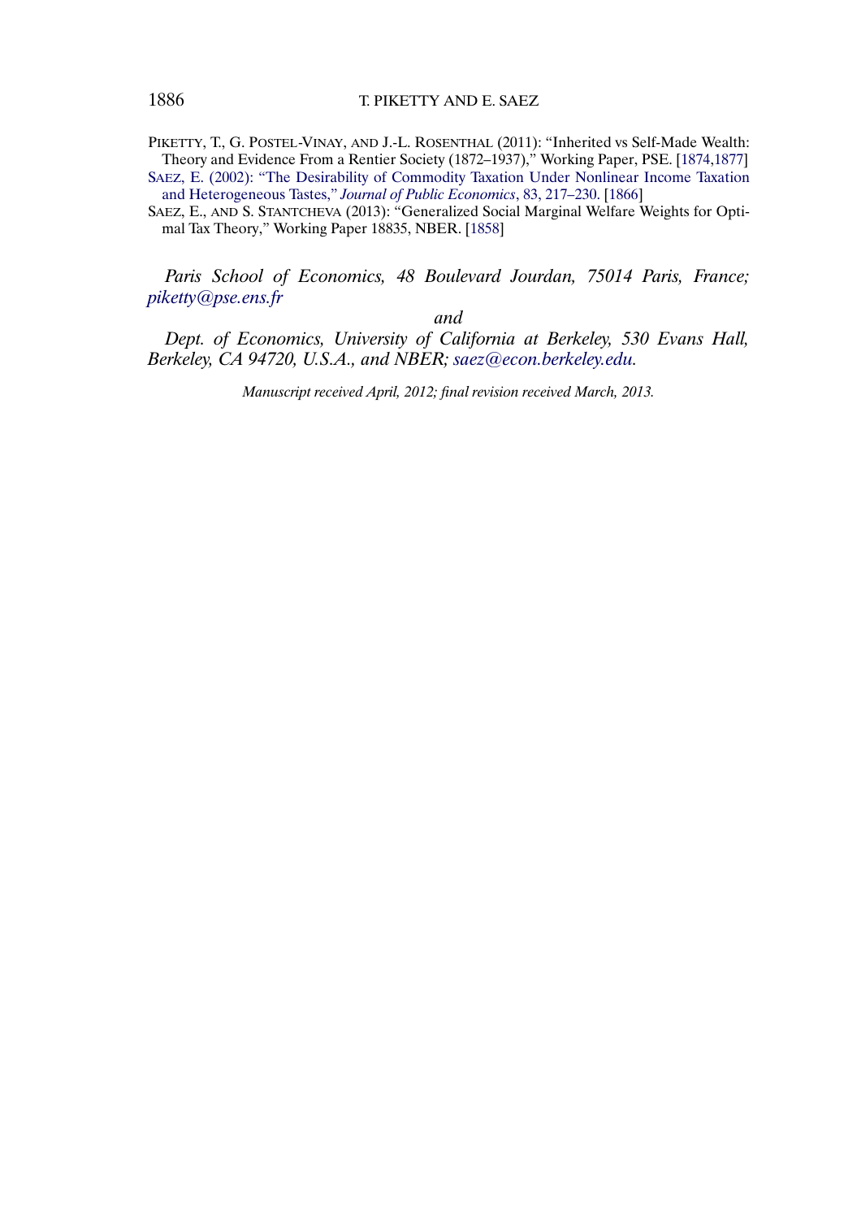PIKETTY, T., G. POSTEL-VINAY, AND J.-L. ROSENTHAL (2011): "Inherited vs Self-Made Wealth: Theory and Evidence From a Rentier Society (1872–1937)," Working Paper, PSE. [1874,1877]

SAEZ, E. (2002): "The Desirability of Commodity Taxation Under Nonlinear Income Taxation and Heterogeneous Tastes," *Journal of Public Economics*, 83, 217–230. [1866]

SAEZ, E., AND S. STANTCHEVA (2013): "Generalized Social Marginal Welfare Weights for Optimal Tax Theory," Working Paper 18835, NBER. [1858]

*Paris School of Economics, 48 Boulevard Jourdan, 75014 Paris, France; piketty@pse.ens.fr*

*and*

*Dept. of Economics, University of California at Berkeley, 530 Evans Hall, Berkeley, CA 94720, U.S.A., and NBER; saez@econ.berkeley.edu.*

*Manuscript received April, 2012; final revision received March, 2013.*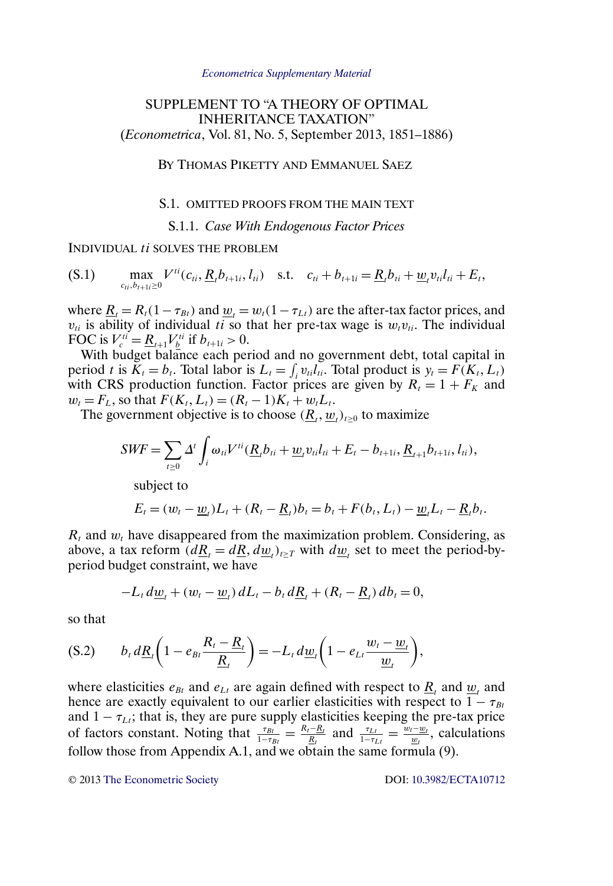*Econometrica Supplementary Material*

# SUPPLEMENT TO "A THEORY OF OPTIMAL INHERITANCE TAXATION"
(*Econometrica*, Vol. 81, No. 5, September 2013, 1851–1886)

BY THOMAS PIKETTY AND EMMANUEL SAEZ

## S.1. OMITTED PROOFS FROM THE MAIN TEXT

### S.1.1. *Case With Endogenous Factor Prices*

INDIVIDUAL $ti$ SOLVES THE PROBLEM

$$\text{(S.1)} \qquad \max_{c_{ti}, b_{t+1i} \geq 0} V^{ti}(c_{ti}, \underline{R}_t b_{t+1i}, l_{ti}) \quad \text{s.t.} \quad c_{ti} + b_{t+1i} = \underline{R}_t b_{ti} + \underline{w}_t v_{ti} l_{ti} + E_t,$$

where $\underline{R}_t = R_t(1 - \tau_{Bt})$ and $\underline{w}_t = w_t(1 - \tau_{Lt})$ are the after-tax factor prices, and $v_{ti}$ is ability of individual $ti$ so that her pre-tax wage is $w_t v_{ti}$. The individual FOC is $V_c^{ti} = \underline{R}_{t+1} V_{\underline{b}}^{ti}$ if $b_{t+1i} > 0$.

With budget balance each period and no government debt, total capital in period $t$ is $K_t = b_t$. Total labor is $L_t = \int_i v_{ti} l_{ti}$. Total product is $y_t = F(K_t, L_t)$ with CRS production function. Factor prices are given by $R_t = 1 + F_K$ and $w_t = F_L$, so that $F(K_t, L_t) = (R_t - 1)K_t + w_t L_t$.

The government objective is to choose $(\underline{R}_t, \underline{w}_t)_{t \geq 0}$ to maximize

$$SWF = \sum_{t \geq 0} \Delta^t \int_i \omega_{ti} V^{ti}(\underline{R}_t b_{ti} + \underline{w}_t v_{ti} l_{ti} + E_t - b_{t+1i}, \underline{R}_{t+1} b_{t+1i}, l_{ti}),$$

subject to

$$E_t = (w_t - \underline{w}_t)L_t + (R_t - \underline{R}_t)b_t = b_t + F(b_t, L_t) - \underline{w}_t L_t - \underline{R}_t b_t.$$

$R_t$ and $w_t$ have disappeared from the maximization problem. Considering, as above, a tax reform $(d\underline{R}_t = d\underline{R}, d\underline{w}_t)_{t \geq T}$ with $d\underline{w}_t$ set to meet the period-by-period budget constraint, we have

$$-L_t \, d\underline{w}_t + (w_t - \underline{w}_t) \, dL_t - b_t \, d\underline{R}_t + (R_t - \underline{R}_t) \, db_t = 0,$$

so that

$$\text{(S.2)} \qquad b_t \, d\underline{R}_t \left(1 - e_{Bt} \frac{R_t - \underline{R}_t}{\underline{R}_t}\right) = -L_t \, d\underline{w}_t \left(1 - e_{Lt} \frac{w_t - \underline{w}_t}{\underline{w}_t}\right),$$

where elasticities $e_{Bt}$ and $e_{Lt}$ are again defined with respect to $\underline{R}_t$ and $\underline{w}_t$ and hence are exactly equivalent to our earlier elasticities with respect to $1 - \tau_{Bt}$ and $1 - \tau_{Lt}$; that is, they are pure supply elasticities keeping the pre-tax price of factors constant. Noting that $\frac{\tau_{Bt}}{1 - \tau_{Bt}} = \frac{R_t - \underline{R}_t}{\underline{R}_t}$ and $\frac{\tau_{Lt}}{1 - \tau_{Lt}} = \frac{w_t - \underline{w}_t}{\underline{w}_t}$, calculations follow those from Appendix A.1, and we obtain the same formula (9).

© 2013 The Econometric Society DOI: 10.3982/ECTA10712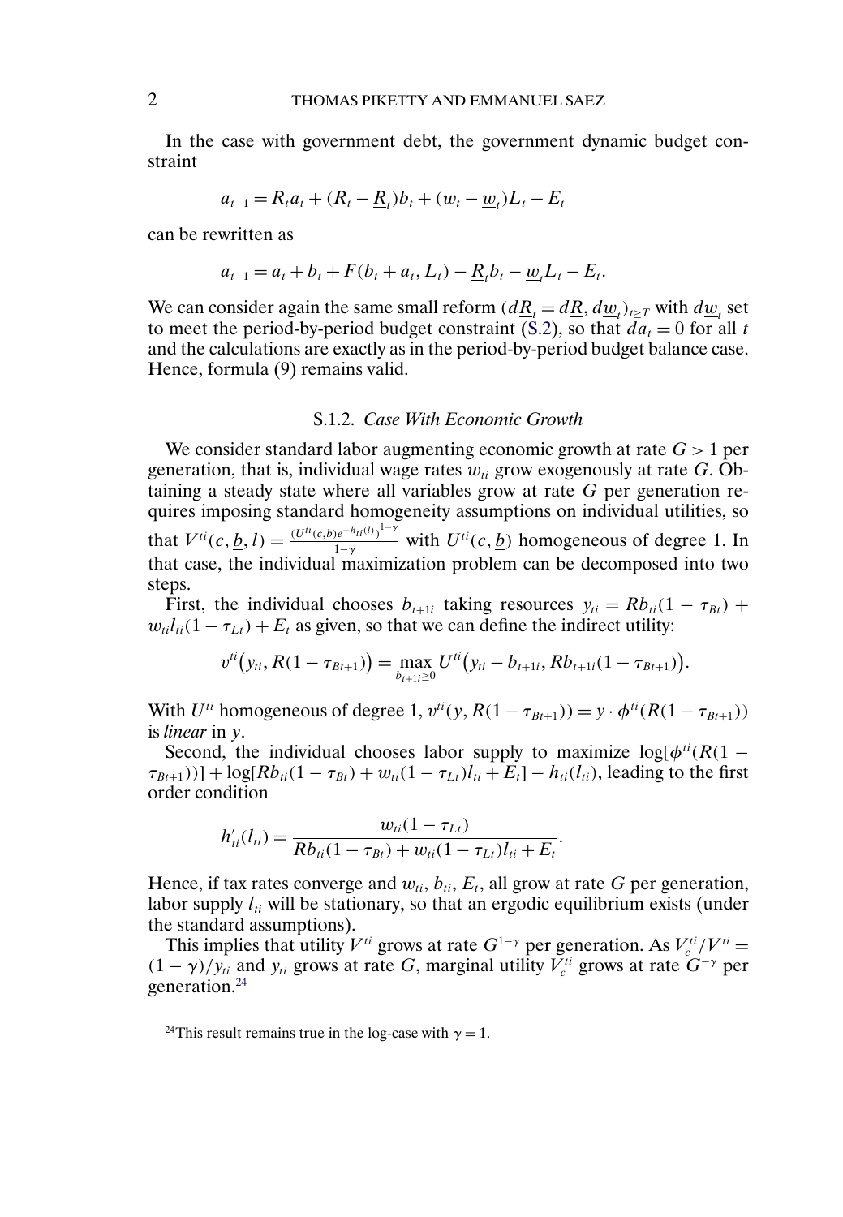In the case with government debt, the government dynamic budget constraint

$$a_{t+1} = R_t a_t + (R_t - \underline{R}_t) b_t + (w_t - \underline{w}_t) L_t - E_t$$

can be rewritten as

$$a_{t+1} = a_t + b_t + F(b_t + a_t, L_t) - \underline{R}_t b_t - \underline{w}_t L_t - E_t.$$

We can consider again the same small reform $(d\underline{R}_t = d\underline{R}, d\underline{w}_t)_{t \geq T}$ with $d\underline{w}_t$ set to meet the period-by-period budget constraint (S.2), so that $da_t = 0$ for all $t$ and the calculations are exactly as in the period-by-period budget balance case. Hence, formula (9) remains valid.

### S.1.2. *Case With Economic Growth*

We consider standard labor augmenting economic growth at rate $G > 1$ per generation, that is, individual wage rates $w_{ti}$ grow exogenously at rate $G$. Obtaining a steady state where all variables grow at rate $G$ per generation requires imposing standard homogeneity assumptions on individual utilities, so that $V^{ti}(c, \underline{b}, l) = \frac{(U^{ti}(c,\underline{b}) e^{-h_{ti}(l)})^{1-\gamma}}{1-\gamma}$ with $U^{ti}(c, \underline{b})$ homogeneous of degree 1. In that case, the individual maximization problem can be decomposed into two steps.

First, the individual chooses $b_{t+1i}$ taking resources $y_{ti} = R b_{ti}(1 - \tau_{Bt}) + w_{ti} l_{ti}(1 - \tau_{Lt}) + E_t$ as given, so that we can define the indirect utility:

$$v^{ti}\big(y_{ti}, R(1 - \tau_{Bt+1})\big) = \max_{b_{t+1i} \geq 0} U^{ti}\big(y_{ti} - b_{t+1i}, R b_{t+1i}(1 - \tau_{Bt+1})\big).$$

With $U^{ti}$ homogeneous of degree 1, $v^{ti}(y, R(1 - \tau_{Bt+1})) = y \cdot \phi^{ti}(R(1 - \tau_{Bt+1}))$ is *linear* in $y$.

Second, the individual chooses labor supply to maximize $\log[\phi^{ti}(R(1 - \tau_{Bt+1}))] + \log[R b_{ti}(1 - \tau_{Bt}) + w_{ti}(1 - \tau_{Lt}) l_{ti} + E_t] - h_{ti}(l_{ti})$, leading to the first order condition

$$h'_{ti}(l_{ti}) = \frac{w_{ti}(1 - \tau_{Lt})}{R b_{ti}(1 - \tau_{Bt}) + w_{ti}(1 - \tau_{Lt}) l_{ti} + E_t}.$$

Hence, if tax rates converge and $w_{ti}$, $b_{ti}$, $E_t$, all grow at rate $G$ per generation, labor supply $l_{ti}$ will be stationary, so that an ergodic equilibrium exists (under the standard assumptions).

This implies that utility $V^{ti}$ grows at rate $G^{1-\gamma}$ per generation. As $V_c^{ti}/V^{ti} = (1 - \gamma)/y_{ti}$ and $y_{ti}$ grows at rate $G$, marginal utility $V_c^{ti}$ grows at rate $G^{-\gamma}$ per generation.[24]

[24]This result remains true in the log-case with $\gamma = 1$.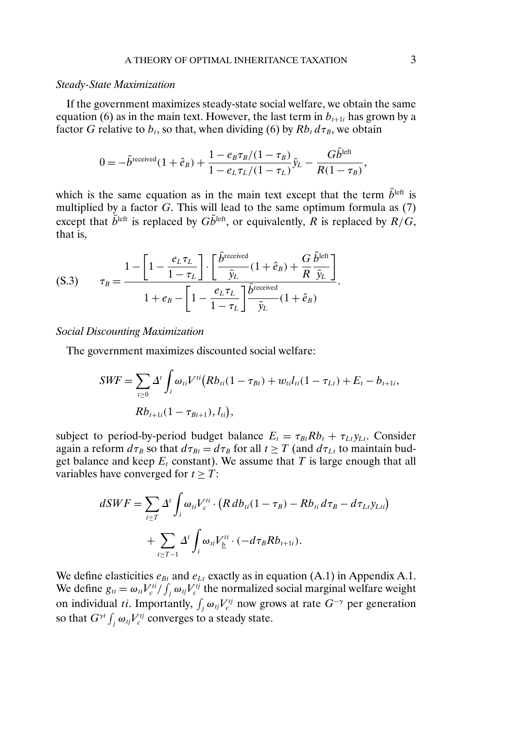*Steady-State Maximization*

If the government maximizes steady-state social welfare, we obtain the same equation (6) as in the main text. However, the last term in $b_{t+1i}$ has grown by a factor $G$ relative to $b_t$, so that, when dividing (6) by $Rb_t \, d\tau_B$, we obtain

$$0 = -\bar{b}^{\text{received}}(1+\hat{e}_B) + \frac{1 - e_B\tau_B/(1-\tau_B)}{1 - e_L\tau_L/(1-\tau_L)}\bar{y}_L - \frac{G\bar{b}^{\text{left}}}{R(1-\tau_B)},$$

which is the same equation as in the main text except that the term $\bar{b}^{\text{left}}$ is multiplied by a factor $G$. This will lead to the same optimum formula as (7) except that $\bar{b}^{\text{left}}$ is replaced by $G\bar{b}^{\text{left}}$, or equivalently, $R$ is replaced by $R/G$, that is,

$$\text{(S.3)} \qquad \tau_B = \frac{1 - \left[1 - \dfrac{e_L\tau_L}{1-\tau_L}\right] \cdot \left[\dfrac{\bar{b}^{\text{received}}}{\bar{y}_L}(1+\hat{e}_B) + \dfrac{G}{R}\dfrac{\bar{b}^{\text{left}}}{\bar{y}_L}\right]}{1 + e_B - \left[1 - \dfrac{e_L\tau_L}{1-\tau_L}\right]\dfrac{\bar{b}^{\text{received}}}{\bar{y}_L}(1+\hat{e}_B)}.$$

*Social Discounting Maximization*

The government maximizes discounted social welfare:

$$SWF = \sum_{t\geq 0} \Delta^t \int_i \omega_{ti} V^{ti}\big(Rb_{ti}(1-\tau_{Bt}) + w_{ti}l_{ti}(1-\tau_{Lt}) + E_t - b_{t+1i}, \\ Rb_{t+1i}(1-\tau_{Bt+1}), l_{ti}\big),$$

subject to period-by-period budget balance $E_t = \tau_{Bt}Rb_t + \tau_{Lt}y_{Lt}$. Consider again a reform $d\tau_B$ so that $d\tau_{Bt} = d\tau_B$ for all $t \geq T$ (and $d\tau_{Lt}$ to maintain budget balance and keep $E_t$ constant). We assume that $T$ is large enough that all variables have converged for $t \geq T$:

$$dSWF = \sum_{t\geq T} \Delta^t \int_i \omega_{ti} V_c^{ti} \cdot \big(R\, db_{ti}(1-\tau_B) - Rb_{ti}\, d\tau_B - d\tau_{Lt} y_{Lti}\big) \\ + \sum_{t\geq T-1} \Delta^t \int_i \omega_{ti} V_{\underline{b}}^{ti} \cdot (-d\tau_B R b_{t+1i}).$$

We define elasticities $e_{Bt}$ and $e_{Lt}$ exactly as in equation (A.1) in Appendix A.1. We define $g_{ti} = \omega_{ti}V_c^{ti}/\int_j \omega_{tj}V_c^{tj}$ the normalized social marginal welfare weight on individual $ti$. Importantly, $\int_j \omega_{tj}V_c^{tj}$ now grows at rate $G^{-\gamma}$ per generation so that $G^{\gamma t}\int_j \omega_{tj}V_c^{tj}$ converges to a steady state.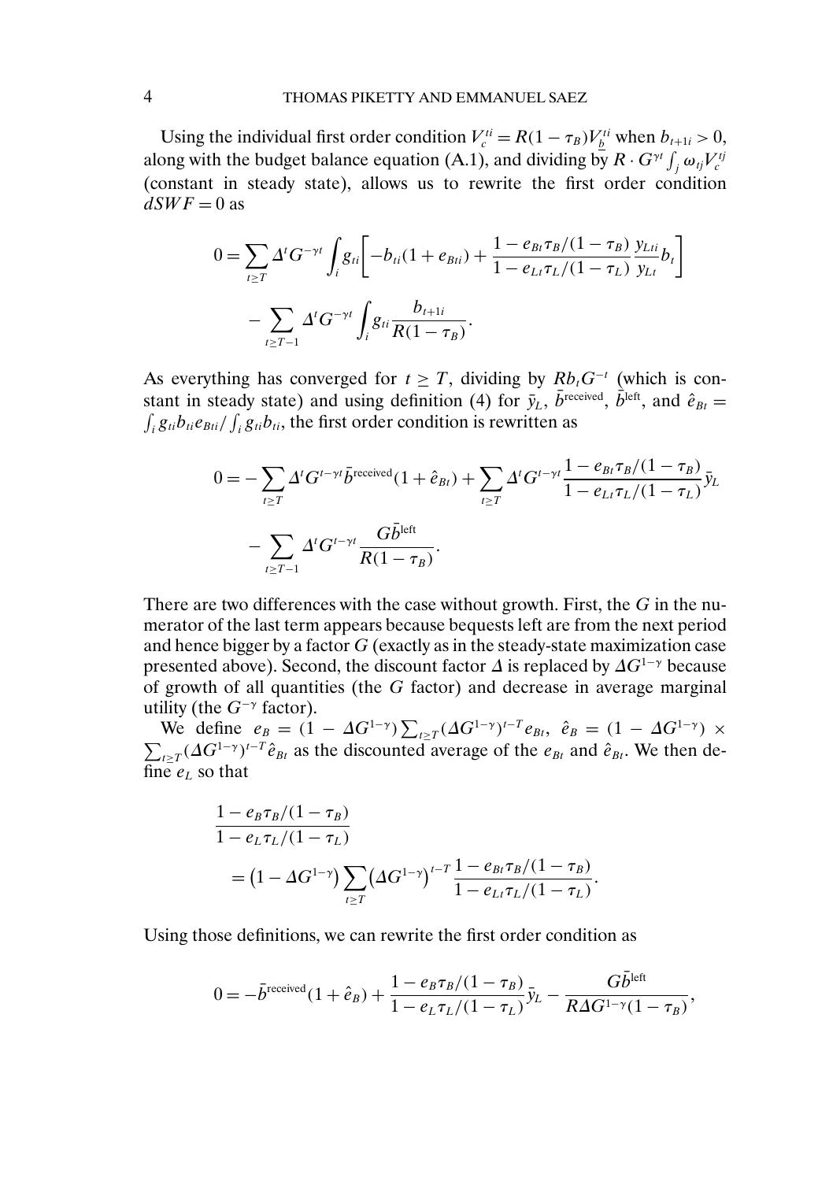Using the individual first order condition $V_c^{ti} = R(1-\tau_B)V_{\underline{b}}^{ti}$ when $b_{t+1i} > 0$, along with the budget balance equation (A.1), and dividing by $R \cdot G^{\gamma t}\int_j \omega_{tj} V_c^{tj}$ (constant in steady state), allows us to rewrite the first order condition $dSWF = 0$ as

$$0 = \sum_{t \geq T} \Delta^t G^{-\gamma t} \int_i g_{ti}\left[-b_{ti}(1+e_{Bti}) + \frac{1 - e_{Bt}\tau_B/(1-\tau_B)}{1 - e_{Lt}\tau_L/(1-\tau_L)} \frac{y_{Lti}}{y_{Lt}} b_t\right]$$

$$- \sum_{t \geq T-1} \Delta^t G^{-\gamma t} \int_i g_{ti} \frac{b_{t+1i}}{R(1-\tau_B)}.$$

As everything has converged for $t \geq T$, dividing by $Rb_t G^{-t}$ (which is constant in steady state) and using definition (4) for $\bar{y}_L$, $\bar{b}^{\text{received}}$, $\bar{b}^{\text{left}}$, and $\hat{e}_{Bt} = \int_i g_{ti} b_{ti} e_{Bti} / \int_i g_{ti} b_{ti}$, the first order condition is rewritten as

$$0 = -\sum_{t \geq T} \Delta^t G^{t-\gamma t} \bar{b}^{\text{received}}(1+\hat{e}_{Bt}) + \sum_{t \geq T} \Delta^t G^{t-\gamma t} \frac{1 - e_{Bt}\tau_B/(1-\tau_B)}{1 - e_{Lt}\tau_L/(1-\tau_L)} \bar{y}_L$$

$$- \sum_{t \geq T-1} \Delta^t G^{t-\gamma t} \frac{G\bar{b}^{\text{left}}}{R(1-\tau_B)}.$$

There are two differences with the case without growth. First, the $G$ in the numerator of the last term appears because bequests left are from the next period and hence bigger by a factor $G$ (exactly as in the steady-state maximization case presented above). Second, the discount factor $\Delta$ is replaced by $\Delta G^{1-\gamma}$ because of growth of all quantities (the $G$ factor) and decrease in average marginal utility (the $G^{-\gamma}$ factor).

We define $e_B = (1 - \Delta G^{1-\gamma}) \sum_{t \geq T} (\Delta G^{1-\gamma})^{t-T} e_{Bt}$, $\hat{e}_B = (1 - \Delta G^{1-\gamma}) \times \sum_{t \geq T} (\Delta G^{1-\gamma})^{t-T} \hat{e}_{Bt}$ as the discounted average of the $e_{Bt}$ and $\hat{e}_{Bt}$. We then define $e_L$ so that

$$\frac{1 - e_B\tau_B/(1-\tau_B)}{1 - e_L\tau_L/(1-\tau_L)}$$
$$= \left(1 - \Delta G^{1-\gamma}\right) \sum_{t \geq T} \left(\Delta G^{1-\gamma}\right)^{t-T} \frac{1 - e_{Bt}\tau_B/(1-\tau_B)}{1 - e_{Lt}\tau_L/(1-\tau_L)}.$$

Using those definitions, we can rewrite the first order condition as

$$0 = -\bar{b}^{\text{received}}(1+\hat{e}_B) + \frac{1 - e_B\tau_B/(1-\tau_B)}{1 - e_L\tau_L/(1-\tau_L)} \bar{y}_L - \frac{G\bar{b}^{\text{left}}}{R\Delta G^{1-\gamma}(1-\tau_B)},$$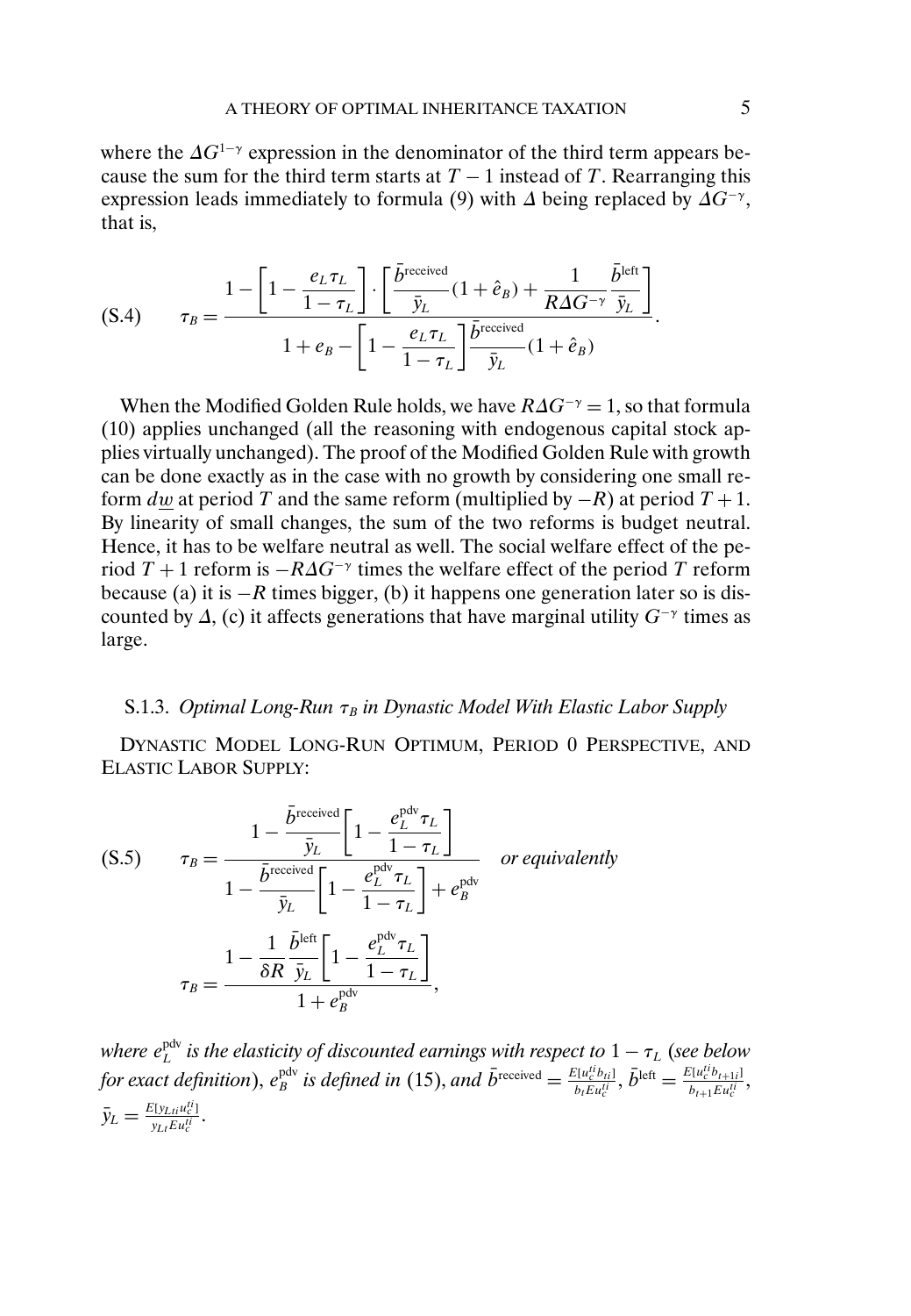where the $\Delta G^{1-\gamma}$ expression in the denominator of the third term appears because the sum for the third term starts at $T-1$ instead of $T$. Rearranging this expression leads immediately to formula (9) with $\Delta$ being replaced by $\Delta G^{-\gamma}$, that is,

$$\tau_B = \frac{1 - \left[1 - \dfrac{e_L \tau_L}{1-\tau_L}\right] \cdot \left[\dfrac{\bar{b}^{\text{received}}}{\bar{y}_L}(1+\hat{e}_B) + \dfrac{1}{R\Delta G^{-\gamma}} \dfrac{\bar{b}^{\text{left}}}{\bar{y}_L}\right]}{1 + e_B - \left[1 - \dfrac{e_L \tau_L}{1-\tau_L}\right] \dfrac{\bar{b}^{\text{received}}}{\bar{y}_L}(1+\hat{e}_B)}. \tag{S.4}$$

When the Modified Golden Rule holds, we have $R\Delta G^{-\gamma} = 1$, so that formula (10) applies unchanged (all the reasoning with endogenous capital stock applies virtually unchanged). The proof of the Modified Golden Rule with growth can be done exactly as in the case with no growth by considering one small reform $d\underline{w}$ at period $T$ and the same reform (multiplied by $-R$) at period $T+1$. By linearity of small changes, the sum of the two reforms is budget neutral. Hence, it has to be welfare neutral as well. The social welfare effect of the period $T+1$ reform is $-R\Delta G^{-\gamma}$ times the welfare effect of the period $T$ reform because (a) it is $-R$ times bigger, (b) it happens one generation later so is discounted by $\Delta$, (c) it affects generations that have marginal utility $G^{-\gamma}$ times as large.

### S.1.3. *Optimal Long-Run $\tau_B$ in Dynastic Model With Elastic Labor Supply*

DYNASTIC MODEL LONG-RUN OPTIMUM, PERIOD 0 PERSPECTIVE, AND ELASTIC LABOR SUPPLY:

$$\tau_B = \frac{1 - \dfrac{\bar{b}^{\text{received}}}{\bar{y}_L}\left[1 - \dfrac{e_L^{\text{pdv}} \tau_L}{1-\tau_L}\right]}{1 - \dfrac{\bar{b}^{\text{received}}}{\bar{y}_L}\left[1 - \dfrac{e_L^{\text{pdv}} \tau_L}{1-\tau_L}\right] + e_B^{\text{pdv}}} \quad \textit{or equivalently} \tag{S.5}$$

$$\tau_B = \frac{1 - \dfrac{1}{\delta R} \dfrac{\bar{b}^{\text{left}}}{\bar{y}_L}\left[1 - \dfrac{e_L^{\text{pdv}} \tau_L}{1-\tau_L}\right]}{1 + e_B^{\text{pdv}}},$$

*where $e_L^{\text{pdv}}$ is the elasticity of discounted earnings with respect to $1-\tau_L$ (see below for exact definition), $e_B^{\text{pdv}}$ is defined in* (15), *and $\bar{b}^{\text{received}} = \frac{E[u_c^{ti} b_{ti}]}{b_t E u_c^{ti}}$, $\bar{b}^{\text{left}} = \frac{E[u_c^{ti} b_{t+1i}]}{b_{t+1} E u_c^{ti}}$, $\bar{y}_L = \frac{E[y_{Lti} u_c^{ti}]}{y_{Lt} E u_c^{ti}}$.*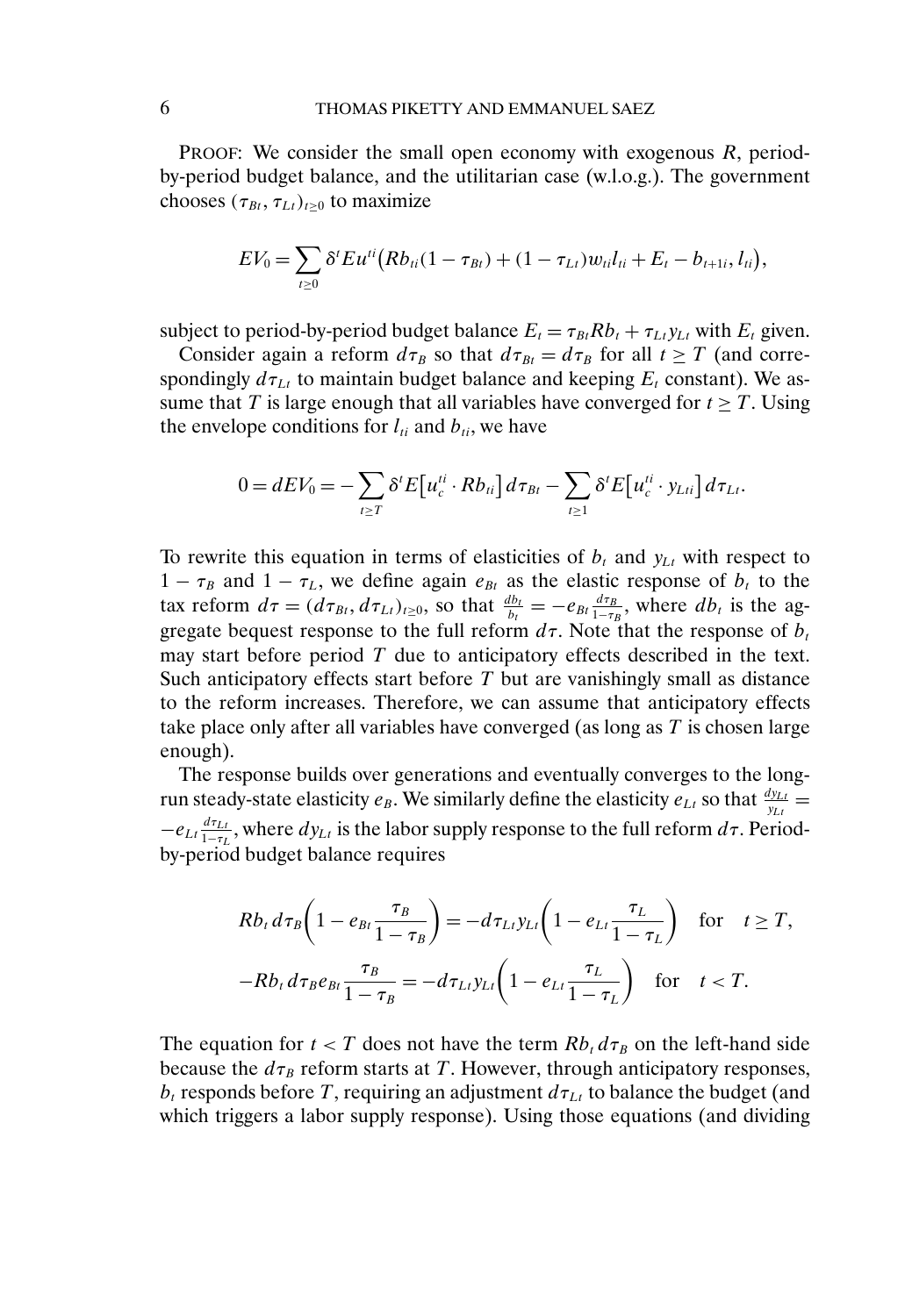PROOF: We consider the small open economy with exogenous $R$, period-by-period budget balance, and the utilitarian case (w.l.o.g.). The government chooses $(\tau_{Bt}, \tau_{Lt})_{t \geq 0}$ to maximize

$$EV_0 = \sum_{t \geq 0} \delta^t E u^{ti}\big(Rb_{ti}(1 - \tau_{Bt}) + (1 - \tau_{Lt})w_{ti}l_{ti} + E_t - b_{t+1i}, l_{ti}\big),$$

subject to period-by-period budget balance $E_t = \tau_{Bt} R b_t + \tau_{Lt} y_{Lt}$ with $E_t$ given.

Consider again a reform $d\tau_B$ so that $d\tau_{Bt} = d\tau_B$ for all $t \geq T$ (and correspondingly $d\tau_{Lt}$ to maintain budget balance and keeping $E_t$ constant). We assume that $T$ is large enough that all variables have converged for $t \geq T$. Using the envelope conditions for $l_{ti}$ and $b_{ti}$, we have

$$0 = dEV_0 = -\sum_{t \geq T} \delta^t E\big[u_c^{ti} \cdot Rb_{ti}\big]\, d\tau_{Bt} - \sum_{t \geq 1} \delta^t E\big[u_c^{ti} \cdot y_{Lti}\big]\, d\tau_{Lt}.$$

To rewrite this equation in terms of elasticities of $b_t$ and $y_{Lt}$ with respect to $1 - \tau_B$ and $1 - \tau_L$, we define again $e_{Bt}$ as the elastic response of $b_t$ to the tax reform $d\tau = (d\tau_{Bt}, d\tau_{Lt})_{t \geq 0}$, so that $\frac{db_t}{b_t} = -e_{Bt} \frac{d\tau_B}{1 - \tau_B}$, where $db_t$ is the aggregate bequest response to the full reform $d\tau$. Note that the response of $b_t$ may start before period $T$ due to anticipatory effects described in the text. Such anticipatory effects start before $T$ but are vanishingly small as distance to the reform increases. Therefore, we can assume that anticipatory effects take place only after all variables have converged (as long as $T$ is chosen large enough).

The response builds over generations and eventually converges to the long-run steady-state elasticity $e_B$. We similarly define the elasticity $e_{Lt}$ so that $\frac{dy_{Lt}}{y_{Lt}} = -e_{Lt} \frac{d\tau_{Lt}}{1 - \tau_L}$, where $dy_{Lt}$ is the labor supply response to the full reform $d\tau$. Period-by-period budget balance requires

$$Rb_t\, d\tau_B\left(1 - e_{Bt} \frac{\tau_B}{1 - \tau_B}\right) = -d\tau_{Lt} y_{Lt}\left(1 - e_{Lt} \frac{\tau_L}{1 - \tau_L}\right) \quad \text{for} \quad t \geq T,$$

$$-Rb_t\, d\tau_B e_{Bt} \frac{\tau_B}{1 - \tau_B} = -d\tau_{Lt} y_{Lt}\left(1 - e_{Lt} \frac{\tau_L}{1 - \tau_L}\right) \quad \text{for} \quad t < T.$$

The equation for $t < T$ does not have the term $Rb_t\, d\tau_B$ on the left-hand side because the $d\tau_B$ reform starts at $T$. However, through anticipatory responses, $b_t$ responds before $T$, requiring an adjustment $d\tau_{Lt}$ to balance the budget (and which triggers a labor supply response). Using those equations (and dividing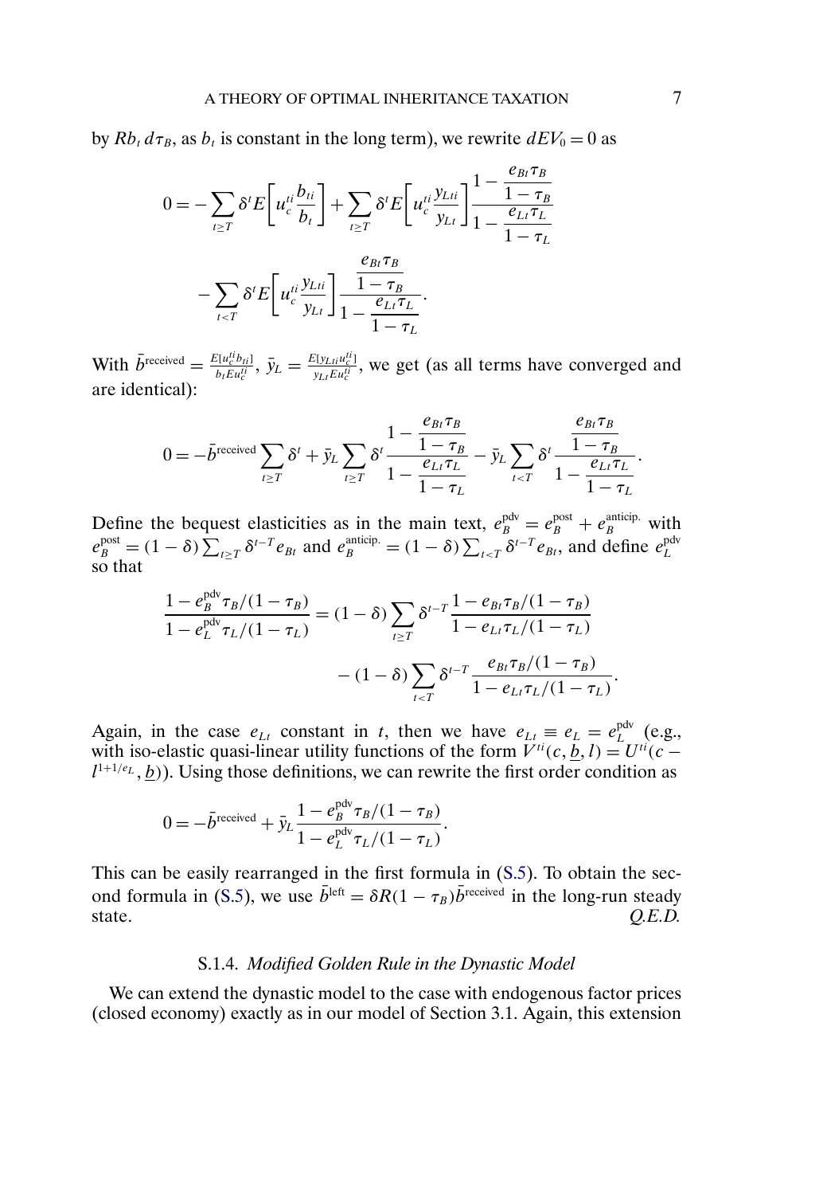by $Rb_t\, d\tau_B$, as $b_t$ is constant in the long term), we rewrite $dEV_0 = 0$ as

$$0 = -\sum_{t\geq T} \delta^t E\left[u_c^{ti} \frac{b_{ti}}{b_t}\right] + \sum_{t\geq T} \delta^t E\left[u_c^{ti} \frac{y_{Lti}}{y_{Lt}}\right] \frac{1 - \dfrac{e_{Bt}\tau_B}{1-\tau_B}}{1 - \dfrac{e_{Lt}\tau_L}{1-\tau_L}}$$

$$- \sum_{t<T} \delta^t E\left[u_c^{ti} \frac{y_{Lti}}{y_{Lt}}\right] \frac{\dfrac{e_{Bt}\tau_B}{1-\tau_B}}{1 - \dfrac{e_{Lt}\tau_L}{1-\tau_L}}.$$

With $\bar{b}^{\text{received}} = \frac{E[u_c^{ti} b_{ti}]}{b_t E u_c^{ti}}$, $\bar{y}_L = \frac{E[y_{Lti} u_c^{ti}]}{y_{Lt} E u_c^{ti}}$, we get (as all terms have converged and are identical):

$$0 = -\bar{b}^{\text{received}} \sum_{t\geq T} \delta^t + \bar{y}_L \sum_{t\geq T} \delta^t \frac{1 - \dfrac{e_{Bt}\tau_B}{1-\tau_B}}{1 - \dfrac{e_{Lt}\tau_L}{1-\tau_L}} - \bar{y}_L \sum_{t<T} \delta^t \frac{\dfrac{e_{Bt}\tau_B}{1-\tau_B}}{1 - \dfrac{e_{Lt}\tau_L}{1-\tau_L}}.$$

Define the bequest elasticities as in the main text, $e_B^{\text{pdv}} = e_B^{\text{post}} + e_B^{\text{anticip.}}$ with $e_B^{\text{post}} = (1-\delta)\sum_{t\geq T} \delta^{t-T} e_{Bt}$ and $e_B^{\text{anticip.}} = (1-\delta)\sum_{t<T} \delta^{t-T} e_{Bt}$, and define $e_L^{\text{pdv}}$ so that

$$\frac{1 - e_B^{\text{pdv}}\tau_B/(1-\tau_B)}{1 - e_L^{\text{pdv}}\tau_L/(1-\tau_L)} = (1-\delta)\sum_{t\geq T} \delta^{t-T} \frac{1 - e_{Bt}\tau_B/(1-\tau_B)}{1 - e_{Lt}\tau_L/(1-\tau_L)}$$

$$- (1-\delta)\sum_{t<T} \delta^{t-T} \frac{e_{Bt}\tau_B/(1-\tau_B)}{1 - e_{Lt}\tau_L/(1-\tau_L)}.$$

Again, in the case $e_{Lt}$ constant in $t$, then we have $e_{Lt} \equiv e_L = e_L^{\text{pdv}}$ (e.g., with iso-elastic quasi-linear utility functions of the form $V^{ti}(c, \underline{b}, l) = U^{ti}(c - l^{1+1/e_L}, \underline{b})$). Using those definitions, we can rewrite the first order condition as

$$0 = -\bar{b}^{\text{received}} + \bar{y}_L \frac{1 - e_B^{\text{pdv}}\tau_B/(1-\tau_B)}{1 - e_L^{\text{pdv}}\tau_L/(1-\tau_L)}.$$

This can be easily rearranged in the first formula in (S.5). To obtain the second formula in (S.5), we use $\bar{b}^{\text{left}} = \delta R(1-\tau_B)\bar{b}^{\text{received}}$ in the long-run steady state. *Q.E.D.*

### S.1.4. *Modified Golden Rule in the Dynastic Model*

We can extend the dynastic model to the case with endogenous factor prices (closed economy) exactly as in our model of Section 3.1. Again, this extension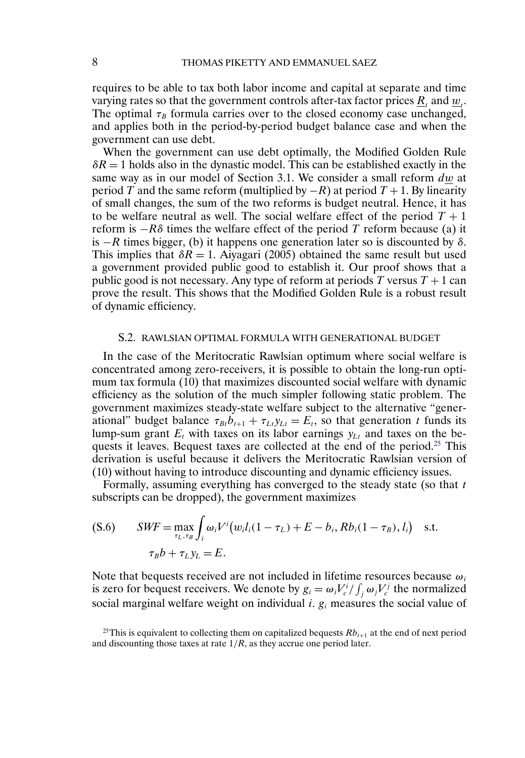requires to be able to tax both labor income and capital at separate and time varying rates so that the government controls after-tax factor prices $\underline{R}_t$ and $\underline{w}_t$. The optimal $\tau_B$ formula carries over to the closed economy case unchanged, and applies both in the period-by-period budget balance case and when the government can use debt.

When the government can use debt optimally, the Modified Golden Rule $\delta R = 1$ holds also in the dynastic model. This can be established exactly in the same way as in our model of Section 3.1. We consider a small reform $d\underline{w}$ at period $T$ and the same reform (multiplied by $-R$) at period $T+1$. By linearity of small changes, the sum of the two reforms is budget neutral. Hence, it has to be welfare neutral as well. The social welfare effect of the period $T+1$ reform is $-R\delta$ times the welfare effect of the period $T$ reform because (a) it is $-R$ times bigger, (b) it happens one generation later so is discounted by $\delta$. This implies that $\delta R = 1$. Aiyagari (2005) obtained the same result but used a government provided public good to establish it. Our proof shows that a public good is not necessary. Any type of reform at periods $T$ versus $T+1$ can prove the result. This shows that the Modified Golden Rule is a robust result of dynamic efficiency.

## S.2. RAWLSIAN OPTIMAL FORMULA WITH GENERATIONAL BUDGET

In the case of the Meritocratic Rawlsian optimum where social welfare is concentrated among zero-receivers, it is possible to obtain the long-run optimum tax formula (10) that maximizes discounted social welfare with dynamic efficiency as the solution of the much simpler following static problem. The government maximizes steady-state welfare subject to the alternative "generational" budget balance $\tau_{Bt} b_{t+1} + \tau_{Lt} y_{Lt} = E_t$, so that generation $t$ funds its lump-sum grant $E_t$ with taxes on its labor earnings $y_{Lt}$ and taxes on the bequests it leaves. Bequest taxes are collected at the end of the period.[25] This derivation is useful because it delivers the Meritocratic Rawlsian version of (10) without having to introduce discounting and dynamic efficiency issues.

Formally, assuming everything has converged to the steady state (so that $t$ subscripts can be dropped), the government maximizes

$$
\text{(S.6)} \qquad SWF = \max_{\tau_L, \tau_B} \int_i \omega_i V^i\big(w_i l_i (1-\tau_L) + E - b_i, Rb_i(1-\tau_B), l_i\big) \quad \text{s.t.}
$$

$$
\tau_B b + \tau_L y_L = E.
$$

Note that bequests received are not included in lifetime resources because $\omega_i$ is zero for bequest receivers. We denote by $g_i = \omega_i V_c^i / \int_j \omega_j V_c^j$ the normalized social marginal welfare weight on individual $i$. $g_i$ measures the social value of

[25] This is equivalent to collecting them on capitalized bequests $Rb_{t+1}$ at the end of next period and discounting those taxes at rate $1/R$, as they accrue one period later.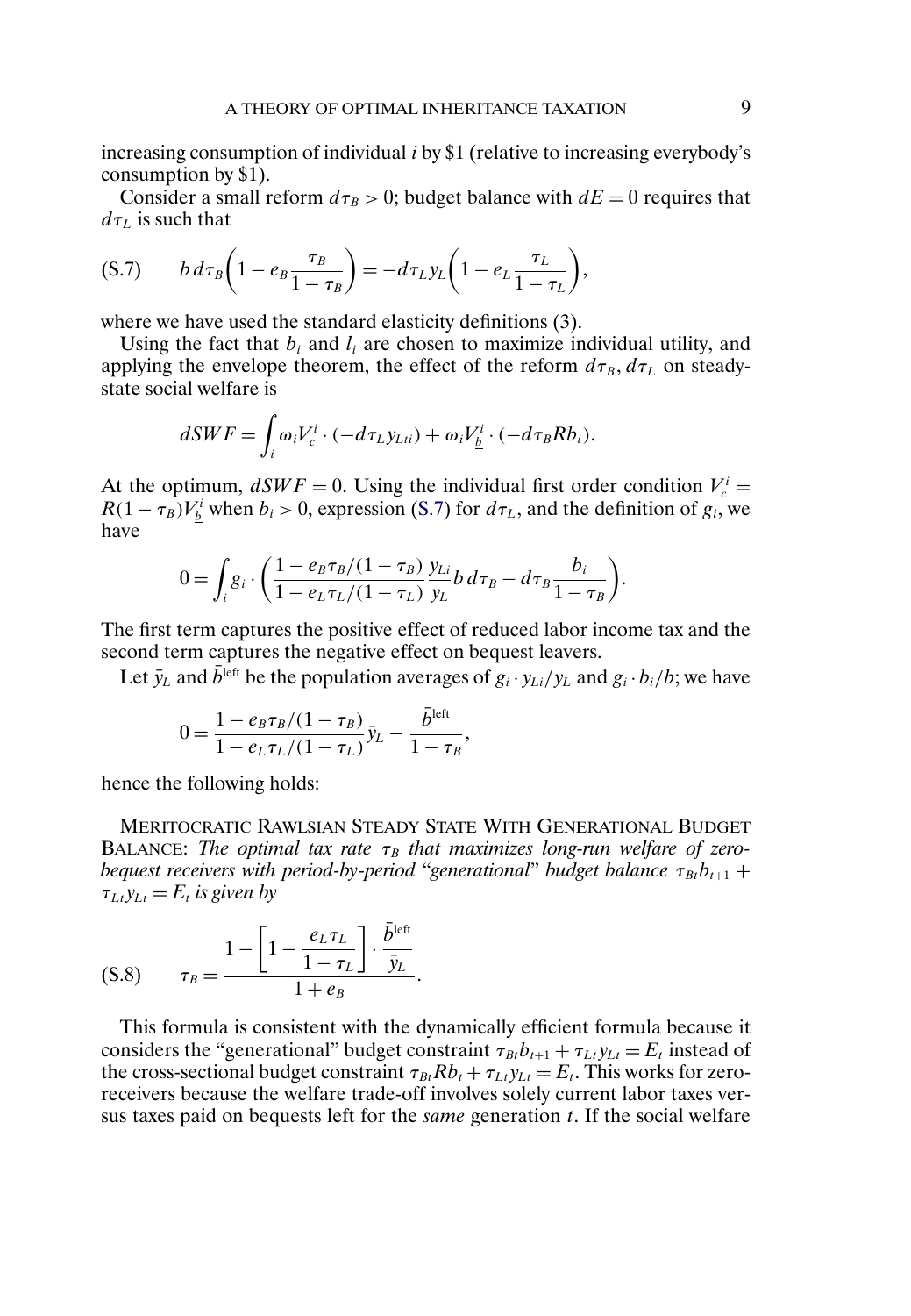increasing consumption of individual $i$ by \$1 (relative to increasing everybody's consumption by \$1).

Consider a small reform $d\tau_B > 0$; budget balance with $dE = 0$ requires that $d\tau_L$ is such that

$$b\,d\tau_B\left(1 - e_B\frac{\tau_B}{1-\tau_B}\right) = -d\tau_L y_L\left(1 - e_L\frac{\tau_L}{1-\tau_L}\right), \tag{S.7}$$

where we have used the standard elasticity definitions (3).

Using the fact that $b_i$ and $l_i$ are chosen to maximize individual utility, and applying the envelope theorem, the effect of the reform $d\tau_B, d\tau_L$ on steady-state social welfare is

$$dSWF = \int_i \omega_i V_c^i \cdot (-d\tau_L y_{Lti}) + \omega_i V_{\underline{b}}^i \cdot (-d\tau_B R b_i).$$

At the optimum, $dSWF = 0$. Using the individual first order condition $V_c^i = R(1-\tau_B)V_{\underline{b}}^i$ when $b_i > 0$, expression (S.7) for $d\tau_L$, and the definition of $g_i$, we have

$$0 = \int_i g_i \cdot \left(\frac{1 - e_B\tau_B/(1-\tau_B)}{1 - e_L\tau_L/(1-\tau_L)}\frac{y_{Li}}{y_L} b\,d\tau_B - d\tau_B\frac{b_i}{1-\tau_B}\right).$$

The first term captures the positive effect of reduced labor income tax and the second term captures the negative effect on bequest leavers.

Let $\bar{y}_L$ and $\bar{b}^{\text{left}}$ be the population averages of $g_i \cdot y_{Li}/y_L$ and $g_i \cdot b_i/b$; we have

$$0 = \frac{1 - e_B\tau_B/(1-\tau_B)}{1 - e_L\tau_L/(1-\tau_L)}\bar{y}_L - \frac{\bar{b}^{\text{left}}}{1-\tau_B},$$

hence the following holds:

MERITOCRATIC RAWLSIAN STEADY STATE WITH GENERATIONAL BUDGET BALANCE: *The optimal tax rate $\tau_B$ that maximizes long-run welfare of zero-bequest receivers with period-by-period "generational" budget balance $\tau_{Bt}b_{t+1} + \tau_{Lt}y_{Lt} = E_t$ is given by*

$$\tau_B = \frac{1 - \left[1 - \dfrac{e_L\tau_L}{1-\tau_L}\right] \cdot \dfrac{\bar{b}^{\text{left}}}{\bar{y}_L}}{1 + e_B}. \tag{S.8}$$

This formula is consistent with the dynamically efficient formula because it considers the "generational" budget constraint $\tau_{Bt}b_{t+1} + \tau_{Lt}y_{Lt} = E_t$ instead of the cross-sectional budget constraint $\tau_{Bt}Rb_t + \tau_{Lt}y_{Lt} = E_t$. This works for zero-receivers because the welfare trade-off involves solely current labor taxes versus taxes paid on bequests left for the *same* generation $t$. If the social welfare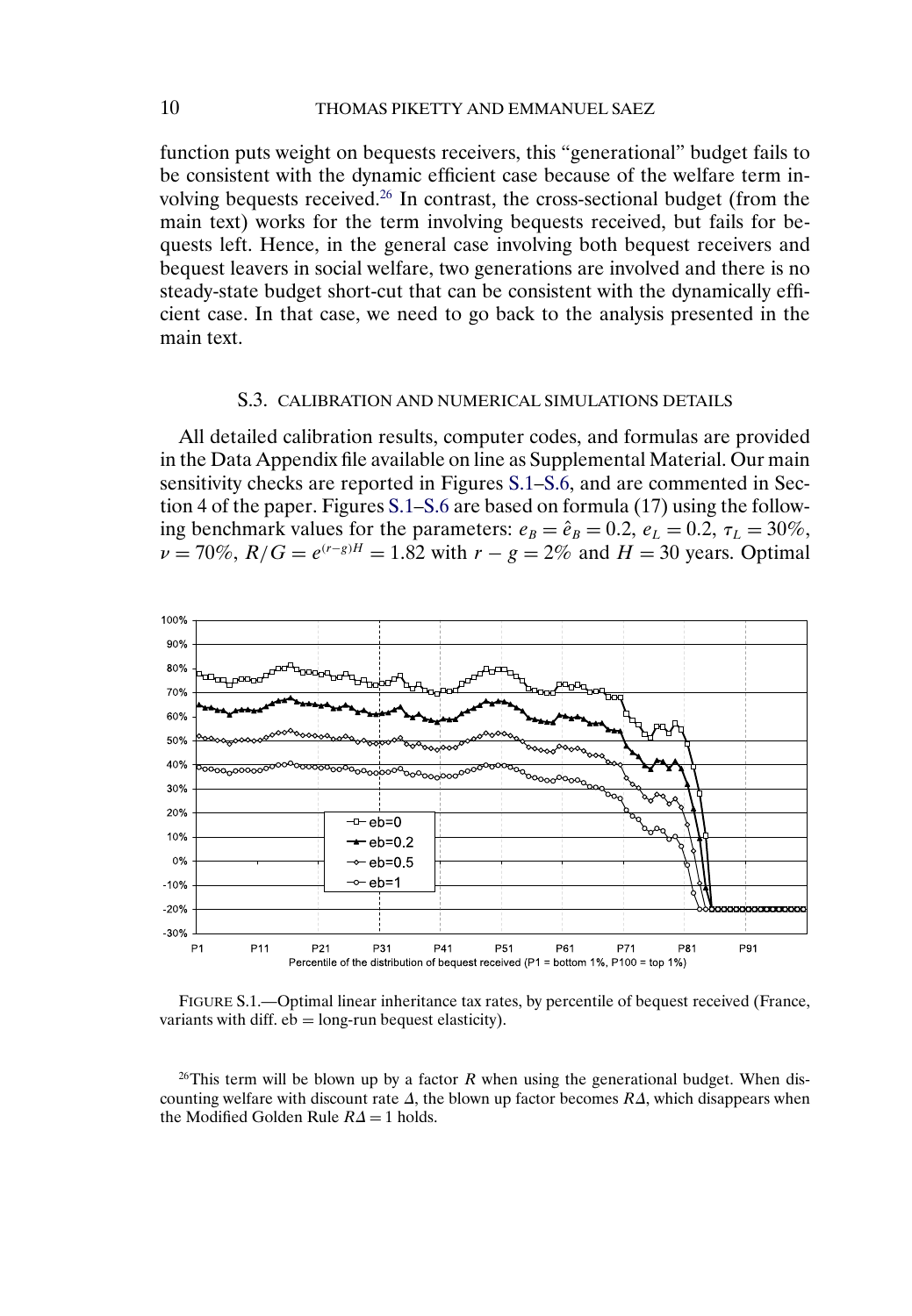function puts weight on bequests receivers, this "generational" budget fails to be consistent with the dynamic efficient case because of the welfare term involving bequests received.[26] In contrast, the cross-sectional budget (from the main text) works for the term involving bequests received, but fails for bequests left. Hence, in the general case involving both bequest receivers and bequest leavers in social welfare, two generations are involved and there is no steady-state budget short-cut that can be consistent with the dynamically efficient case. In that case, we need to go back to the analysis presented in the main text.

## S.3. CALIBRATION AND NUMERICAL SIMULATIONS DETAILS

All detailed calibration results, computer codes, and formulas are provided in the Data Appendix file available on line as Supplemental Material. Our main sensitivity checks are reported in Figures S.1–S.6, and are commented in Section 4 of the paper. Figures S.1–S.6 are based on formula (17) using the following benchmark values for the parameters: $e_B = \hat{e}_B = 0.2$, $e_L = 0.2$, $\tau_L = 30\%$, $\nu = 70\%$, $R/G = e^{(r-g)H} = 1.82$ with $r - g = 2\%$ and $H = 30$ years. Optimal

FIGURE S.1.—Optimal linear inheritance tax rates, by percentile of bequest received (France, variants with diff. eb = long-run bequest elasticity).

[26]This term will be blown up by a factor $R$ when using the generational budget. When discounting welfare with discount rate $\Delta$, the blown up factor becomes $R\Delta$, which disappears when the Modified Golden Rule $R\Delta = 1$ holds.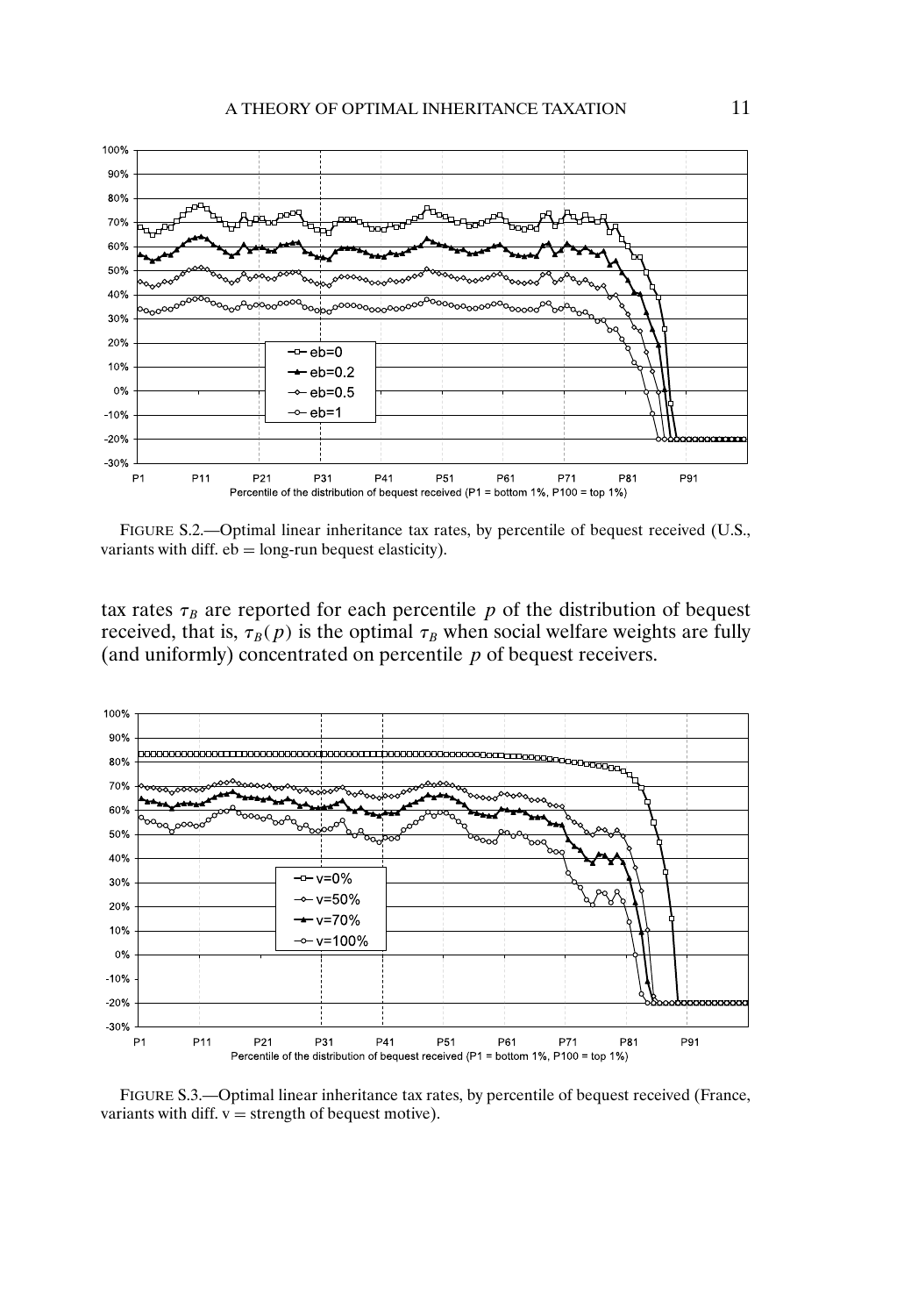FIGURE S.2.—Optimal linear inheritance tax rates, by percentile of bequest received (U.S., variants with diff. eb = long-run bequest elasticity).

tax rates $\tau_B$ are reported for each percentile $p$ of the distribution of bequest received, that is, $\tau_B(p)$ is the optimal $\tau_B$ when social welfare weights are fully (and uniformly) concentrated on percentile $p$ of bequest receivers.

FIGURE S.3.—Optimal linear inheritance tax rates, by percentile of bequest received (France, variants with diff. v = strength of bequest motive).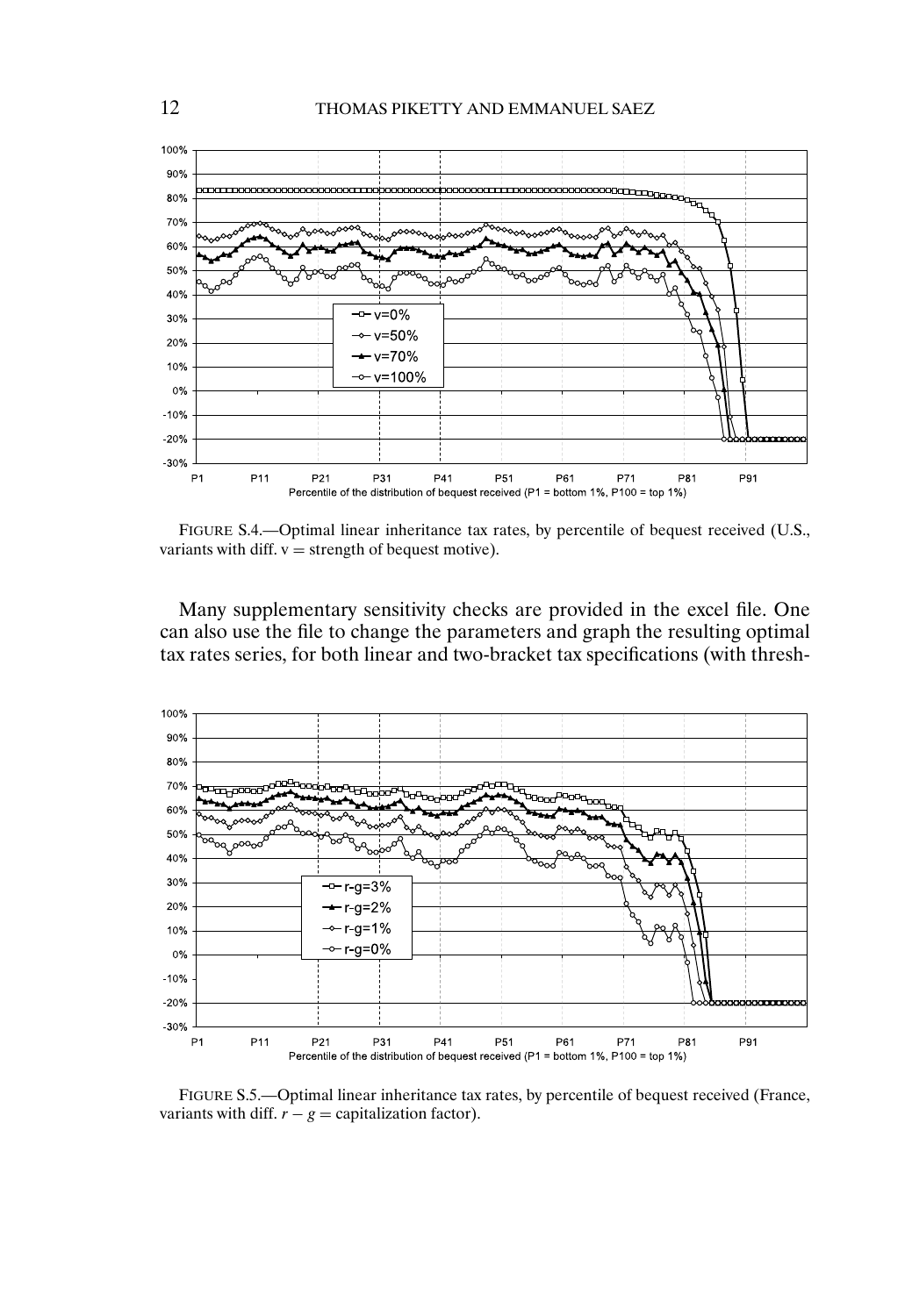FIGURE S.4.—Optimal linear inheritance tax rates, by percentile of bequest received (U.S., variants with diff. v = strength of bequest motive).

Many supplementary sensitivity checks are provided in the excel file. One can also use the file to change the parameters and graph the resulting optimal tax rates series, for both linear and two-bracket tax specifications (with thresh-

FIGURE S.5.—Optimal linear inheritance tax rates, by percentile of bequest received (France, variants with diff. $r - g$ = capitalization factor).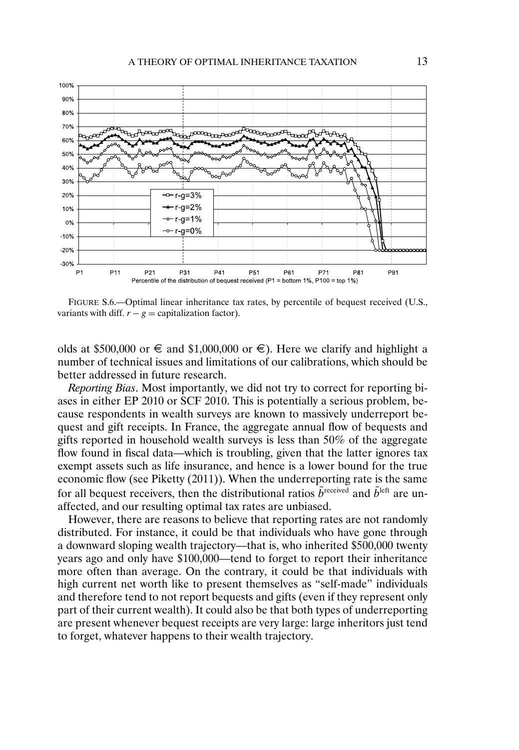FIGURE S.6.—Optimal linear inheritance tax rates, by percentile of bequest received (U.S., variants with diff. $r - g$ = capitalization factor).

olds at \$500,000 or € and \$1,000,000 or €). Here we clarify and highlight a number of technical issues and limitations of our calibrations, which should be better addressed in future research.

*Reporting Bias*. Most importantly, we did not try to correct for reporting biases in either EP 2010 or SCF 2010. This is potentially a serious problem, because respondents in wealth surveys are known to massively underreport bequest and gift receipts. In France, the aggregate annual flow of bequests and gifts reported in household wealth surveys is less than 50% of the aggregate flow found in fiscal data—which is troubling, given that the latter ignores tax exempt assets such as life insurance, and hence is a lower bound for the true economic flow (see Piketty (2011)). When the underreporting rate is the same for all bequest receivers, then the distributional ratios $\bar{b}^{\text{received}}$ and $\bar{b}^{\text{left}}$ are unaffected, and our resulting optimal tax rates are unbiased.

However, there are reasons to believe that reporting rates are not randomly distributed. For instance, it could be that individuals who have gone through a downward sloping wealth trajectory—that is, who inherited \$500,000 twenty years ago and only have \$100,000—tend to forget to report their inheritance more often than average. On the contrary, it could be that individuals with high current net worth like to present themselves as "self-made" individuals and therefore tend to not report bequests and gifts (even if they represent only part of their current wealth). It could also be that both types of underreporting are present whenever bequest receipts are very large: large inheritors just tend to forget, whatever happens to their wealth trajectory.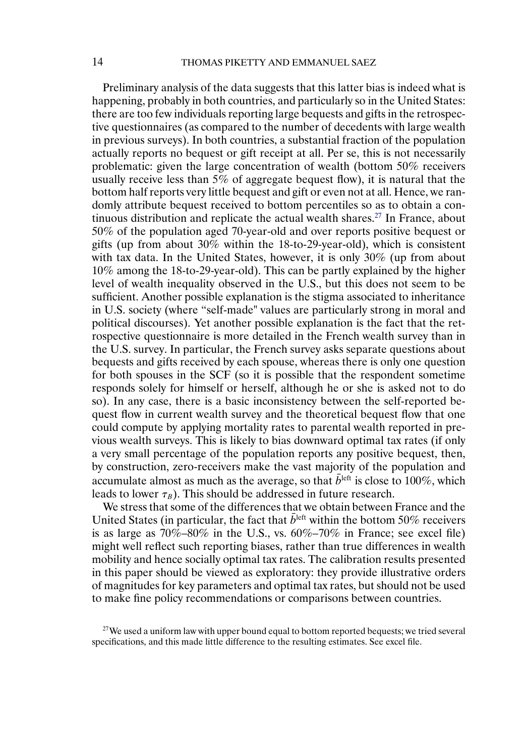Preliminary analysis of the data suggests that this latter bias is indeed what is happening, probably in both countries, and particularly so in the United States: there are too few individuals reporting large bequests and gifts in the retrospective questionnaires (as compared to the number of decedents with large wealth in previous surveys). In both countries, a substantial fraction of the population actually reports no bequest or gift receipt at all. Per se, this is not necessarily problematic: given the large concentration of wealth (bottom 50% receivers usually receive less than 5% of aggregate bequest flow), it is natural that the bottom half reports very little bequest and gift or even not at all. Hence, we randomly attribute bequest received to bottom percentiles so as to obtain a continuous distribution and replicate the actual wealth shares.[27] In France, about 50% of the population aged 70-year-old and over reports positive bequest or gifts (up from about 30% within the 18-to-29-year-old), which is consistent with tax data. In the United States, however, it is only 30% (up from about 10% among the 18-to-29-year-old). This can be partly explained by the higher level of wealth inequality observed in the U.S., but this does not seem to be sufficient. Another possible explanation is the stigma associated to inheritance in U.S. society (where "self-made" values are particularly strong in moral and political discourses). Yet another possible explanation is the fact that the retrospective questionnaire is more detailed in the French wealth survey than in the U.S. survey. In particular, the French survey asks separate questions about bequests and gifts received by each spouse, whereas there is only one question for both spouses in the SCF (so it is possible that the respondent sometime responds solely for himself or herself, although he or she is asked not to do so). In any case, there is a basic inconsistency between the self-reported bequest flow in current wealth survey and the theoretical bequest flow that one could compute by applying mortality rates to parental wealth reported in previous wealth surveys. This is likely to bias downward optimal tax rates (if only a very small percentage of the population reports any positive bequest, then, by construction, zero-receivers make the vast majority of the population and accumulate almost as much as the average, so that $\bar{b}^{\text{left}}$ is close to 100%, which leads to lower $\tau_B$). This should be addressed in future research.

We stress that some of the differences that we obtain between France and the United States (in particular, the fact that $\bar{b}^{\text{left}}$ within the bottom 50% receivers is as large as 70%–80% in the U.S., vs. 60%–70% in France; see excel file) might well reflect such reporting biases, rather than true differences in wealth mobility and hence socially optimal tax rates. The calibration results presented in this paper should be viewed as exploratory: they provide illustrative orders of magnitudes for key parameters and optimal tax rates, but should not be used to make fine policy recommendations or comparisons between countries.

[27] We used a uniform law with upper bound equal to bottom reported bequests; we tried several specifications, and this made little difference to the resulting estimates. See excel file.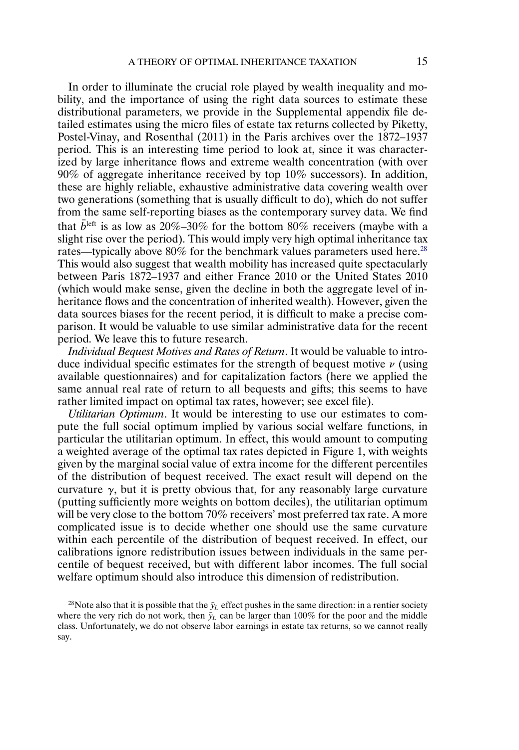In order to illuminate the crucial role played by wealth inequality and mobility, and the importance of using the right data sources to estimate these distributional parameters, we provide in the Supplemental appendix file detailed estimates using the micro files of estate tax returns collected by Piketty, Postel-Vinay, and Rosenthal (2011) in the Paris archives over the 1872–1937 period. This is an interesting time period to look at, since it was characterized by large inheritance flows and extreme wealth concentration (with over 90% of aggregate inheritance received by top 10% successors). In addition, these are highly reliable, exhaustive administrative data covering wealth over two generations (something that is usually difficult to do), which do not suffer from the same self-reporting biases as the contemporary survey data. We find that $\bar{b}^{\text{left}}$ is as low as 20%–30% for the bottom 80% receivers (maybe with a slight rise over the period). This would imply very high optimal inheritance tax rates—typically above 80% for the benchmark values parameters used here.[28] This would also suggest that wealth mobility has increased quite spectacularly between Paris 1872–1937 and either France 2010 or the United States 2010 (which would make sense, given the decline in both the aggregate level of inheritance flows and the concentration of inherited wealth). However, given the data sources biases for the recent period, it is difficult to make a precise comparison. It would be valuable to use similar administrative data for the recent period. We leave this to future research.

*Individual Bequest Motives and Rates of Return*. It would be valuable to introduce individual specific estimates for the strength of bequest motive $\nu$ (using available questionnaires) and for capitalization factors (here we applied the same annual real rate of return to all bequests and gifts; this seems to have rather limited impact on optimal tax rates, however; see excel file).

*Utilitarian Optimum*. It would be interesting to use our estimates to compute the full social optimum implied by various social welfare functions, in particular the utilitarian optimum. In effect, this would amount to computing a weighted average of the optimal tax rates depicted in Figure 1, with weights given by the marginal social value of extra income for the different percentiles of the distribution of bequest received. The exact result will depend on the curvature $\gamma$, but it is pretty obvious that, for any reasonably large curvature (putting sufficiently more weights on bottom deciles), the utilitarian optimum will be very close to the bottom 70% receivers' most preferred tax rate. A more complicated issue is to decide whether one should use the same curvature within each percentile of the distribution of bequest received. In effect, our calibrations ignore redistribution issues between individuals in the same percentile of bequest received, but with different labor incomes. The full social welfare optimum should also introduce this dimension of redistribution.

[28] Note also that it is possible that the $\bar{y}_L$ effect pushes in the same direction: in a rentier society where the very rich do not work, then $\bar{y}_L$ can be larger than 100% for the poor and the middle class. Unfortunately, we do not observe labor earnings in estate tax returns, so we cannot really say.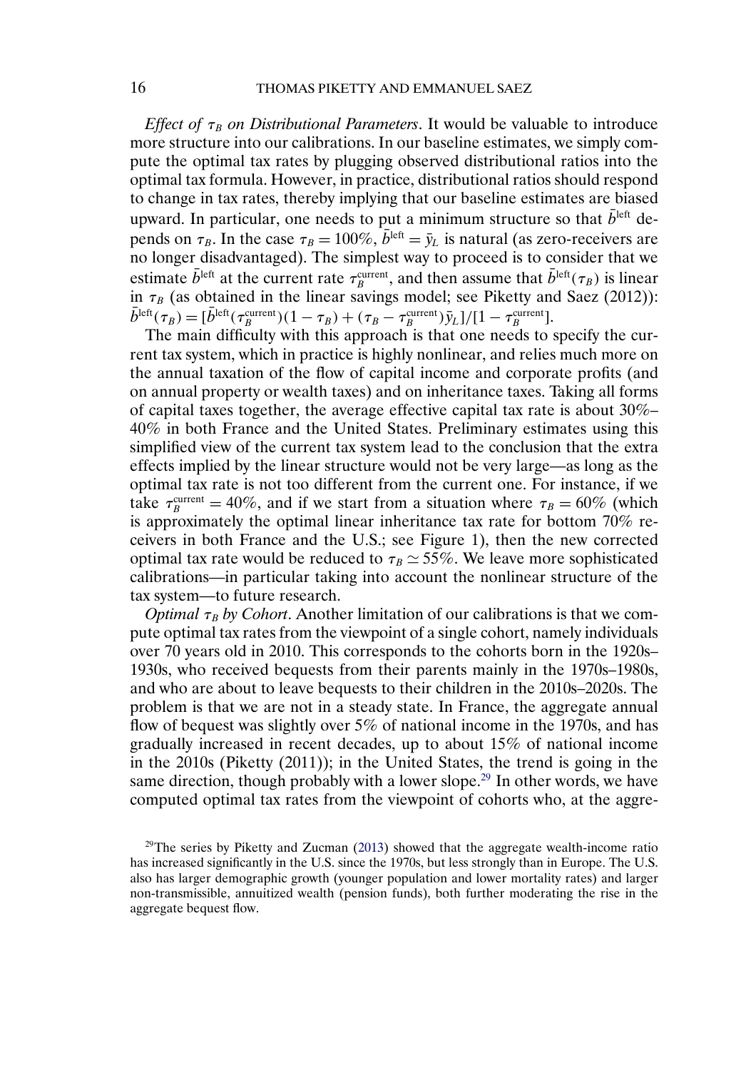*Effect of $\tau_B$ on Distributional Parameters*. It would be valuable to introduce more structure into our calibrations. In our baseline estimates, we simply compute the optimal tax rates by plugging observed distributional ratios into the optimal tax formula. However, in practice, distributional ratios should respond to change in tax rates, thereby implying that our baseline estimates are biased upward. In particular, one needs to put a minimum structure so that $\bar{b}^{\text{left}}$ depends on $\tau_B$. In the case $\tau_B = 100\%$, $\bar{b}^{\text{left}} = \bar{y}_L$ is natural (as zero-receivers are no longer disadvantaged). The simplest way to proceed is to consider that we estimate $\bar{b}^{\text{left}}$ at the current rate $\tau_B^{\text{current}}$, and then assume that $\bar{b}^{\text{left}}(\tau_B)$ is linear in $\tau_B$ (as obtained in the linear savings model; see Piketty and Saez (2012)): $\bar{b}^{\text{left}}(\tau_B) = [\bar{b}^{\text{left}}(\tau_B^{\text{current}})(1 - \tau_B) + (\tau_B - \tau_B^{\text{current}})\bar{y}_L]/[1 - \tau_B^{\text{current}}]$.

The main difficulty with this approach is that one needs to specify the current tax system, which in practice is highly nonlinear, and relies much more on the annual taxation of the flow of capital income and corporate profits (and on annual property or wealth taxes) and on inheritance taxes. Taking all forms of capital taxes together, the average effective capital tax rate is about 30%–40% in both France and the United States. Preliminary estimates using this simplified view of the current tax system lead to the conclusion that the extra effects implied by the linear structure would not be very large—as long as the optimal tax rate is not too different from the current one. For instance, if we take $\tau_B^{\text{current}} = 40\%$, and if we start from a situation where $\tau_B = 60\%$ (which is approximately the optimal linear inheritance tax rate for bottom 70% receivers in both France and the U.S.; see Figure 1), then the new corrected optimal tax rate would be reduced to $\tau_B \simeq 55\%$. We leave more sophisticated calibrations—in particular taking into account the nonlinear structure of the tax system—to future research.

*Optimal $\tau_B$ by Cohort*. Another limitation of our calibrations is that we compute optimal tax rates from the viewpoint of a single cohort, namely individuals over 70 years old in 2010. This corresponds to the cohorts born in the 1920s–1930s, who received bequests from their parents mainly in the 1970s–1980s, and who are about to leave bequests to their children in the 2010s–2020s. The problem is that we are not in a steady state. In France, the aggregate annual flow of bequest was slightly over 5% of national income in the 1970s, and has gradually increased in recent decades, up to about 15% of national income in the 2010s (Piketty (2011)); in the United States, the trend is going in the same direction, though probably with a lower slope.[29] In other words, we have computed optimal tax rates from the viewpoint of cohorts who, at the aggre-

[29]The series by Piketty and Zucman (2013) showed that the aggregate wealth-income ratio has increased significantly in the U.S. since the 1970s, but less strongly than in Europe. The U.S. also has larger demographic growth (younger population and lower mortality rates) and larger non-transmissible, annuitized wealth (pension funds), both further moderating the rise in the aggregate bequest flow.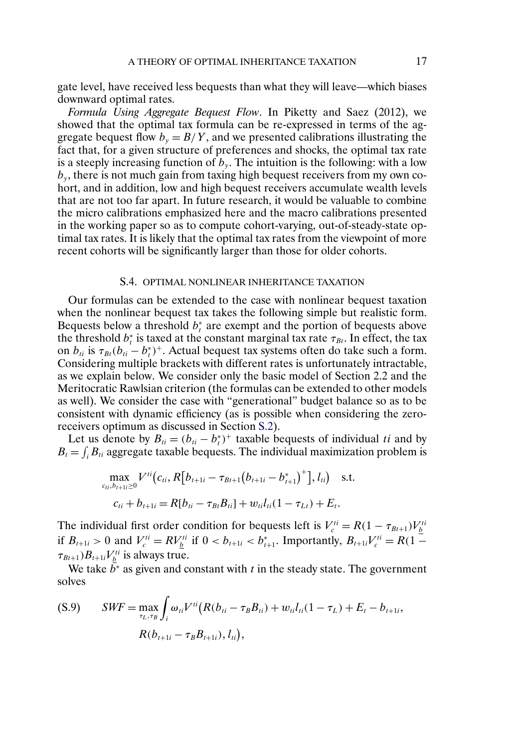gate level, have received less bequests than what they will leave—which biases downward optimal rates.

*Formula Using Aggregate Bequest Flow*. In Piketty and Saez (2012), we showed that the optimal tax formula can be re-expressed in terms of the aggregate bequest flow $b_y = B/Y$, and we presented calibrations illustrating the fact that, for a given structure of preferences and shocks, the optimal tax rate is a steeply increasing function of $b_y$. The intuition is the following: with a low $b_y$, there is not much gain from taxing high bequest receivers from my own cohort, and in addition, low and high bequest receivers accumulate wealth levels that are not too far apart. In future research, it would be valuable to combine the micro calibrations emphasized here and the macro calibrations presented in the working paper so as to compute cohort-varying, out-of-steady-state optimal tax rates. It is likely that the optimal tax rates from the viewpoint of more recent cohorts will be significantly larger than those for older cohorts.

## S.4. OPTIMAL NONLINEAR INHERITANCE TAXATION

Our formulas can be extended to the case with nonlinear bequest taxation when the nonlinear bequest tax takes the following simple but realistic form. Bequests below a threshold $b_t^*$ are exempt and the portion of bequests above the threshold $b_t^*$ is taxed at the constant marginal tax rate $\tau_{Bt}$. In effect, the tax on $b_{ti}$ is $\tau_{Bt}(b_{ti} - b_t^*)^+$. Actual bequest tax systems often do take such a form. Considering multiple brackets with different rates is unfortunately intractable, as we explain below. We consider only the basic model of Section 2.2 and the Meritocratic Rawlsian criterion (the formulas can be extended to other models as well). We consider the case with "generational" budget balance so as to be consistent with dynamic efficiency (as is possible when considering the zero-receivers optimum as discussed in Section S.2).

Let us denote by $B_{ti} = (b_{ti} - b_t^*)^+$ taxable bequests of individual $ti$ and by $B_t = \int_i B_{ti}$ aggregate taxable bequests. The individual maximization problem is

$$\max_{c_{ti}, b_{t+1i} \geq 0} V^{ti}\big(c_{ti}, R\big[b_{t+1i} - \tau_{Bt+1}\big(b_{t+1i} - b_{t+1}^*\big)^+\big], l_{ti}\big) \quad \text{s.t.}$$

$$c_{ti} + b_{t+1i} = R[b_{ti} - \tau_{Bt} B_{ti}] + w_{ti} l_{ti}(1 - \tau_{Lt}) + E_t.$$

The individual first order condition for bequests left is $V_c^{ti} = R(1 - \tau_{Bt+1})V_{\underline{b}}^{ti}$ if $B_{t+1i} > 0$ and $V_c^{ti} = RV_{\underline{b}}^{ti}$ if $0 < b_{t+1i} < b_{t+1}^*$. Importantly, $B_{t+1i}V_c^{ti} = R(1 - \tau_{Bt+1})B_{t+1i}V_{\underline{b}}^{ti}$ is always true.

We take $b^*$ as given and constant with $t$ in the steady state. The government solves

$$SWF = \max_{\tau_L, \tau_B} \int_i \omega_{ti} V^{ti}\big(R(b_{ti} - \tau_B B_{ti}) + w_{ti} l_{ti}(1 - \tau_L) + E_t - b_{t+1i}, \quad R(b_{t+1i} - \tau_B B_{t+1i}), l_{ti}\big), \tag{S.9}$$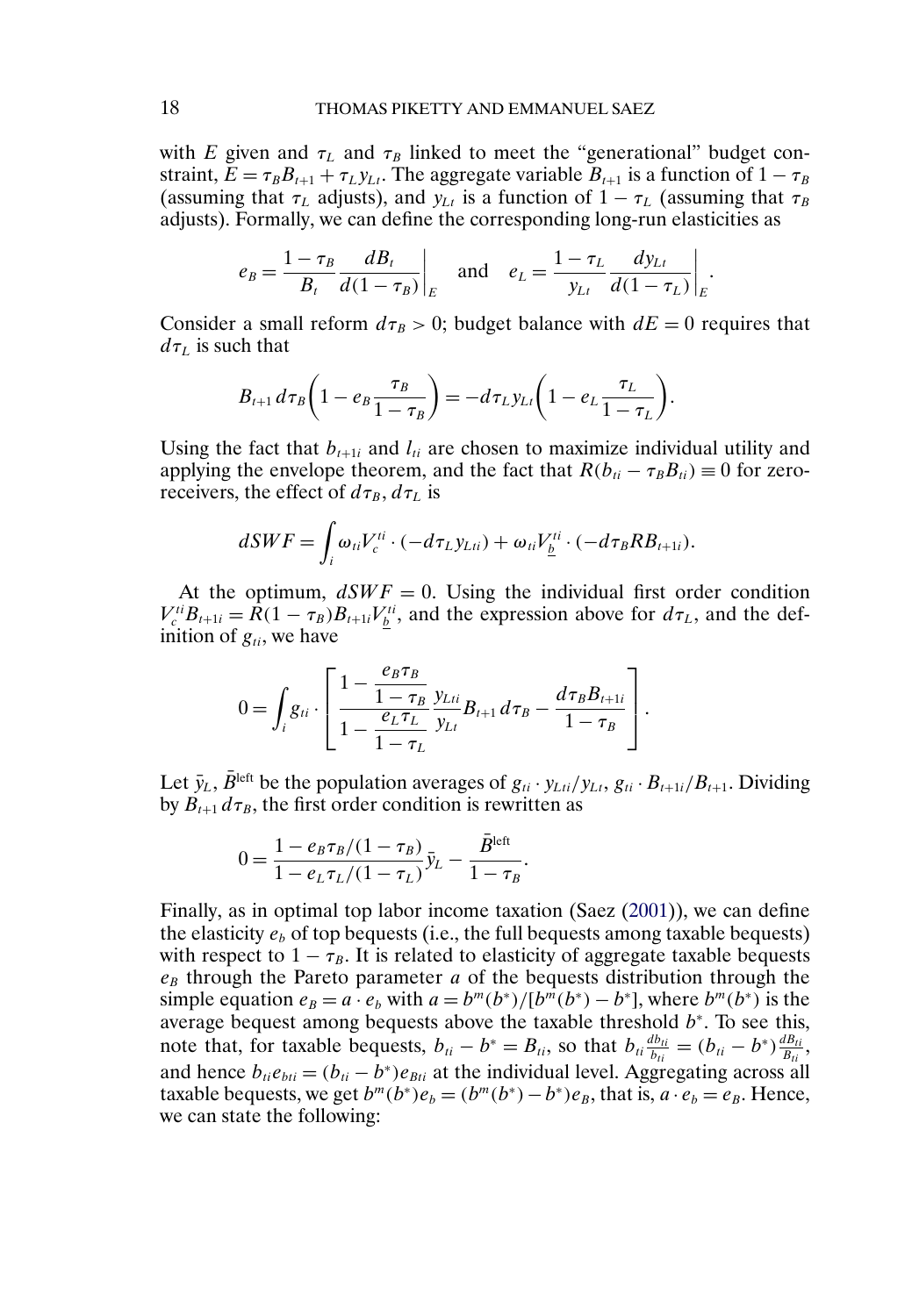with $E$ given and $\tau_L$ and $\tau_B$ linked to meet the "generational" budget constraint, $E = \tau_B B_{t+1} + \tau_L y_{Lt}$. The aggregate variable $B_{t+1}$ is a function of $1 - \tau_B$ (assuming that $\tau_L$ adjusts), and $y_{Lt}$ is a function of $1 - \tau_L$ (assuming that $\tau_B$ adjusts). Formally, we can define the corresponding long-run elasticities as

$$e_B = \frac{1-\tau_B}{B_t} \frac{dB_t}{d(1-\tau_B)}\bigg|_E \quad \text{and} \quad e_L = \frac{1-\tau_L}{y_{Lt}} \frac{dy_{Lt}}{d(1-\tau_L)}\bigg|_E.$$

Consider a small reform $d\tau_B > 0$; budget balance with $dE = 0$ requires that $d\tau_L$ is such that

$$B_{t+1}\, d\tau_B \left(1 - e_B \frac{\tau_B}{1-\tau_B}\right) = -d\tau_L y_{Lt} \left(1 - e_L \frac{\tau_L}{1-\tau_L}\right).$$

Using the fact that $b_{t+1i}$ and $l_{ti}$ are chosen to maximize individual utility and applying the envelope theorem, and the fact that $R(b_{ti} - \tau_B B_{ti}) \equiv 0$ for zero-receivers, the effect of $d\tau_B, d\tau_L$ is

$$dSWF = \int_i \omega_{ti} V_c^{ti} \cdot (-d\tau_L y_{Lti}) + \omega_{ti} V_{\underline{b}}^{ti} \cdot (-d\tau_B R B_{t+1i}).$$

At the optimum, $dSWF = 0$. Using the individual first order condition $V_c^{ti} B_{t+1i} = R(1-\tau_B) B_{t+1i} V_{\underline{b}}^{ti}$, and the expression above for $d\tau_L$, and the definition of $g_{ti}$, we have

$$0 = \int_i g_{ti} \cdot \left[ \frac{1 - \dfrac{e_B \tau_B}{1-\tau_B}}{1 - \dfrac{e_L \tau_L}{1-\tau_L}} \frac{y_{Lti}}{y_{Lt}} B_{t+1}\, d\tau_B - \frac{d\tau_B B_{t+1i}}{1-\tau_B} \right].$$

Let $\bar{y}_L$, $\bar{B}^{\text{left}}$ be the population averages of $g_{ti} \cdot y_{Lti}/y_{Lt}$, $g_{ti} \cdot B_{t+1i}/B_{t+1}$. Dividing by $B_{t+1}\, d\tau_B$, the first order condition is rewritten as

$$0 = \frac{1 - e_B \tau_B/(1-\tau_B)}{1 - e_L \tau_L/(1-\tau_L)} \bar{y}_L - \frac{\bar{B}^{\text{left}}}{1-\tau_B}.$$

Finally, as in optimal top labor income taxation (Saez (2001)), we can define the elasticity $e_b$ of top bequests (i.e., the full bequests among taxable bequests) with respect to $1 - \tau_B$. It is related to elasticity of aggregate taxable bequests $e_B$ through the Pareto parameter $a$ of the bequests distribution through the simple equation $e_B = a \cdot e_b$ with $a = b^m(b^*)/[b^m(b^*) - b^*]$, where $b^m(b^*)$ is the average bequest among bequests above the taxable threshold $b^*$. To see this, note that, for taxable bequests, $b_{ti} - b^* = B_{ti}$, so that $b_{ti} \frac{db_{ti}}{b_{ti}} = (b_{ti} - b^*) \frac{dB_{ti}}{B_{ti}}$, and hence $b_{ti} e_{bti} = (b_{ti} - b^*) e_{Bti}$ at the individual level. Aggregating across all taxable bequests, we get $b^m(b^*) e_b = (b^m(b^*) - b^*) e_B$, that is, $a \cdot e_b = e_B$. Hence, we can state the following: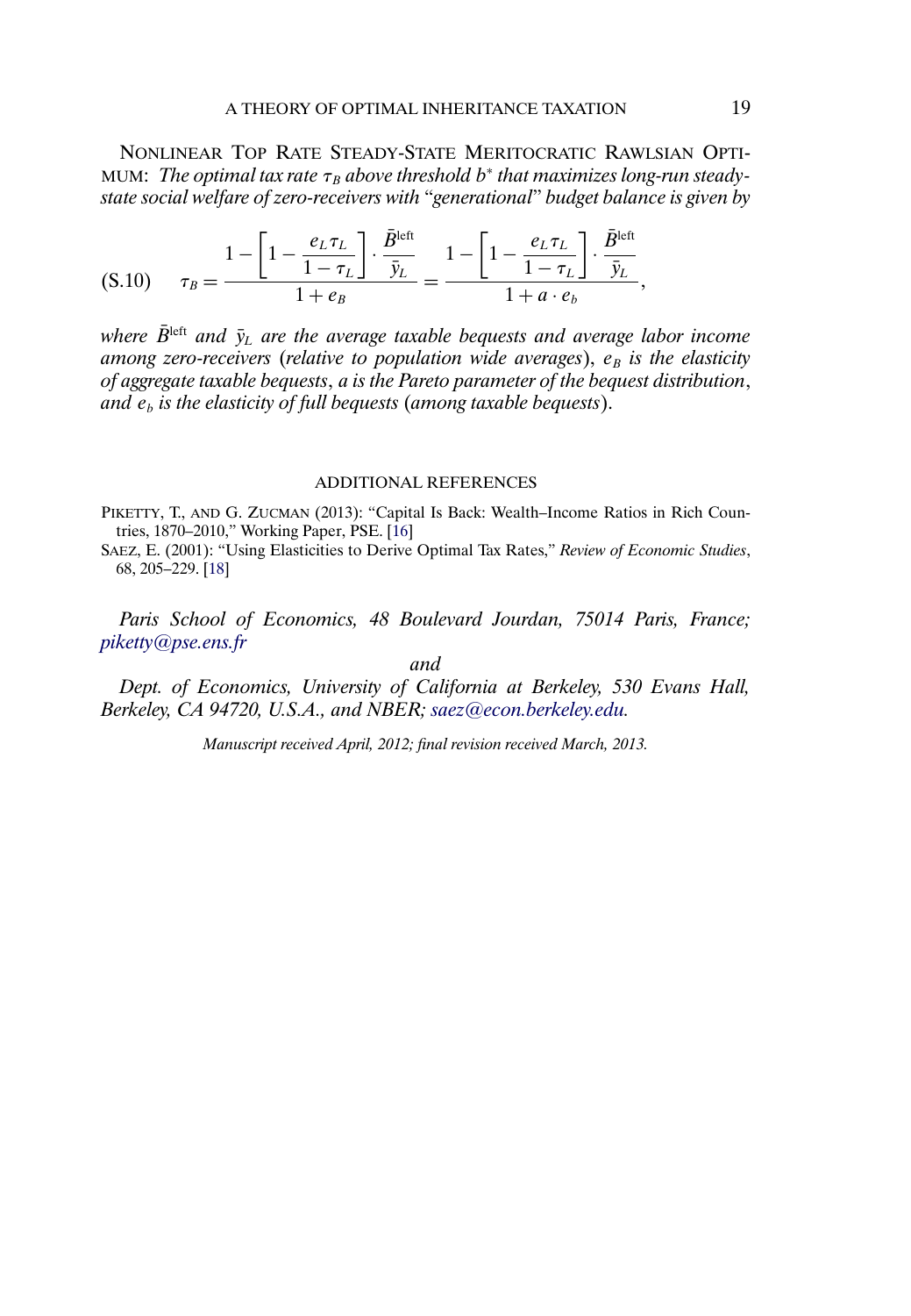NONLINEAR TOP RATE STEADY-STATE MERITOCRATIC RAWLSIAN OPTIMUM: *The optimal tax rate $\tau_B$ above threshold $b^*$ that maximizes long-run steady-state social welfare of zero-receivers with "generational" budget balance is given by*

$$\text{(S.10)} \qquad \tau_B = \frac{1 - \left[1 - \dfrac{e_L \tau_L}{1 - \tau_L}\right] \cdot \dfrac{\bar{B}^{\text{left}}}{\bar{y}_L}}{1 + e_B} = \frac{1 - \left[1 - \dfrac{e_L \tau_L}{1 - \tau_L}\right] \cdot \dfrac{\bar{B}^{\text{left}}}{\bar{y}_L}}{1 + a \cdot e_b},$$

*where $\bar{B}^{\text{left}}$ and $\bar{y}_L$ are the average taxable bequests and average labor income among zero-receivers (relative to population wide averages), $e_B$ is the elasticity of aggregate taxable bequests, $a$ is the Pareto parameter of the bequest distribution, and $e_b$ is the elasticity of full bequests (among taxable bequests).*

## ADDITIONAL REFERENCES

PIKETTY, T., AND G. ZUCMAN (2013): "Capital Is Back: Wealth–Income Ratios in Rich Countries, 1870–2010," Working Paper, PSE. [16]

SAEZ, E. (2001): "Using Elasticities to Derive Optimal Tax Rates," *Review of Economic Studies*, 68, 205–229. [18]

*Paris School of Economics, 48 Boulevard Jourdan, 75014 Paris, France; piketty@pse.ens.fr*

*and*

*Dept. of Economics, University of California at Berkeley, 530 Evans Hall, Berkeley, CA 94720, U.S.A., and NBER; saez@econ.berkeley.edu.*

*Manuscript received April, 2012; final revision received March, 2013.*